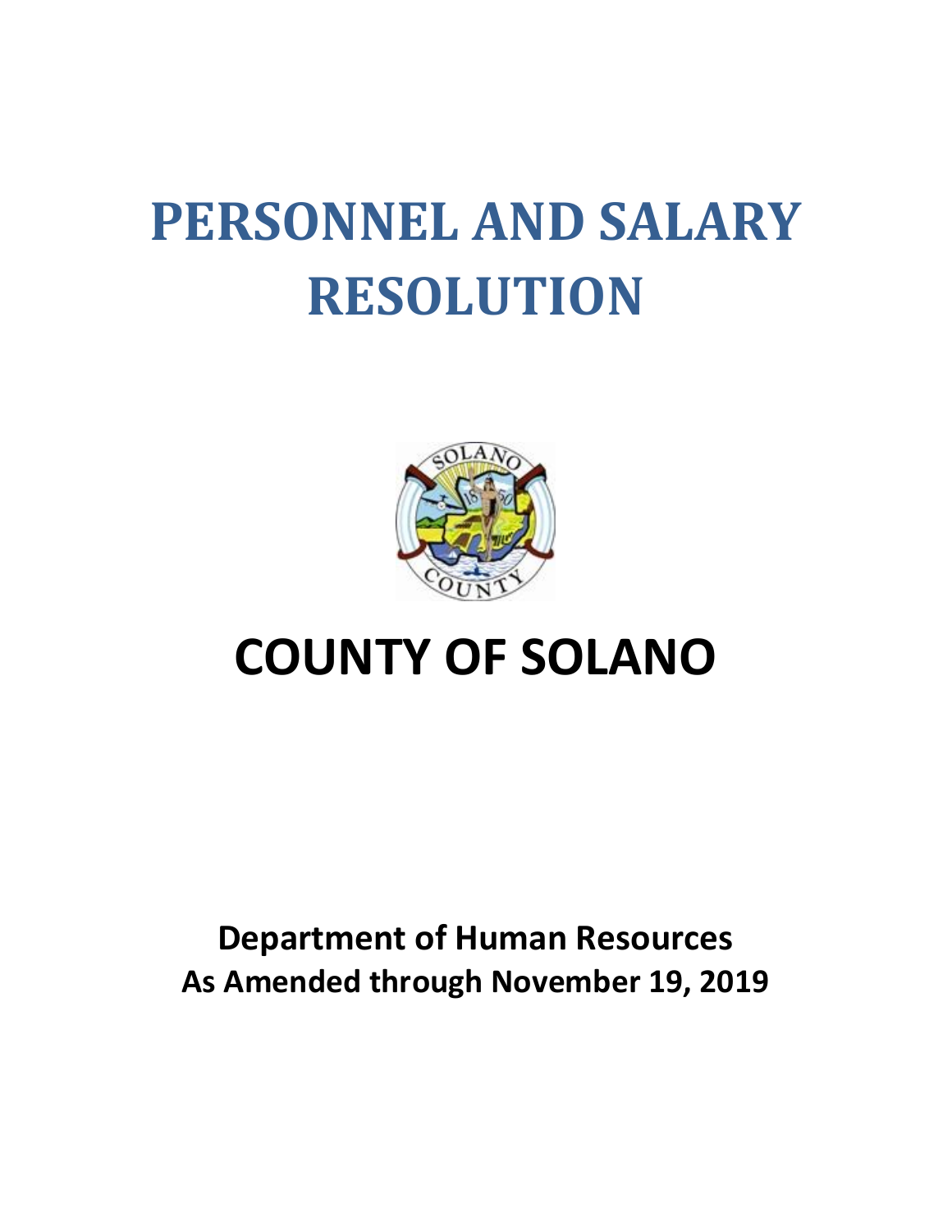# PERSONNEL AND SALARY RESOLUTION

# COUNTY OF SOLANO

**Department of Human Resources**
**As Amended through November 19, 2019**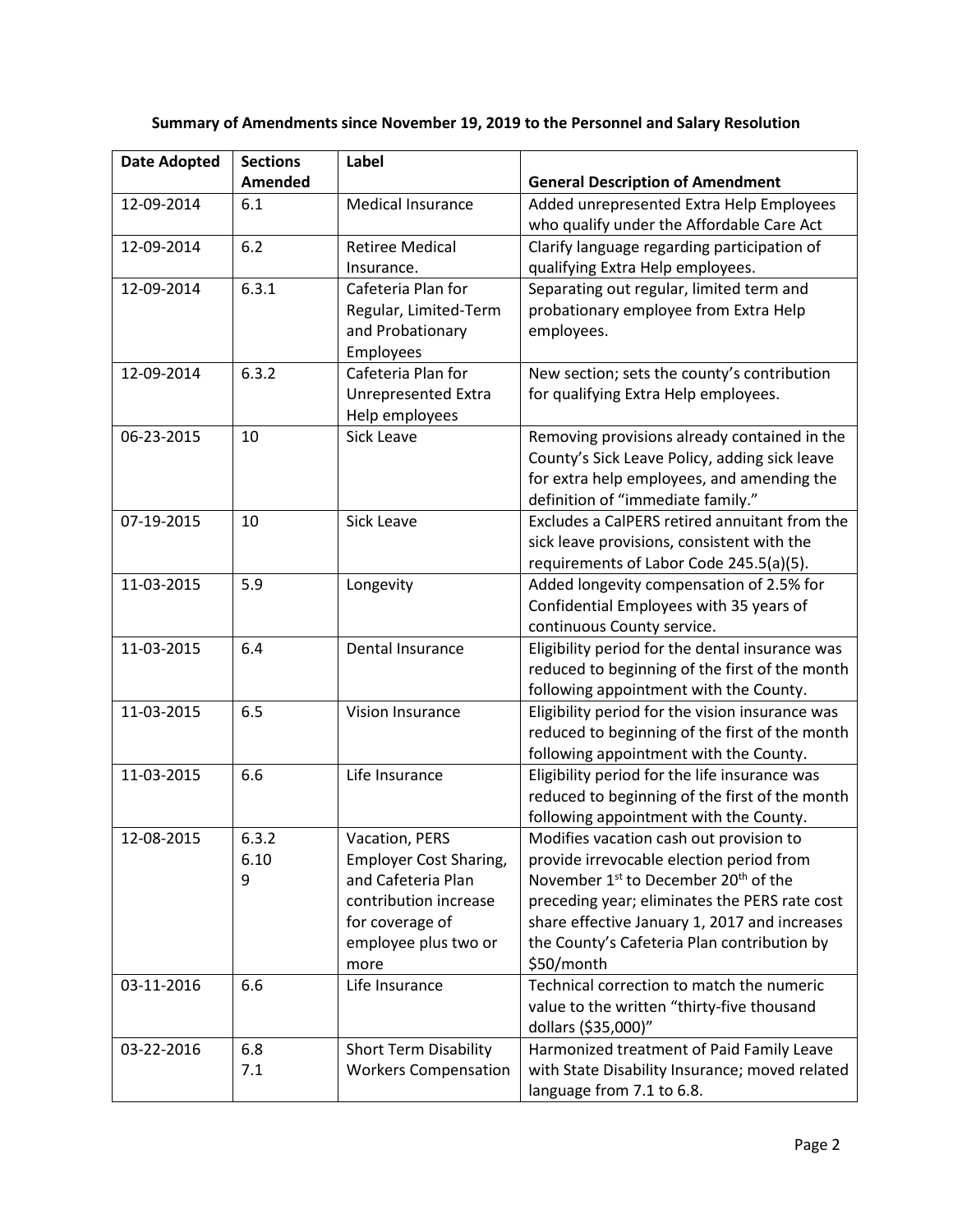**Summary of Amendments since November 19, 2019 to the Personnel and Salary Resolution**

| Date Adopted | Sections Amended | Label | General Description of Amendment |
|---|---|---|---|
| 12-09-2014 | 6.1 | Medical Insurance | Added unrepresented Extra Help Employees who qualify under the Affordable Care Act |
| 12-09-2014 | 6.2 | Retiree Medical Insurance. | Clarify language regarding participation of qualifying Extra Help employees. |
| 12-09-2014 | 6.3.1 | Cafeteria Plan for Regular, Limited-Term and Probationary Employees | Separating out regular, limited term and probationary employee from Extra Help employees. |
| 12-09-2014 | 6.3.2 | Cafeteria Plan for Unrepresented Extra Help employees | New section; sets the county's contribution for qualifying Extra Help employees. |
| 06-23-2015 | 10 | Sick Leave | Removing provisions already contained in the County's Sick Leave Policy, adding sick leave for extra help employees, and amending the definition of "immediate family." |
| 07-19-2015 | 10 | Sick Leave | Excludes a CalPERS retired annuitant from the sick leave provisions, consistent with the requirements of Labor Code 245.5(a)(5). |
| 11-03-2015 | 5.9 | Longevity | Added longevity compensation of 2.5% for Confidential Employees with 35 years of continuous County service. |
| 11-03-2015 | 6.4 | Dental Insurance | Eligibility period for the dental insurance was reduced to beginning of the first of the month following appointment with the County. |
| 11-03-2015 | 6.5 | Vision Insurance | Eligibility period for the vision insurance was reduced to beginning of the first of the month following appointment with the County. |
| 11-03-2015 | 6.6 | Life Insurance | Eligibility period for the life insurance was reduced to beginning of the first of the month following appointment with the County. |
| 12-08-2015 | 6.3.2<br>6.10<br>9 | Vacation, PERS Employer Cost Sharing, and Cafeteria Plan contribution increase for coverage of employee plus two or more | Modifies vacation cash out provision to provide irrevocable election period from November 1st to December 20th of the preceding year; eliminates the PERS rate cost share effective January 1, 2017 and increases the County's Cafeteria Plan contribution by $50/month |
| 03-11-2016 | 6.6 | Life Insurance | Technical correction to match the numeric value to the written "thirty-five thousand dollars ($35,000)" |
| 03-22-2016 | 6.8<br>7.1 | Short Term Disability<br>Workers Compensation | Harmonized treatment of Paid Family Leave with State Disability Insurance; moved related language from 7.1 to 6.8. |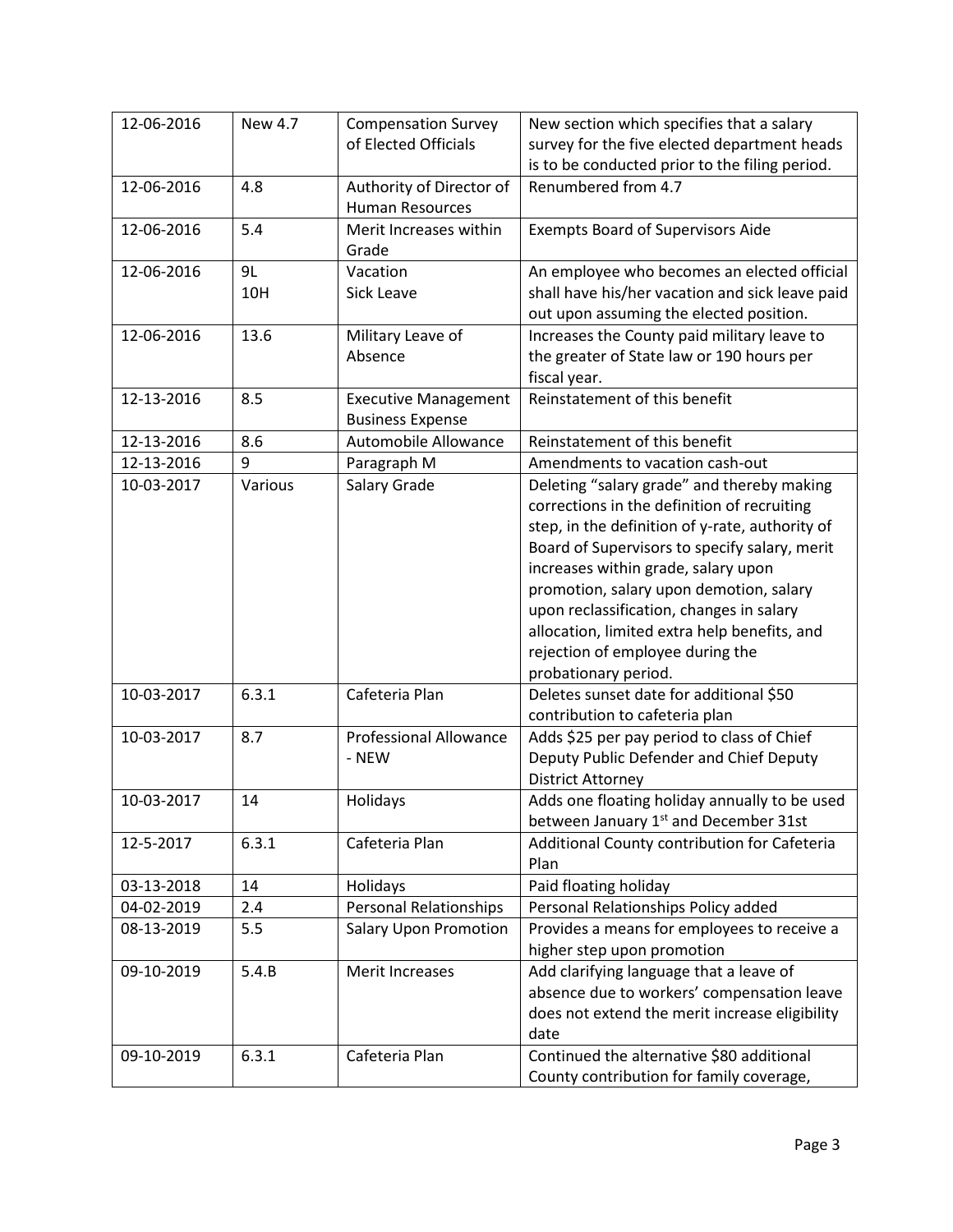| 12-06-2016 | New 4.7 | Compensation Survey of Elected Officials | New section which specifies that a salary survey for the five elected department heads is to be conducted prior to the filing period. |
|---|---|---|---|
| 12-06-2016 | 4.8 | Authority of Director of Human Resources | Renumbered from 4.7 |
| 12-06-2016 | 5.4 | Merit Increases within Grade | Exempts Board of Supervisors Aide |
| 12-06-2016 | 9L<br>10H | Vacation<br>Sick Leave | An employee who becomes an elected official shall have his/her vacation and sick leave paid out upon assuming the elected position. |
| 12-06-2016 | 13.6 | Military Leave of Absence | Increases the County paid military leave to the greater of State law or 190 hours per fiscal year. |
| 12-13-2016 | 8.5 | Executive Management Business Expense | Reinstatement of this benefit |
| 12-13-2016 | 8.6 | Automobile Allowance | Reinstatement of this benefit |
| 12-13-2016 | 9 | Paragraph M | Amendments to vacation cash-out |
| 10-03-2017 | Various | Salary Grade | Deleting "salary grade" and thereby making corrections in the definition of recruiting step, in the definition of y-rate, authority of Board of Supervisors to specify salary, merit increases within grade, salary upon promotion, salary upon demotion, salary upon reclassification, changes in salary allocation, limited extra help benefits, and rejection of employee during the probationary period. |
| 10-03-2017 | 6.3.1 | Cafeteria Plan | Deletes sunset date for additional $50 contribution to cafeteria plan |
| 10-03-2017 | 8.7 | Professional Allowance - NEW | Adds $25 per pay period to class of Chief Deputy Public Defender and Chief Deputy District Attorney |
| 10-03-2017 | 14 | Holidays | Adds one floating holiday annually to be used between January 1st and December 31st |
| 12-5-2017 | 6.3.1 | Cafeteria Plan | Additional County contribution for Cafeteria Plan |
| 03-13-2018 | 14 | Holidays | Paid floating holiday |
| 04-02-2019 | 2.4 | Personal Relationships | Personal Relationships Policy added |
| 08-13-2019 | 5.5 | Salary Upon Promotion | Provides a means for employees to receive a higher step upon promotion |
| 09-10-2019 | 5.4.B | Merit Increases | Add clarifying language that a leave of absence due to workers' compensation leave does not extend the merit increase eligibility date |
| 09-10-2019 | 6.3.1 | Cafeteria Plan | Continued the alternative $80 additional County contribution for family coverage, |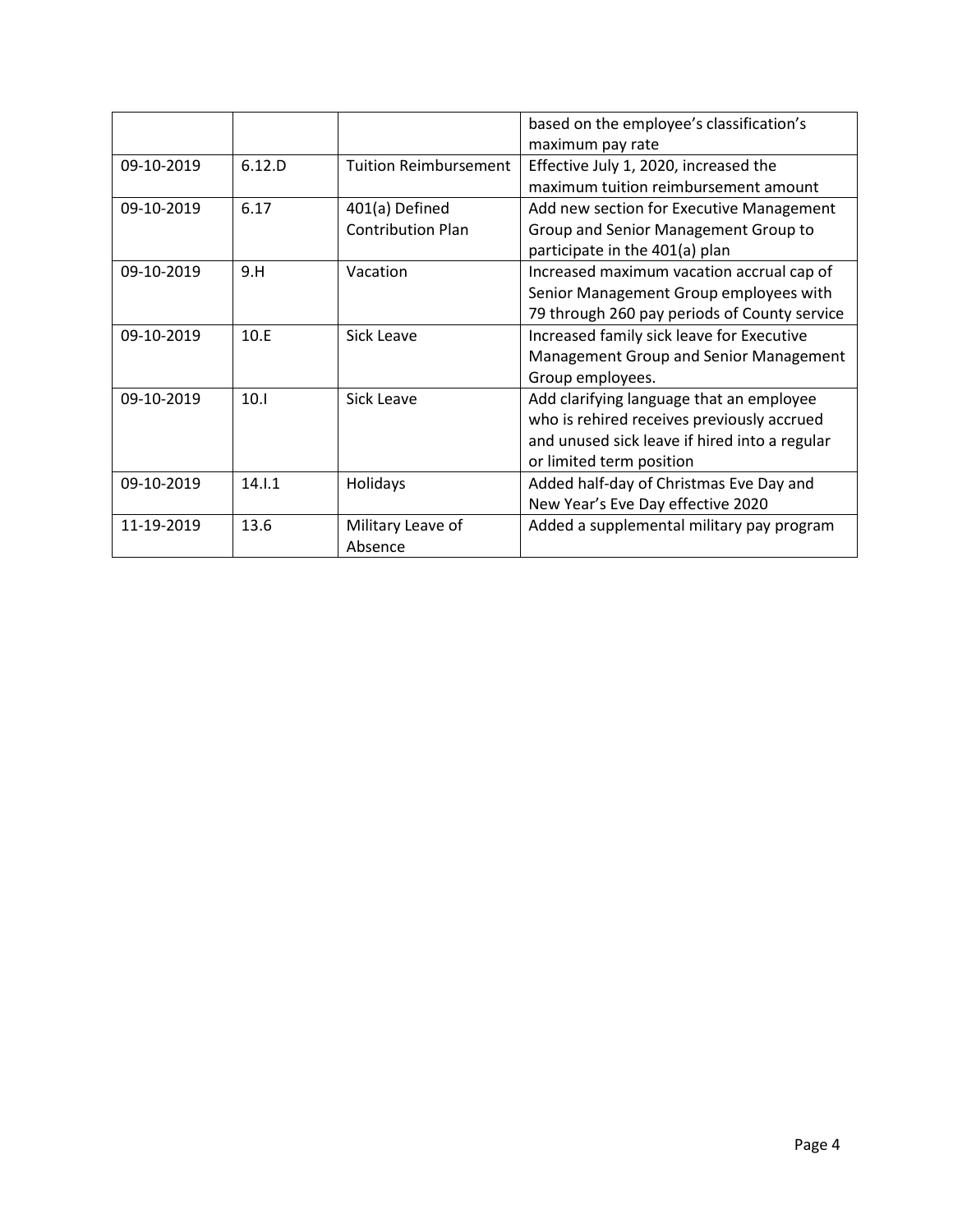| | | | |
|---|---|---|---|
| | | | based on the employee's classification's maximum pay rate |
| 09-10-2019 | 6.12.D | Tuition Reimbursement | Effective July 1, 2020, increased the maximum tuition reimbursement amount |
| 09-10-2019 | 6.17 | 401(a) Defined Contribution Plan | Add new section for Executive Management Group and Senior Management Group to participate in the 401(a) plan |
| 09-10-2019 | 9.H | Vacation | Increased maximum vacation accrual cap of Senior Management Group employees with 79 through 260 pay periods of County service |
| 09-10-2019 | 10.E | Sick Leave | Increased family sick leave for Executive Management Group and Senior Management Group employees. |
| 09-10-2019 | 10.I | Sick Leave | Add clarifying language that an employee who is rehired receives previously accrued and unused sick leave if hired into a regular or limited term position |
| 09-10-2019 | 14.I.1 | Holidays | Added half-day of Christmas Eve Day and New Year's Eve Day effective 2020 |
| 11-19-2019 | 13.6 | Military Leave of Absence | Added a supplemental military pay program |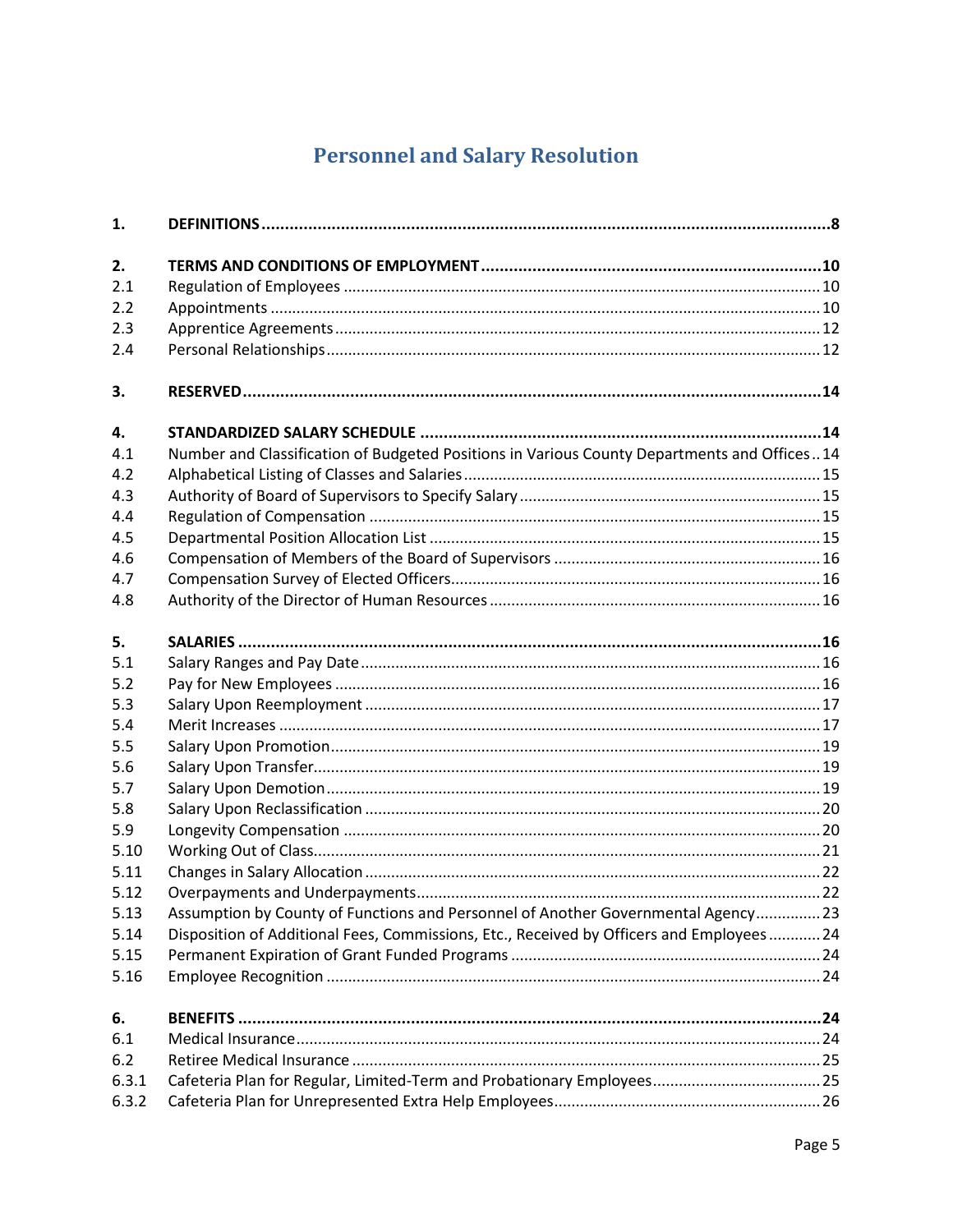# Personnel and Salary Resolution

| | | |
|---|---|---|
| **1.** | **DEFINITIONS** | **8** |
| **2.** | **TERMS AND CONDITIONS OF EMPLOYMENT** | **10** |
| 2.1 | Regulation of Employees | 10 |
| 2.2 | Appointments | 10 |
| 2.3 | Apprentice Agreements | 12 |
| 2.4 | Personal Relationships | 12 |
| **3.** | **RESERVED** | **14** |
| **4.** | **STANDARDIZED SALARY SCHEDULE** | **14** |
| 4.1 | Number and Classification of Budgeted Positions in Various County Departments and Offices | 14 |
| 4.2 | Alphabetical Listing of Classes and Salaries | 15 |
| 4.3 | Authority of Board of Supervisors to Specify Salary | 15 |
| 4.4 | Regulation of Compensation | 15 |
| 4.5 | Departmental Position Allocation List | 15 |
| 4.6 | Compensation of Members of the Board of Supervisors | 16 |
| 4.7 | Compensation Survey of Elected Officers | 16 |
| 4.8 | Authority of the Director of Human Resources | 16 |
| **5.** | **SALARIES** | **16** |
| 5.1 | Salary Ranges and Pay Date | 16 |
| 5.2 | Pay for New Employees | 16 |
| 5.3 | Salary Upon Reemployment | 17 |
| 5.4 | Merit Increases | 17 |
| 5.5 | Salary Upon Promotion | 19 |
| 5.6 | Salary Upon Transfer | 19 |
| 5.7 | Salary Upon Demotion | 19 |
| 5.8 | Salary Upon Reclassification | 20 |
| 5.9 | Longevity Compensation | 20 |
| 5.10 | Working Out of Class | 21 |
| 5.11 | Changes in Salary Allocation | 22 |
| 5.12 | Overpayments and Underpayments | 22 |
| 5.13 | Assumption by County of Functions and Personnel of Another Governmental Agency | 23 |
| 5.14 | Disposition of Additional Fees, Commissions, Etc., Received by Officers and Employees | 24 |
| 5.15 | Permanent Expiration of Grant Funded Programs | 24 |
| 5.16 | Employee Recognition | 24 |
| **6.** | **BENEFITS** | **24** |
| 6.1 | Medical Insurance | 24 |
| 6.2 | Retiree Medical Insurance | 25 |
| 6.3.1 | Cafeteria Plan for Regular, Limited-Term and Probationary Employees | 25 |
| 6.3.2 | Cafeteria Plan for Unrepresented Extra Help Employees | 26 |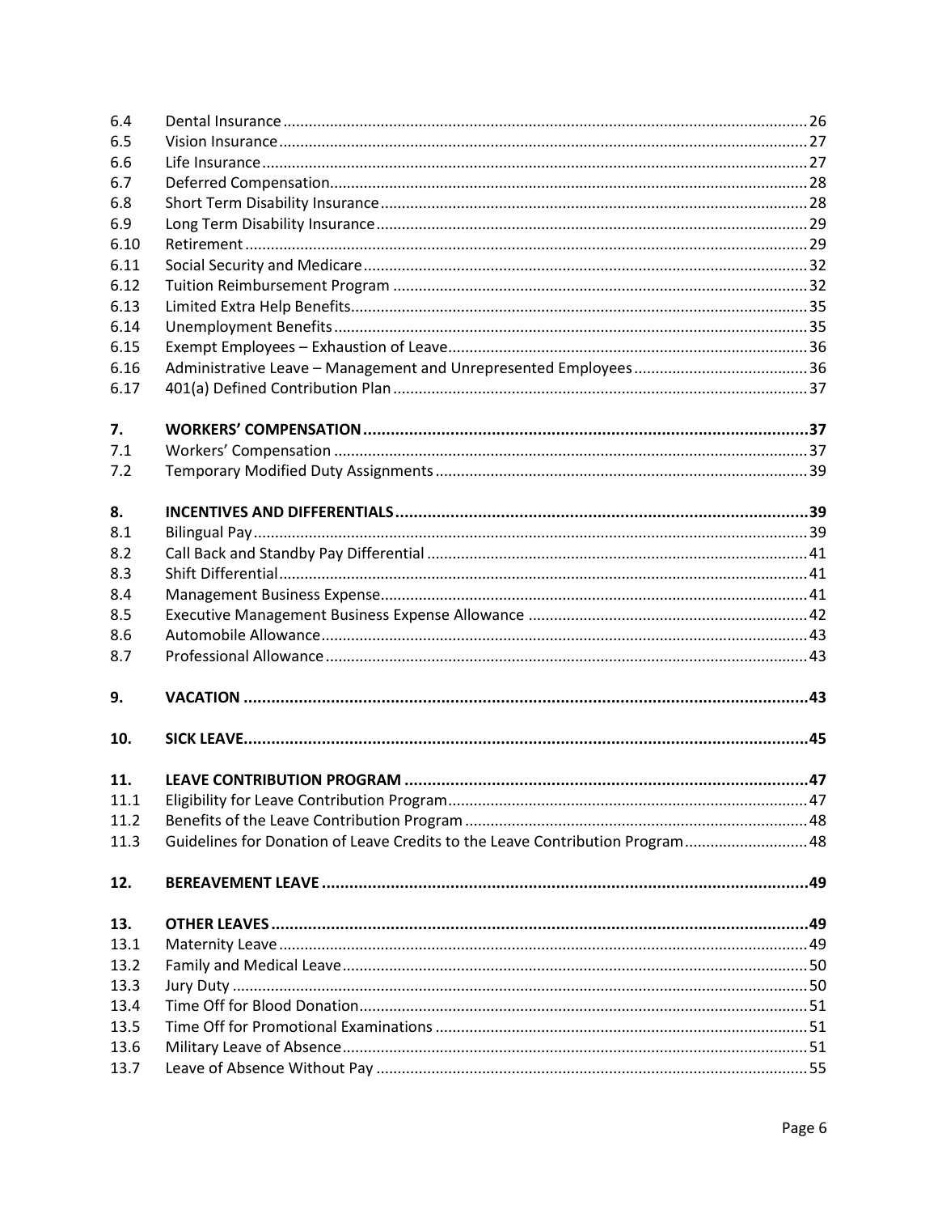| | | |
|---|---|---|
| 6.4 | Dental Insurance | 26 |
| 6.5 | Vision Insurance | 27 |
| 6.6 | Life Insurance | 27 |
| 6.7 | Deferred Compensation | 28 |
| 6.8 | Short Term Disability Insurance | 28 |
| 6.9 | Long Term Disability Insurance | 29 |
| 6.10 | Retirement | 29 |
| 6.11 | Social Security and Medicare | 32 |
| 6.12 | Tuition Reimbursement Program | 32 |
| 6.13 | Limited Extra Help Benefits | 35 |
| 6.14 | Unemployment Benefits | 35 |
| 6.15 | Exempt Employees – Exhaustion of Leave | 36 |
| 6.16 | Administrative Leave – Management and Unrepresented Employees | 36 |
| 6.17 | 401(a) Defined Contribution Plan | 37 |
| **7.** | **WORKERS' COMPENSATION** | **37** |
| 7.1 | Workers' Compensation | 37 |
| 7.2 | Temporary Modified Duty Assignments | 39 |
| **8.** | **INCENTIVES AND DIFFERENTIALS** | **39** |
| 8.1 | Bilingual Pay | 39 |
| 8.2 | Call Back and Standby Pay Differential | 41 |
| 8.3 | Shift Differential | 41 |
| 8.4 | Management Business Expense | 41 |
| 8.5 | Executive Management Business Expense Allowance | 42 |
| 8.6 | Automobile Allowance | 43 |
| 8.7 | Professional Allowance | 43 |
| **9.** | **VACATION** | **43** |
| **10.** | **SICK LEAVE** | **45** |
| **11.** | **LEAVE CONTRIBUTION PROGRAM** | **47** |
| 11.1 | Eligibility for Leave Contribution Program | 47 |
| 11.2 | Benefits of the Leave Contribution Program | 48 |
| 11.3 | Guidelines for Donation of Leave Credits to the Leave Contribution Program | 48 |
| **12.** | **BEREAVEMENT LEAVE** | **49** |
| **13.** | **OTHER LEAVES** | **49** |
| 13.1 | Maternity Leave | 49 |
| 13.2 | Family and Medical Leave | 50 |
| 13.3 | Jury Duty | 50 |
| 13.4 | Time Off for Blood Donation | 51 |
| 13.5 | Time Off for Promotional Examinations | 51 |
| 13.6 | Military Leave of Absence | 51 |
| 13.7 | Leave of Absence Without Pay | 55 |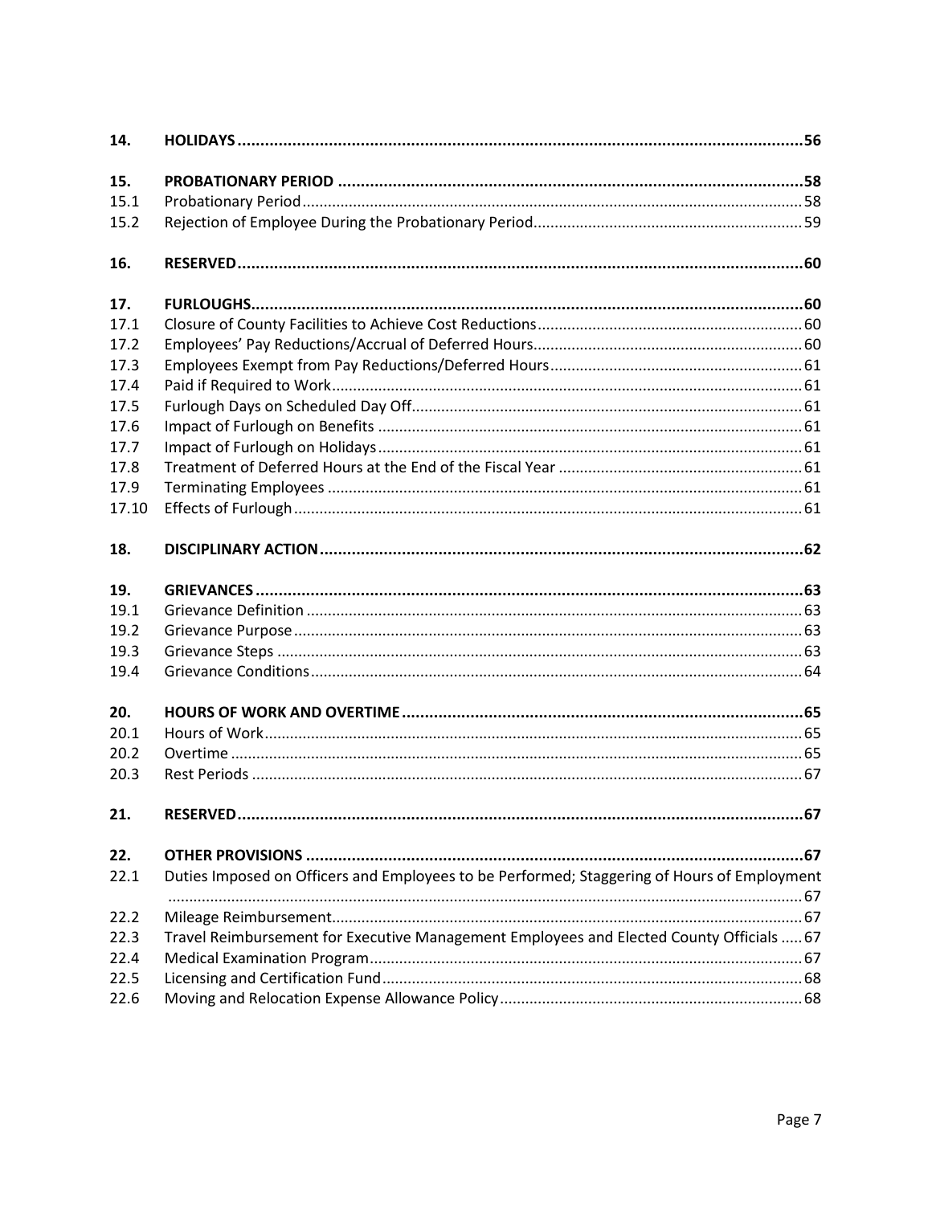| | | |
|---|---|---|
| **14.** | **HOLIDAYS** | **56** |
| **15.** | **PROBATIONARY PERIOD** | **58** |
| 15.1 | Probationary Period | 58 |
| 15.2 | Rejection of Employee During the Probationary Period | 59 |
| **16.** | **RESERVED** | **60** |
| **17.** | **FURLOUGHS** | **60** |
| 17.1 | Closure of County Facilities to Achieve Cost Reductions | 60 |
| 17.2 | Employees' Pay Reductions/Accrual of Deferred Hours | 60 |
| 17.3 | Employees Exempt from Pay Reductions/Deferred Hours | 61 |
| 17.4 | Paid if Required to Work | 61 |
| 17.5 | Furlough Days on Scheduled Day Off | 61 |
| 17.6 | Impact of Furlough on Benefits | 61 |
| 17.7 | Impact of Furlough on Holidays | 61 |
| 17.8 | Treatment of Deferred Hours at the End of the Fiscal Year | 61 |
| 17.9 | Terminating Employees | 61 |
| 17.10 | Effects of Furlough | 61 |
| **18.** | **DISCIPLINARY ACTION** | **62** |
| **19.** | **GRIEVANCES** | **63** |
| 19.1 | Grievance Definition | 63 |
| 19.2 | Grievance Purpose | 63 |
| 19.3 | Grievance Steps | 63 |
| 19.4 | Grievance Conditions | 64 |
| **20.** | **HOURS OF WORK AND OVERTIME** | **65** |
| 20.1 | Hours of Work | 65 |
| 20.2 | Overtime | 65 |
| 20.3 | Rest Periods | 67 |
| **21.** | **RESERVED** | **67** |
| **22.** | **OTHER PROVISIONS** | **67** |
| 22.1 | Duties Imposed on Officers and Employees to be Performed; Staggering of Hours of Employment | 67 |
| 22.2 | Mileage Reimbursement | 67 |
| 22.3 | Travel Reimbursement for Executive Management Employees and Elected County Officials | 67 |
| 22.4 | Medical Examination Program | 67 |
| 22.5 | Licensing and Certification Fund | 68 |
| 22.6 | Moving and Relocation Expense Allowance Policy | 68 |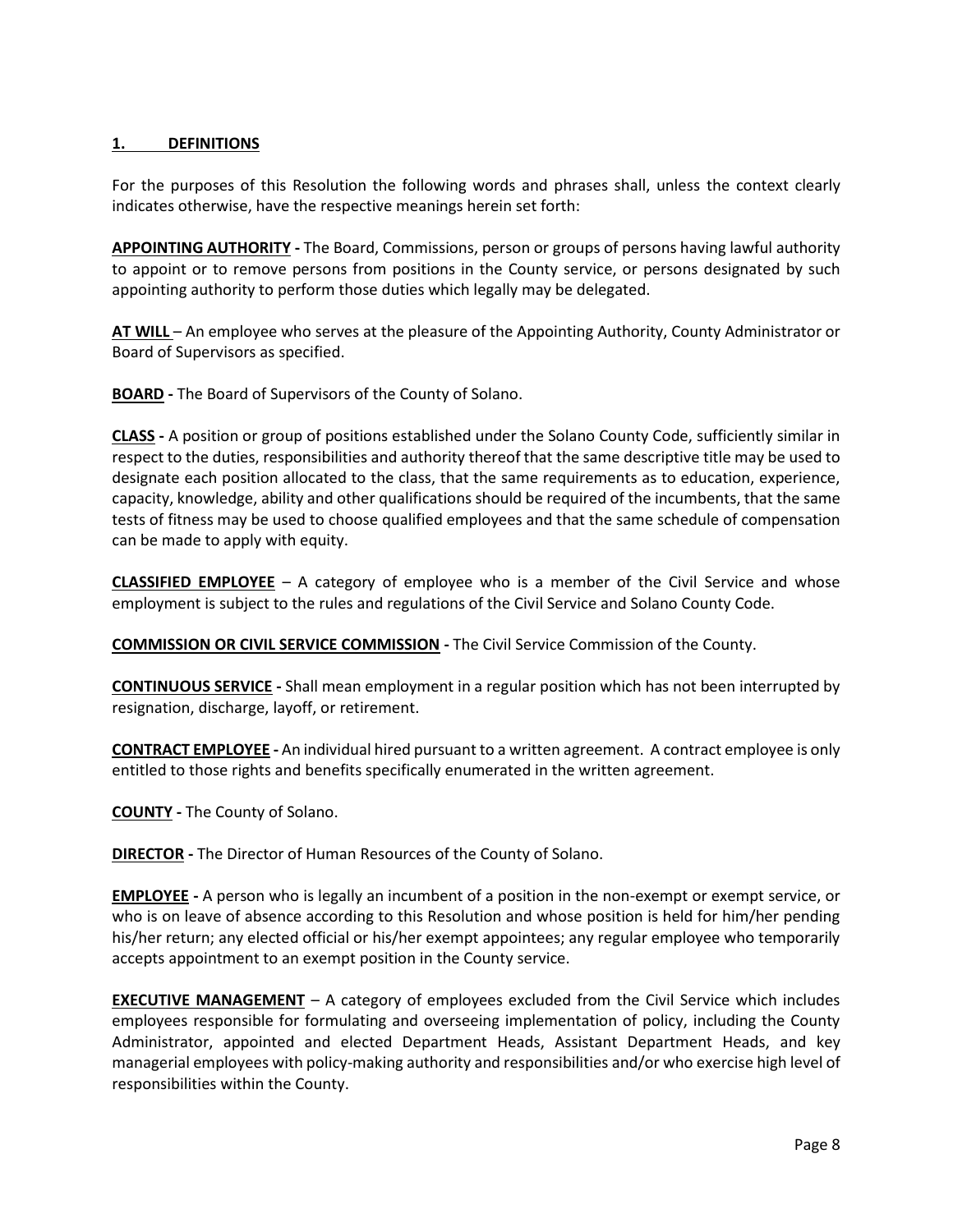## 1. DEFINITIONS

For the purposes of this Resolution the following words and phrases shall, unless the context clearly indicates otherwise, have the respective meanings herein set forth:

**APPOINTING AUTHORITY -** The Board, Commissions, person or groups of persons having lawful authority to appoint or to remove persons from positions in the County service, or persons designated by such appointing authority to perform those duties which legally may be delegated.

**AT WILL** – An employee who serves at the pleasure of the Appointing Authority, County Administrator or Board of Supervisors as specified.

**BOARD -** The Board of Supervisors of the County of Solano.

**CLASS -** A position or group of positions established under the Solano County Code, sufficiently similar in respect to the duties, responsibilities and authority thereof that the same descriptive title may be used to designate each position allocated to the class, that the same requirements as to education, experience, capacity, knowledge, ability and other qualifications should be required of the incumbents, that the same tests of fitness may be used to choose qualified employees and that the same schedule of compensation can be made to apply with equity.

**CLASSIFIED EMPLOYEE** – A category of employee who is a member of the Civil Service and whose employment is subject to the rules and regulations of the Civil Service and Solano County Code.

**COMMISSION OR CIVIL SERVICE COMMISSION -** The Civil Service Commission of the County.

**CONTINUOUS SERVICE -** Shall mean employment in a regular position which has not been interrupted by resignation, discharge, layoff, or retirement.

**CONTRACT EMPLOYEE -** An individual hired pursuant to a written agreement. A contract employee is only entitled to those rights and benefits specifically enumerated in the written agreement.

**COUNTY -** The County of Solano.

**DIRECTOR -** The Director of Human Resources of the County of Solano.

**EMPLOYEE -** A person who is legally an incumbent of a position in the non-exempt or exempt service, or who is on leave of absence according to this Resolution and whose position is held for him/her pending his/her return; any elected official or his/her exempt appointees; any regular employee who temporarily accepts appointment to an exempt position in the County service.

**EXECUTIVE MANAGEMENT** – A category of employees excluded from the Civil Service which includes employees responsible for formulating and overseeing implementation of policy, including the County Administrator, appointed and elected Department Heads, Assistant Department Heads, and key managerial employees with policy-making authority and responsibilities and/or who exercise high level of responsibilities within the County.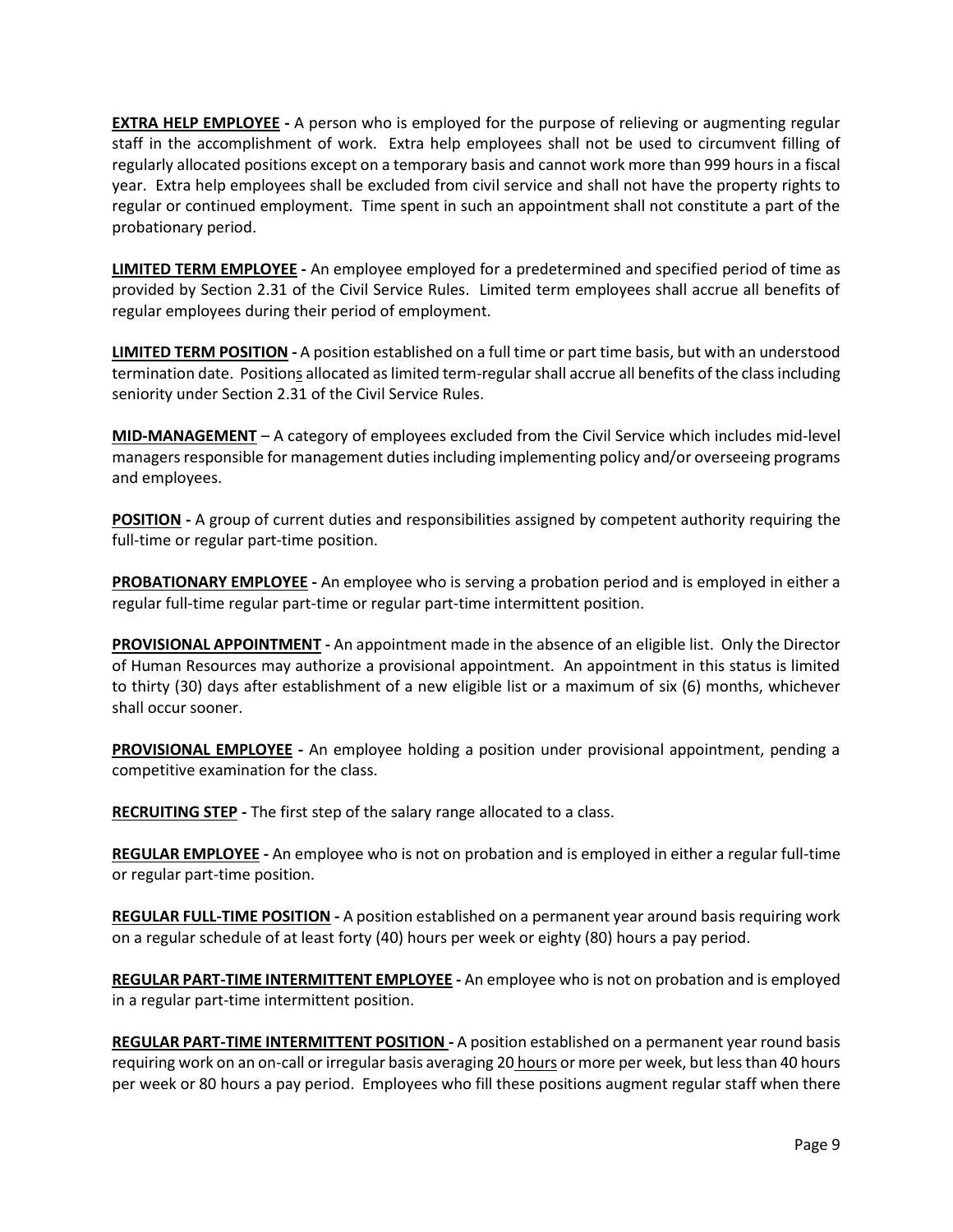**EXTRA HELP EMPLOYEE -** A person who is employed for the purpose of relieving or augmenting regular staff in the accomplishment of work. Extra help employees shall not be used to circumvent filling of regularly allocated positions except on a temporary basis and cannot work more than 999 hours in a fiscal year. Extra help employees shall be excluded from civil service and shall not have the property rights to regular or continued employment. Time spent in such an appointment shall not constitute a part of the probationary period.

**LIMITED TERM EMPLOYEE -** An employee employed for a predetermined and specified period of time as provided by Section 2.31 of the Civil Service Rules. Limited term employees shall accrue all benefits of regular employees during their period of employment.

**LIMITED TERM POSITION -** A position established on a full time or part time basis, but with an understood termination date. Positions allocated as limited term-regular shall accrue all benefits of the class including seniority under Section 2.31 of the Civil Service Rules.

**MID-MANAGEMENT** – A category of employees excluded from the Civil Service which includes mid-level managers responsible for management duties including implementing policy and/or overseeing programs and employees.

**POSITION -** A group of current duties and responsibilities assigned by competent authority requiring the full-time or regular part-time position.

**PROBATIONARY EMPLOYEE -** An employee who is serving a probation period and is employed in either a regular full-time regular part-time or regular part-time intermittent position.

**PROVISIONAL APPOINTMENT -** An appointment made in the absence of an eligible list. Only the Director of Human Resources may authorize a provisional appointment. An appointment in this status is limited to thirty (30) days after establishment of a new eligible list or a maximum of six (6) months, whichever shall occur sooner.

**PROVISIONAL EMPLOYEE -** An employee holding a position under provisional appointment, pending a competitive examination for the class.

**RECRUITING STEP -** The first step of the salary range allocated to a class.

**REGULAR EMPLOYEE -** An employee who is not on probation and is employed in either a regular full-time or regular part-time position.

**REGULAR FULL-TIME POSITION -** A position established on a permanent year around basis requiring work on a regular schedule of at least forty (40) hours per week or eighty (80) hours a pay period.

**REGULAR PART-TIME INTERMITTENT EMPLOYEE -** An employee who is not on probation and is employed in a regular part-time intermittent position.

**REGULAR PART-TIME INTERMITTENT POSITION -** A position established on a permanent year round basis requiring work on an on-call or irregular basis averaging 20 hours or more per week, but less than 40 hours per week or 80 hours a pay period. Employees who fill these positions augment regular staff when there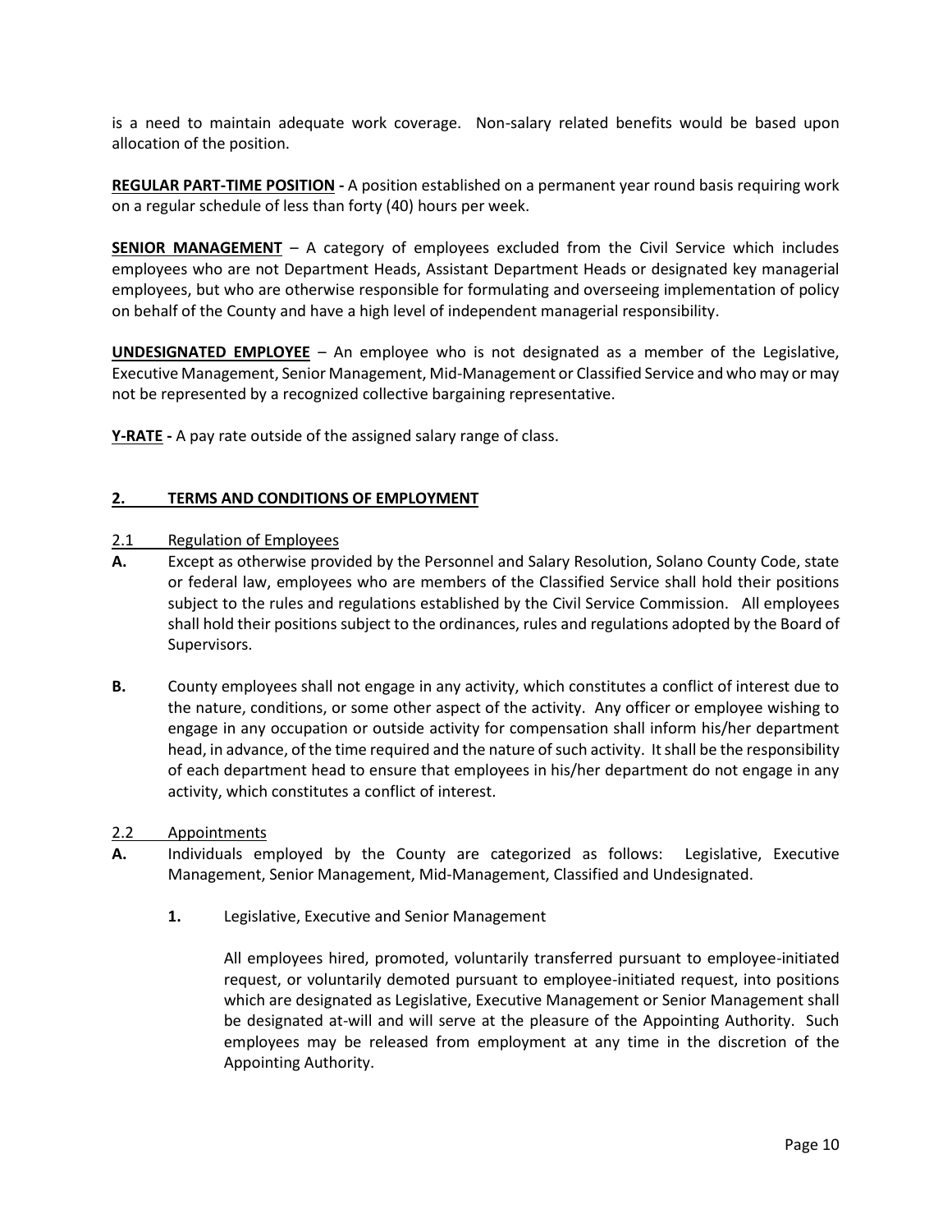is a need to maintain adequate work coverage. Non-salary related benefits would be based upon allocation of the position.

**REGULAR PART-TIME POSITION -** A position established on a permanent year round basis requiring work on a regular schedule of less than forty (40) hours per week.

**SENIOR MANAGEMENT** – A category of employees excluded from the Civil Service which includes employees who are not Department Heads, Assistant Department Heads or designated key managerial employees, but who are otherwise responsible for formulating and overseeing implementation of policy on behalf of the County and have a high level of independent managerial responsibility.

**UNDESIGNATED EMPLOYEE** – An employee who is not designated as a member of the Legislative, Executive Management, Senior Management, Mid-Management or Classified Service and who may or may not be represented by a recognized collective bargaining representative.

**Y-RATE -** A pay rate outside of the assigned salary range of class.

## 2. TERMS AND CONDITIONS OF EMPLOYMENT

### 2.1 Regulation of Employees

**A.** Except as otherwise provided by the Personnel and Salary Resolution, Solano County Code, state or federal law, employees who are members of the Classified Service shall hold their positions subject to the rules and regulations established by the Civil Service Commission. All employees shall hold their positions subject to the ordinances, rules and regulations adopted by the Board of Supervisors.

**B.** County employees shall not engage in any activity, which constitutes a conflict of interest due to the nature, conditions, or some other aspect of the activity. Any officer or employee wishing to engage in any occupation or outside activity for compensation shall inform his/her department head, in advance, of the time required and the nature of such activity. It shall be the responsibility of each department head to ensure that employees in his/her department do not engage in any activity, which constitutes a conflict of interest.

### 2.2 Appointments

**A.** Individuals employed by the County are categorized as follows: Legislative, Executive Management, Senior Management, Mid-Management, Classified and Undesignated.

**1.** Legislative, Executive and Senior Management

All employees hired, promoted, voluntarily transferred pursuant to employee-initiated request, or voluntarily demoted pursuant to employee-initiated request, into positions which are designated as Legislative, Executive Management or Senior Management shall be designated at-will and will serve at the pleasure of the Appointing Authority. Such employees may be released from employment at any time in the discretion of the Appointing Authority.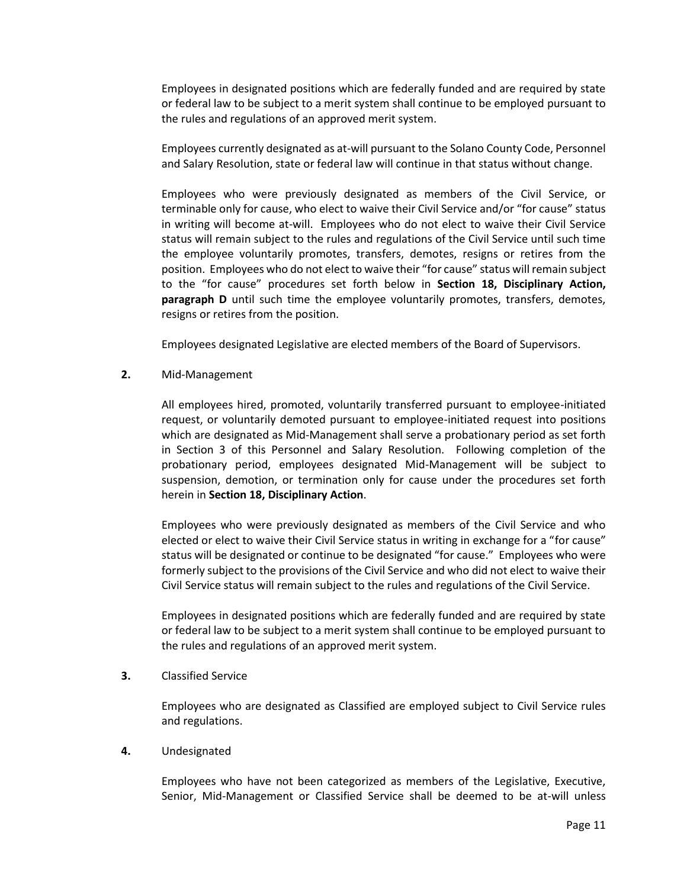Employees in designated positions which are federally funded and are required by state or federal law to be subject to a merit system shall continue to be employed pursuant to the rules and regulations of an approved merit system.

Employees currently designated as at-will pursuant to the Solano County Code, Personnel and Salary Resolution, state or federal law will continue in that status without change.

Employees who were previously designated as members of the Civil Service, or terminable only for cause, who elect to waive their Civil Service and/or "for cause" status in writing will become at-will. Employees who do not elect to waive their Civil Service status will remain subject to the rules and regulations of the Civil Service until such time the employee voluntarily promotes, transfers, demotes, resigns or retires from the position. Employees who do not elect to waive their "for cause" status will remain subject to the "for cause" procedures set forth below in **Section 18, Disciplinary Action, paragraph D** until such time the employee voluntarily promotes, transfers, demotes, resigns or retires from the position.

Employees designated Legislative are elected members of the Board of Supervisors.

**2.** Mid-Management

All employees hired, promoted, voluntarily transferred pursuant to employee-initiated request, or voluntarily demoted pursuant to employee-initiated request into positions which are designated as Mid-Management shall serve a probationary period as set forth in Section 3 of this Personnel and Salary Resolution. Following completion of the probationary period, employees designated Mid-Management will be subject to suspension, demotion, or termination only for cause under the procedures set forth herein in **Section 18, Disciplinary Action**.

Employees who were previously designated as members of the Civil Service and who elected or elect to waive their Civil Service status in writing in exchange for a "for cause" status will be designated or continue to be designated "for cause." Employees who were formerly subject to the provisions of the Civil Service and who did not elect to waive their Civil Service status will remain subject to the rules and regulations of the Civil Service.

Employees in designated positions which are federally funded and are required by state or federal law to be subject to a merit system shall continue to be employed pursuant to the rules and regulations of an approved merit system.

**3.** Classified Service

Employees who are designated as Classified are employed subject to Civil Service rules and regulations.

**4.** Undesignated

Employees who have not been categorized as members of the Legislative, Executive, Senior, Mid-Management or Classified Service shall be deemed to be at-will unless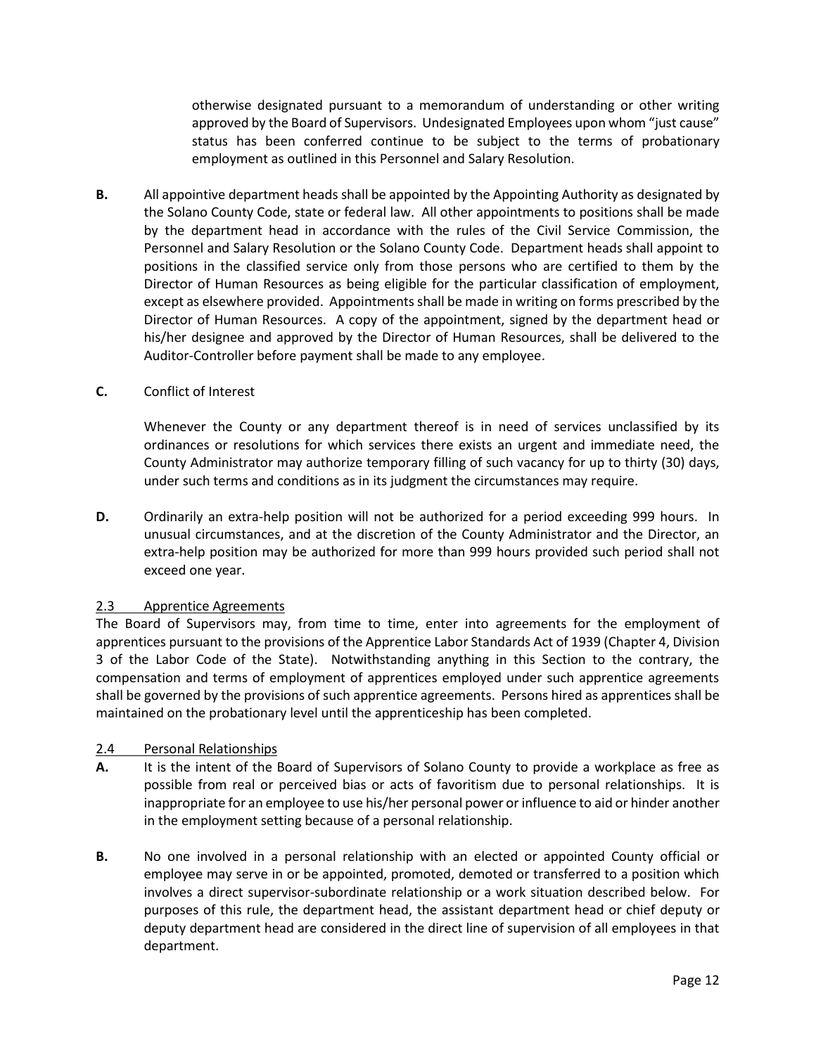otherwise designated pursuant to a memorandum of understanding or other writing approved by the Board of Supervisors. Undesignated Employees upon whom "just cause" status has been conferred continue to be subject to the terms of probationary employment as outlined in this Personnel and Salary Resolution.

**B.** All appointive department heads shall be appointed by the Appointing Authority as designated by the Solano County Code, state or federal law. All other appointments to positions shall be made by the department head in accordance with the rules of the Civil Service Commission, the Personnel and Salary Resolution or the Solano County Code. Department heads shall appoint to positions in the classified service only from those persons who are certified to them by the Director of Human Resources as being eligible for the particular classification of employment, except as elsewhere provided. Appointments shall be made in writing on forms prescribed by the Director of Human Resources. A copy of the appointment, signed by the department head or his/her designee and approved by the Director of Human Resources, shall be delivered to the Auditor-Controller before payment shall be made to any employee.

**C.** Conflict of Interest

Whenever the County or any department thereof is in need of services unclassified by its ordinances or resolutions for which services there exists an urgent and immediate need, the County Administrator may authorize temporary filling of such vacancy for up to thirty (30) days, under such terms and conditions as in its judgment the circumstances may require.

**D.** Ordinarily an extra-help position will not be authorized for a period exceeding 999 hours. In unusual circumstances, and at the discretion of the County Administrator and the Director, an extra-help position may be authorized for more than 999 hours provided such period shall not exceed one year.

## 2.3 Apprentice Agreements

The Board of Supervisors may, from time to time, enter into agreements for the employment of apprentices pursuant to the provisions of the Apprentice Labor Standards Act of 1939 (Chapter 4, Division 3 of the Labor Code of the State). Notwithstanding anything in this Section to the contrary, the compensation and terms of employment of apprentices employed under such apprentice agreements shall be governed by the provisions of such apprentice agreements. Persons hired as apprentices shall be maintained on the probationary level until the apprenticeship has been completed.

## 2.4 Personal Relationships

**A.** It is the intent of the Board of Supervisors of Solano County to provide a workplace as free as possible from real or perceived bias or acts of favoritism due to personal relationships. It is inappropriate for an employee to use his/her personal power or influence to aid or hinder another in the employment setting because of a personal relationship.

**B.** No one involved in a personal relationship with an elected or appointed County official or employee may serve in or be appointed, promoted, demoted or transferred to a position which involves a direct supervisor-subordinate relationship or a work situation described below. For purposes of this rule, the department head, the assistant department head or chief deputy or deputy department head are considered in the direct line of supervision of all employees in that department.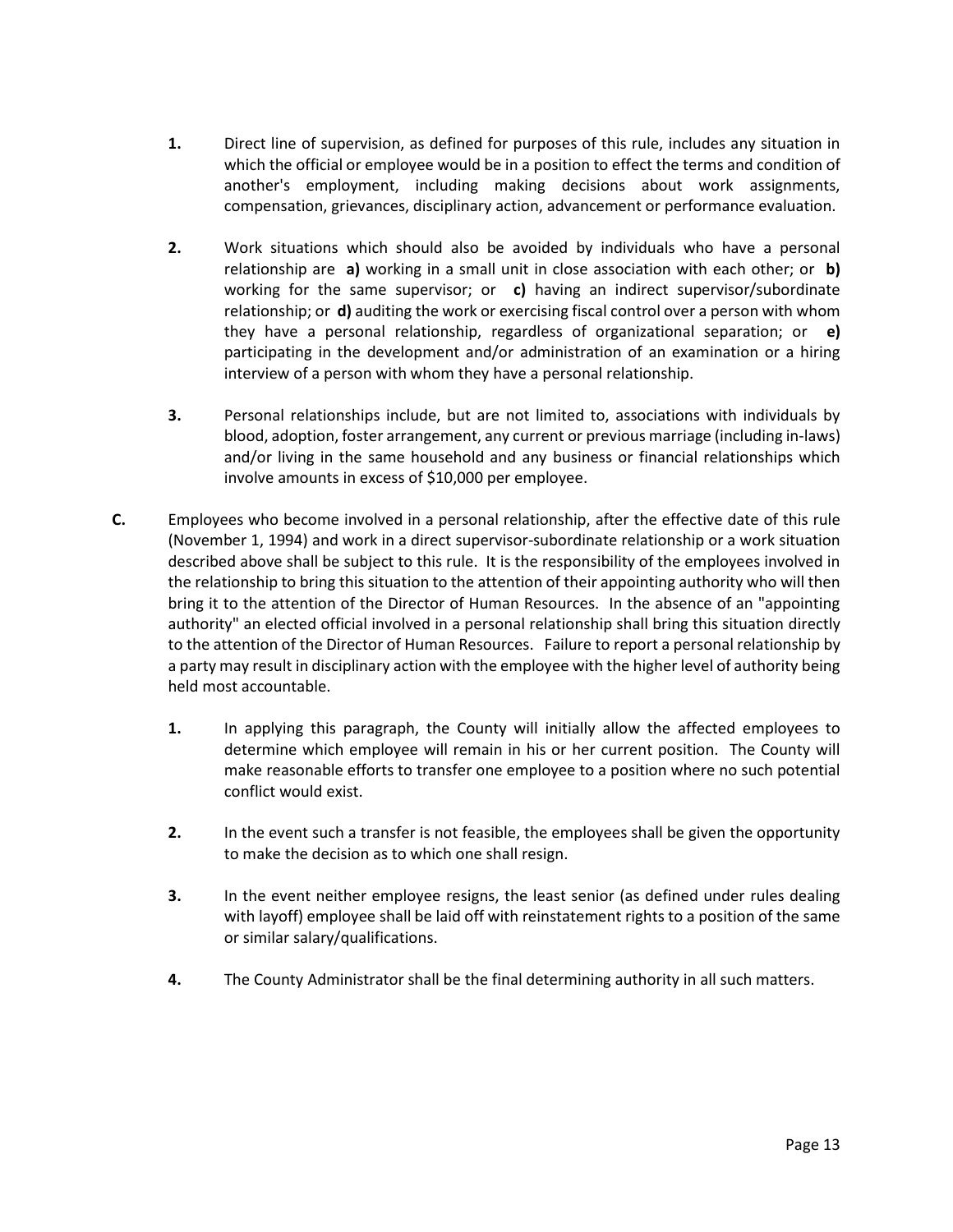1. Direct line of supervision, as defined for purposes of this rule, includes any situation in which the official or employee would be in a position to effect the terms and condition of another's employment, including making decisions about work assignments, compensation, grievances, disciplinary action, advancement or performance evaluation.

2. Work situations which should also be avoided by individuals who have a personal relationship are **a)** working in a small unit in close association with each other; or **b)** working for the same supervisor; or **c)** having an indirect supervisor/subordinate relationship; or **d)** auditing the work or exercising fiscal control over a person with whom they have a personal relationship, regardless of organizational separation; or **e)** participating in the development and/or administration of an examination or a hiring interview of a person with whom they have a personal relationship.

3. Personal relationships include, but are not limited to, associations with individuals by blood, adoption, foster arrangement, any current or previous marriage (including in-laws) and/or living in the same household and any business or financial relationships which involve amounts in excess of $10,000 per employee.

**C.** Employees who become involved in a personal relationship, after the effective date of this rule (November 1, 1994) and work in a direct supervisor-subordinate relationship or a work situation described above shall be subject to this rule. It is the responsibility of the employees involved in the relationship to bring this situation to the attention of their appointing authority who will then bring it to the attention of the Director of Human Resources. In the absence of an "appointing authority" an elected official involved in a personal relationship shall bring this situation directly to the attention of the Director of Human Resources. Failure to report a personal relationship by a party may result in disciplinary action with the employee with the higher level of authority being held most accountable.

1. In applying this paragraph, the County will initially allow the affected employees to determine which employee will remain in his or her current position. The County will make reasonable efforts to transfer one employee to a position where no such potential conflict would exist.

2. In the event such a transfer is not feasible, the employees shall be given the opportunity to make the decision as to which one shall resign.

3. In the event neither employee resigns, the least senior (as defined under rules dealing with layoff) employee shall be laid off with reinstatement rights to a position of the same or similar salary/qualifications.

4. The County Administrator shall be the final determining authority in all such matters.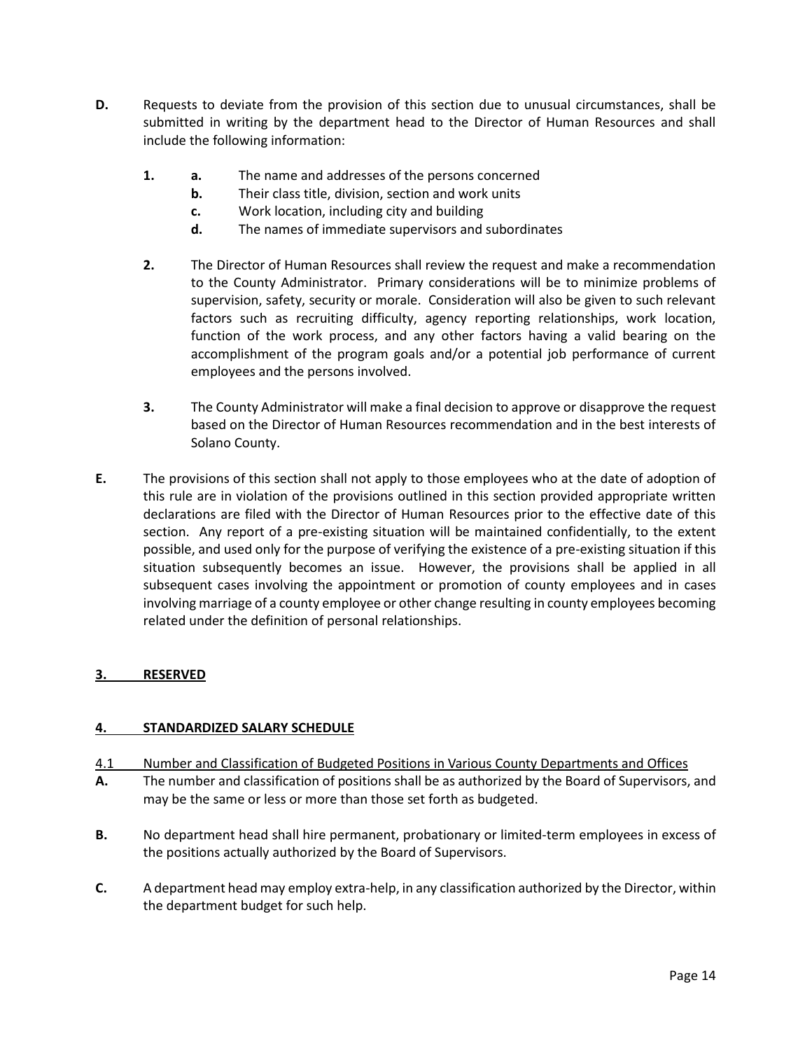**D.** Requests to deviate from the provision of this section due to unusual circumstances, shall be submitted in writing by the department head to the Director of Human Resources and shall include the following information:

**1.** **a.** The name and addresses of the persons concerned

**b.** Their class title, division, section and work units

**c.** Work location, including city and building

**d.** The names of immediate supervisors and subordinates

**2.** The Director of Human Resources shall review the request and make a recommendation to the County Administrator. Primary considerations will be to minimize problems of supervision, safety, security or morale. Consideration will also be given to such relevant factors such as recruiting difficulty, agency reporting relationships, work location, function of the work process, and any other factors having a valid bearing on the accomplishment of the program goals and/or a potential job performance of current employees and the persons involved.

**3.** The County Administrator will make a final decision to approve or disapprove the request based on the Director of Human Resources recommendation and in the best interests of Solano County.

**E.** The provisions of this section shall not apply to those employees who at the date of adoption of this rule are in violation of the provisions outlined in this section provided appropriate written declarations are filed with the Director of Human Resources prior to the effective date of this section. Any report of a pre-existing situation will be maintained confidentially, to the extent possible, and used only for the purpose of verifying the existence of a pre-existing situation if this situation subsequently becomes an issue. However, the provisions shall be applied in all subsequent cases involving the appointment or promotion of county employees and in cases involving marriage of a county employee or other change resulting in county employees becoming related under the definition of personal relationships.

## 3. RESERVED

## 4. STANDARDIZED SALARY SCHEDULE

4.1 Number and Classification of Budgeted Positions in Various County Departments and Offices

**A.** The number and classification of positions shall be as authorized by the Board of Supervisors, and may be the same or less or more than those set forth as budgeted.

**B.** No department head shall hire permanent, probationary or limited-term employees in excess of the positions actually authorized by the Board of Supervisors.

**C.** A department head may employ extra-help, in any classification authorized by the Director, within the department budget for such help.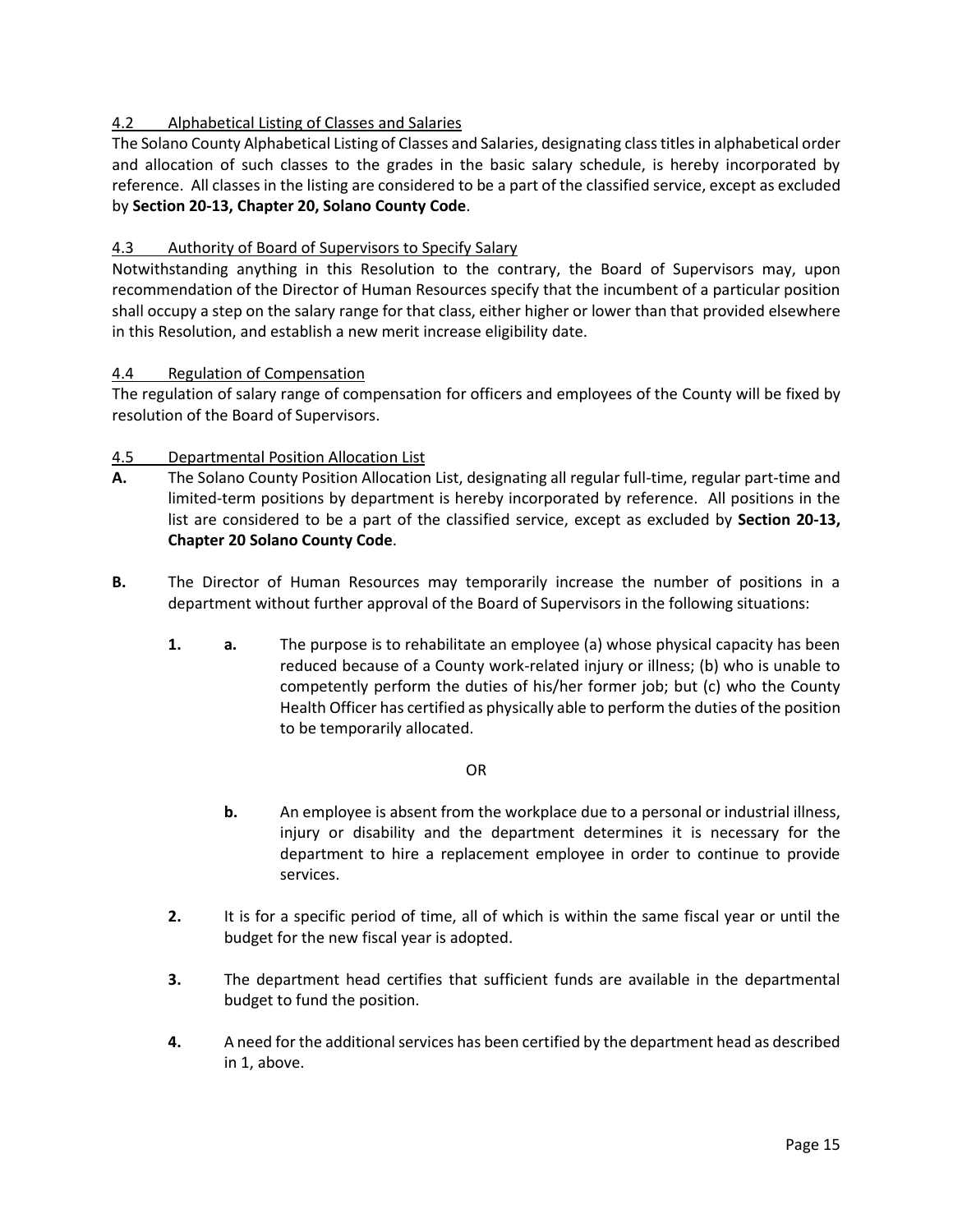## 4.2 Alphabetical Listing of Classes and Salaries

The Solano County Alphabetical Listing of Classes and Salaries, designating class titles in alphabetical order and allocation of such classes to the grades in the basic salary schedule, is hereby incorporated by reference. All classes in the listing are considered to be a part of the classified service, except as excluded by **Section 20-13, Chapter 20, Solano County Code**.

## 4.3 Authority of Board of Supervisors to Specify Salary

Notwithstanding anything in this Resolution to the contrary, the Board of Supervisors may, upon recommendation of the Director of Human Resources specify that the incumbent of a particular position shall occupy a step on the salary range for that class, either higher or lower than that provided elsewhere in this Resolution, and establish a new merit increase eligibility date.

## 4.4 Regulation of Compensation

The regulation of salary range of compensation for officers and employees of the County will be fixed by resolution of the Board of Supervisors.

## 4.5 Departmental Position Allocation List

**A.** The Solano County Position Allocation List, designating all regular full-time, regular part-time and limited-term positions by department is hereby incorporated by reference. All positions in the list are considered to be a part of the classified service, except as excluded by **Section 20-13, Chapter 20 Solano County Code**.

**B.** The Director of Human Resources may temporarily increase the number of positions in a department without further approval of the Board of Supervisors in the following situations:

**1.** **a.** The purpose is to rehabilitate an employee (a) whose physical capacity has been reduced because of a County work-related injury or illness; (b) who is unable to competently perform the duties of his/her former job; but (c) who the County Health Officer has certified as physically able to perform the duties of the position to be temporarily allocated.

OR

**b.** An employee is absent from the workplace due to a personal or industrial illness, injury or disability and the department determines it is necessary for the department to hire a replacement employee in order to continue to provide services.

**2.** It is for a specific period of time, all of which is within the same fiscal year or until the budget for the new fiscal year is adopted.

**3.** The department head certifies that sufficient funds are available in the departmental budget to fund the position.

**4.** A need for the additional services has been certified by the department head as described in 1, above.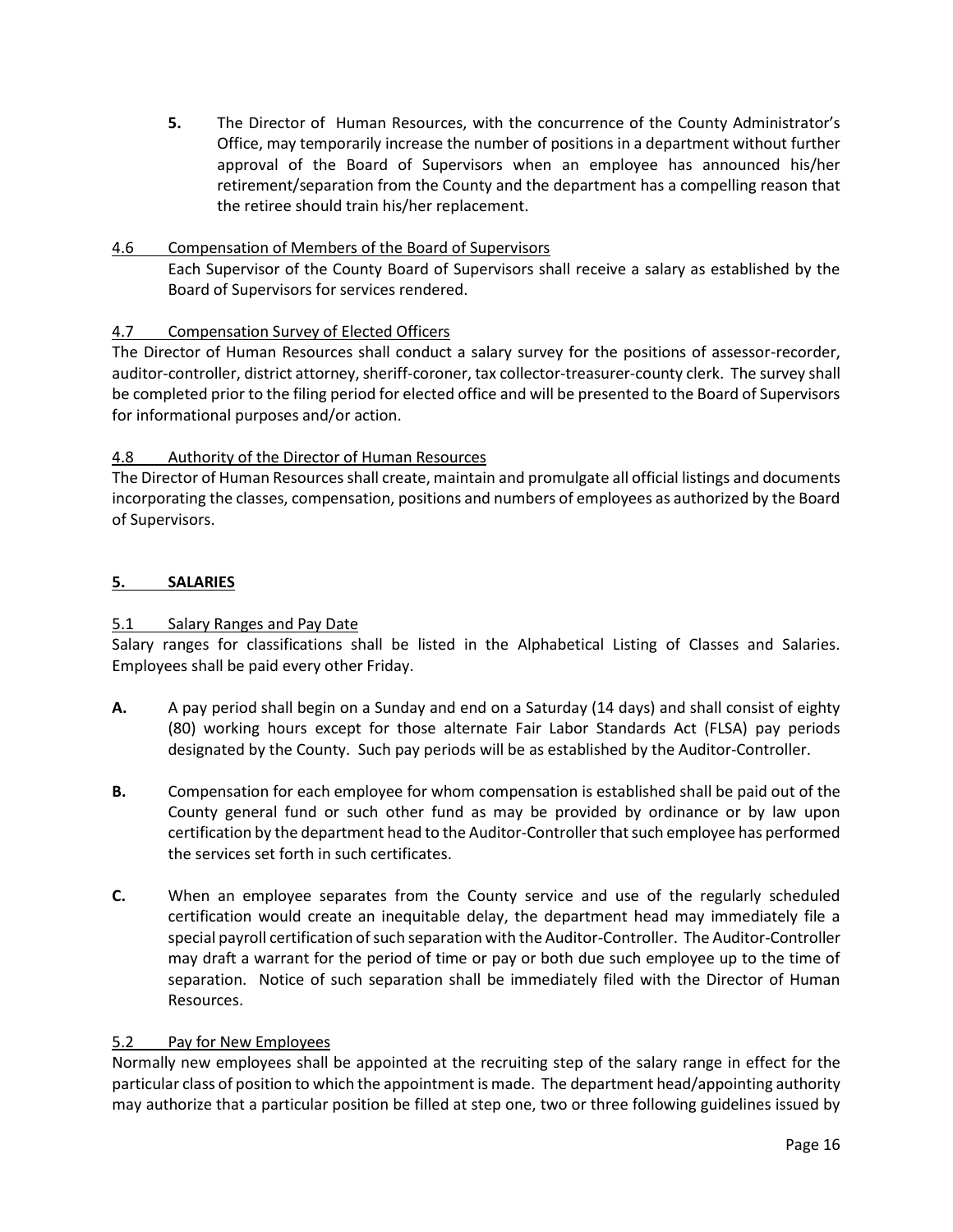**5.** The Director of Human Resources, with the concurrence of the County Administrator's Office, may temporarily increase the number of positions in a department without further approval of the Board of Supervisors when an employee has announced his/her retirement/separation from the County and the department has a compelling reason that the retiree should train his/her replacement.

4.6 Compensation of Members of the Board of Supervisors

Each Supervisor of the County Board of Supervisors shall receive a salary as established by the Board of Supervisors for services rendered.

4.7 Compensation Survey of Elected Officers

The Director of Human Resources shall conduct a salary survey for the positions of assessor-recorder, auditor-controller, district attorney, sheriff-coroner, tax collector-treasurer-county clerk. The survey shall be completed prior to the filing period for elected office and will be presented to the Board of Supervisors for informational purposes and/or action.

4.8 Authority of the Director of Human Resources

The Director of Human Resources shall create, maintain and promulgate all official listings and documents incorporating the classes, compensation, positions and numbers of employees as authorized by the Board of Supervisors.

## 5. SALARIES

5.1 Salary Ranges and Pay Date

Salary ranges for classifications shall be listed in the Alphabetical Listing of Classes and Salaries. Employees shall be paid every other Friday.

**A.** A pay period shall begin on a Sunday and end on a Saturday (14 days) and shall consist of eighty (80) working hours except for those alternate Fair Labor Standards Act (FLSA) pay periods designated by the County. Such pay periods will be as established by the Auditor-Controller.

**B.** Compensation for each employee for whom compensation is established shall be paid out of the County general fund or such other fund as may be provided by ordinance or by law upon certification by the department head to the Auditor-Controller that such employee has performed the services set forth in such certificates.

**C.** When an employee separates from the County service and use of the regularly scheduled certification would create an inequitable delay, the department head may immediately file a special payroll certification of such separation with the Auditor-Controller. The Auditor-Controller may draft a warrant for the period of time or pay or both due such employee up to the time of separation. Notice of such separation shall be immediately filed with the Director of Human Resources.

5.2 Pay for New Employees

Normally new employees shall be appointed at the recruiting step of the salary range in effect for the particular class of position to which the appointment is made. The department head/appointing authority may authorize that a particular position be filled at step one, two or three following guidelines issued by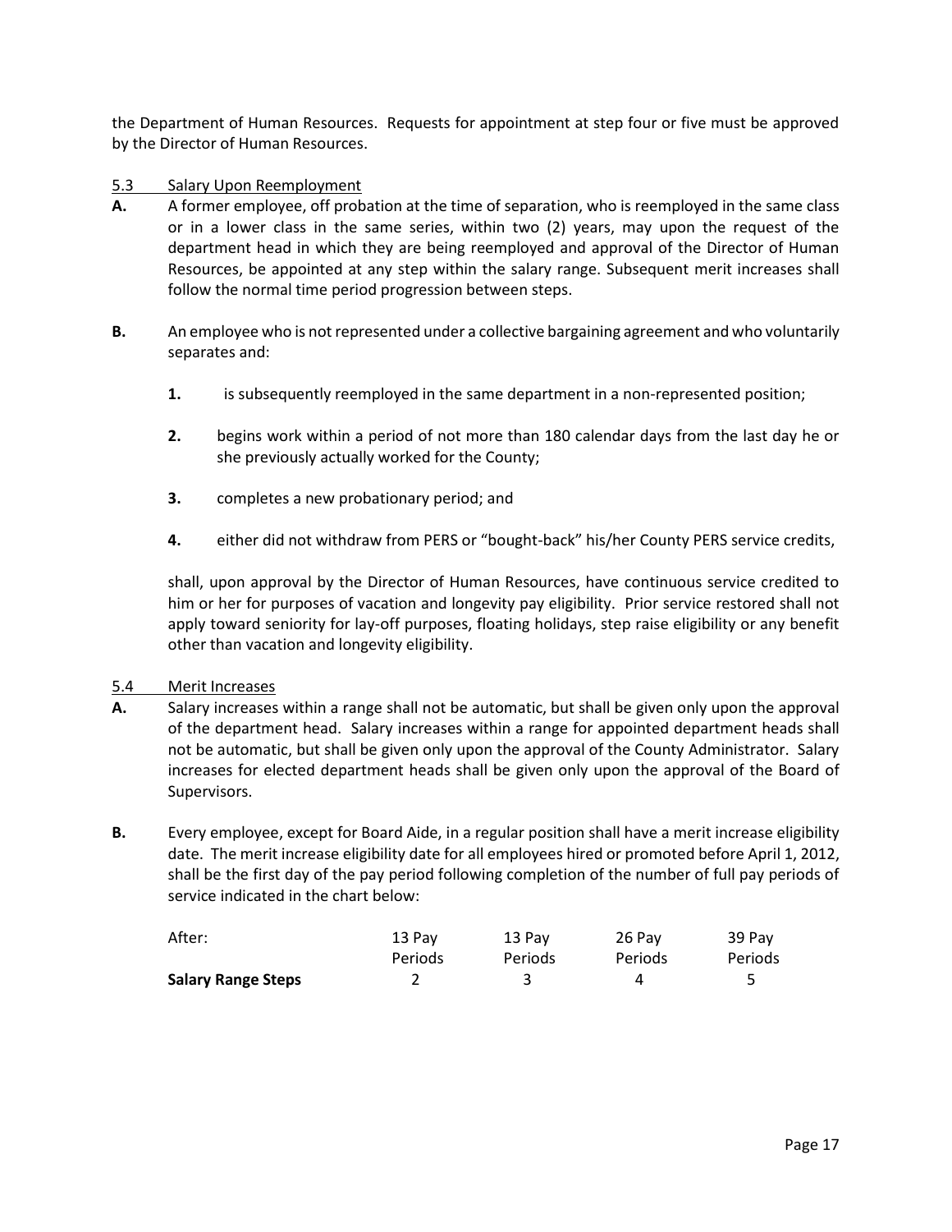the Department of Human Resources. Requests for appointment at step four or five must be approved by the Director of Human Resources.

5.3 Salary Upon Reemployment

**A.** A former employee, off probation at the time of separation, who is reemployed in the same class or in a lower class in the same series, within two (2) years, may upon the request of the department head in which they are being reemployed and approval of the Director of Human Resources, be appointed at any step within the salary range. Subsequent merit increases shall follow the normal time period progression between steps.

**B.** An employee who is not represented under a collective bargaining agreement and who voluntarily separates and:

**1.** is subsequently reemployed in the same department in a non-represented position;

**2.** begins work within a period of not more than 180 calendar days from the last day he or she previously actually worked for the County;

**3.** completes a new probationary period; and

**4.** either did not withdraw from PERS or "bought-back" his/her County PERS service credits,

shall, upon approval by the Director of Human Resources, have continuous service credited to him or her for purposes of vacation and longevity pay eligibility. Prior service restored shall not apply toward seniority for lay-off purposes, floating holidays, step raise eligibility or any benefit other than vacation and longevity eligibility.

5.4 Merit Increases

**A.** Salary increases within a range shall not be automatic, but shall be given only upon the approval of the department head. Salary increases within a range for appointed department heads shall not be automatic, but shall be given only upon the approval of the County Administrator. Salary increases for elected department heads shall be given only upon the approval of the Board of Supervisors.

**B.** Every employee, except for Board Aide, in a regular position shall have a merit increase eligibility date. The merit increase eligibility date for all employees hired or promoted before April 1, 2012, shall be the first day of the pay period following completion of the number of full pay periods of service indicated in the chart below:

| After: | 13 Pay Periods | 13 Pay Periods | 26 Pay Periods | 39 Pay Periods |
|---|---|---|---|---|
| **Salary Range Steps** | 2 | 3 | 4 | 5 |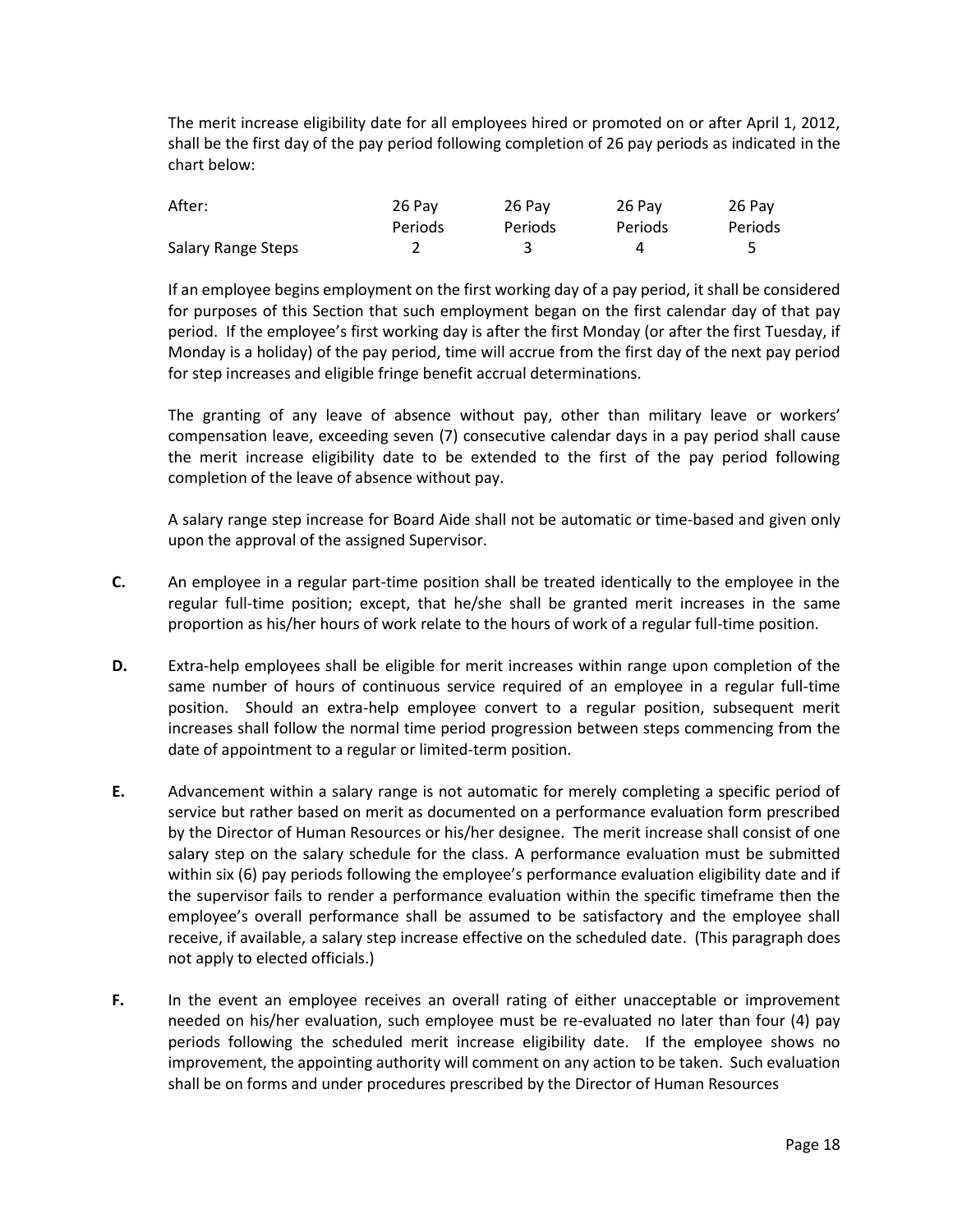The merit increase eligibility date for all employees hired or promoted on or after April 1, 2012, shall be the first day of the pay period following completion of 26 pay periods as indicated in the chart below:

| After: | 26 Pay Periods | 26 Pay Periods | 26 Pay Periods | 26 Pay Periods |
|---|---|---|---|---|
| Salary Range Steps | 2 | 3 | 4 | 5 |

If an employee begins employment on the first working day of a pay period, it shall be considered for purposes of this Section that such employment began on the first calendar day of that pay period. If the employee's first working day is after the first Monday (or after the first Tuesday, if Monday is a holiday) of the pay period, time will accrue from the first day of the next pay period for step increases and eligible fringe benefit accrual determinations.

The granting of any leave of absence without pay, other than military leave or workers' compensation leave, exceeding seven (7) consecutive calendar days in a pay period shall cause the merit increase eligibility date to be extended to the first of the pay period following completion of the leave of absence without pay.

A salary range step increase for Board Aide shall not be automatic or time-based and given only upon the approval of the assigned Supervisor.

**C.** An employee in a regular part-time position shall be treated identically to the employee in the regular full-time position; except, that he/she shall be granted merit increases in the same proportion as his/her hours of work relate to the hours of work of a regular full-time position.

**D.** Extra-help employees shall be eligible for merit increases within range upon completion of the same number of hours of continuous service required of an employee in a regular full-time position. Should an extra-help employee convert to a regular position, subsequent merit increases shall follow the normal time period progression between steps commencing from the date of appointment to a regular or limited-term position.

**E.** Advancement within a salary range is not automatic for merely completing a specific period of service but rather based on merit as documented on a performance evaluation form prescribed by the Director of Human Resources or his/her designee. The merit increase shall consist of one salary step on the salary schedule for the class. A performance evaluation must be submitted within six (6) pay periods following the employee's performance evaluation eligibility date and if the supervisor fails to render a performance evaluation within the specific timeframe then the employee's overall performance shall be assumed to be satisfactory and the employee shall receive, if available, a salary step increase effective on the scheduled date. (This paragraph does not apply to elected officials.)

**F.** In the event an employee receives an overall rating of either unacceptable or improvement needed on his/her evaluation, such employee must be re-evaluated no later than four (4) pay periods following the scheduled merit increase eligibility date. If the employee shows no improvement, the appointing authority will comment on any action to be taken. Such evaluation shall be on forms and under procedures prescribed by the Director of Human Resources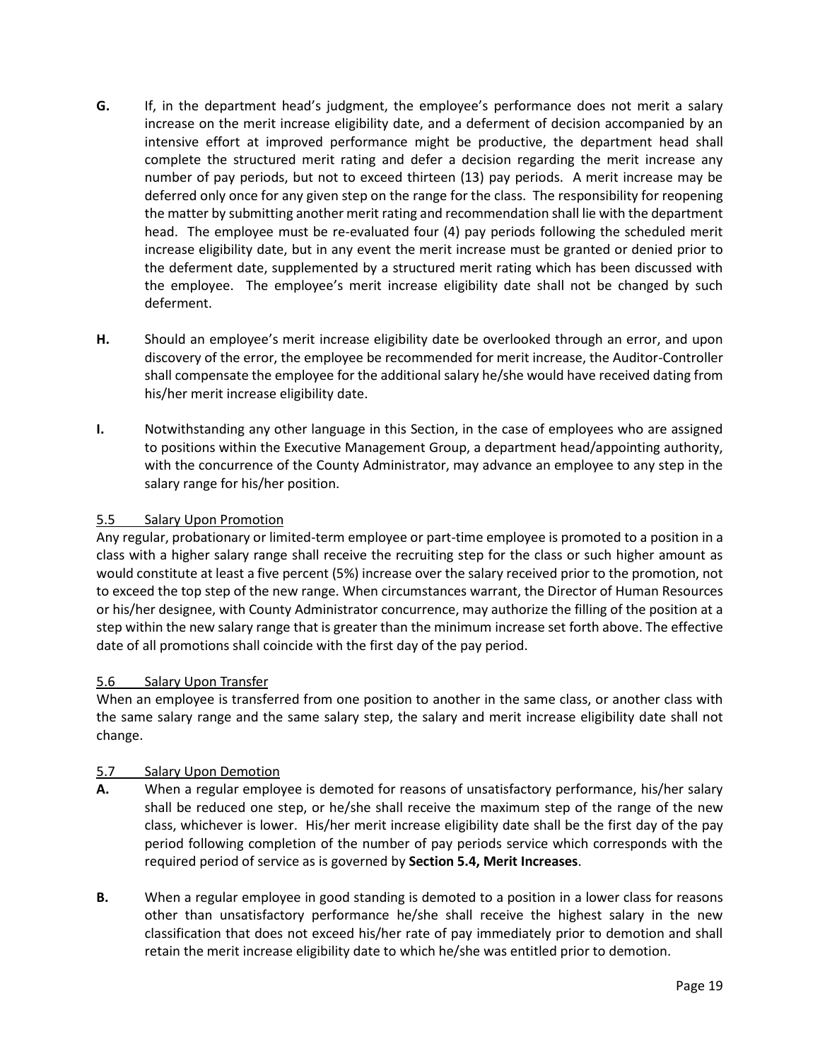**G.** If, in the department head's judgment, the employee's performance does not merit a salary increase on the merit increase eligibility date, and a deferment of decision accompanied by an intensive effort at improved performance might be productive, the department head shall complete the structured merit rating and defer a decision regarding the merit increase any number of pay periods, but not to exceed thirteen (13) pay periods. A merit increase may be deferred only once for any given step on the range for the class. The responsibility for reopening the matter by submitting another merit rating and recommendation shall lie with the department head. The employee must be re-evaluated four (4) pay periods following the scheduled merit increase eligibility date, but in any event the merit increase must be granted or denied prior to the deferment date, supplemented by a structured merit rating which has been discussed with the employee. The employee's merit increase eligibility date shall not be changed by such deferment.

**H.** Should an employee's merit increase eligibility date be overlooked through an error, and upon discovery of the error, the employee be recommended for merit increase, the Auditor-Controller shall compensate the employee for the additional salary he/she would have received dating from his/her merit increase eligibility date.

**I.** Notwithstanding any other language in this Section, in the case of employees who are assigned to positions within the Executive Management Group, a department head/appointing authority, with the concurrence of the County Administrator, may advance an employee to any step in the salary range for his/her position.

<u>5.5 Salary Upon Promotion</u>

Any regular, probationary or limited-term employee or part-time employee is promoted to a position in a class with a higher salary range shall receive the recruiting step for the class or such higher amount as would constitute at least a five percent (5%) increase over the salary received prior to the promotion, not to exceed the top step of the new range. When circumstances warrant, the Director of Human Resources or his/her designee, with County Administrator concurrence, may authorize the filling of the position at a step within the new salary range that is greater than the minimum increase set forth above. The effective date of all promotions shall coincide with the first day of the pay period.

<u>5.6 Salary Upon Transfer</u>

When an employee is transferred from one position to another in the same class, or another class with the same salary range and the same salary step, the salary and merit increase eligibility date shall not change.

<u>5.7 Salary Upon Demotion</u>

**A.** When a regular employee is demoted for reasons of unsatisfactory performance, his/her salary shall be reduced one step, or he/she shall receive the maximum step of the range of the new class, whichever is lower. His/her merit increase eligibility date shall be the first day of the pay period following completion of the number of pay periods service which corresponds with the required period of service as is governed by **Section 5.4, Merit Increases**.

**B.** When a regular employee in good standing is demoted to a position in a lower class for reasons other than unsatisfactory performance he/she shall receive the highest salary in the new classification that does not exceed his/her rate of pay immediately prior to demotion and shall retain the merit increase eligibility date to which he/she was entitled prior to demotion.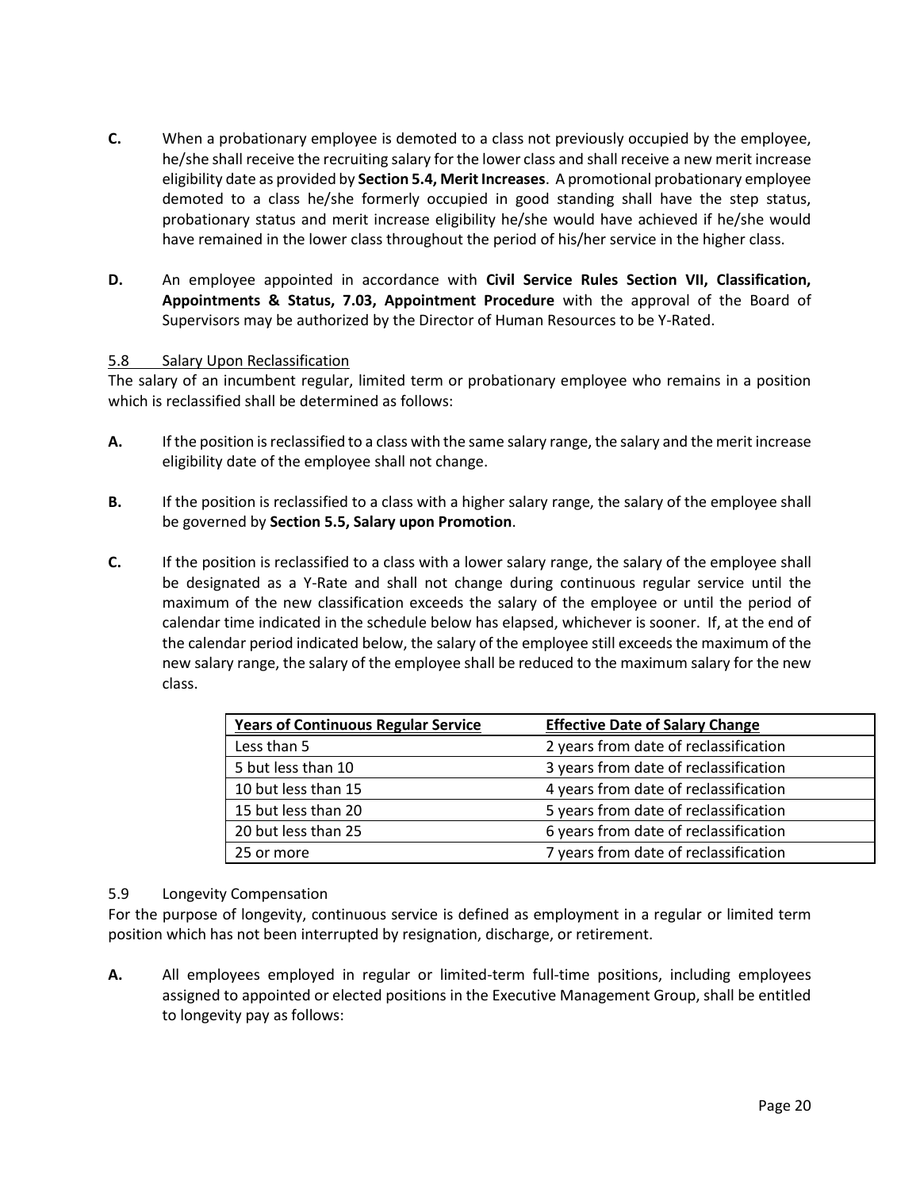**C.** When a probationary employee is demoted to a class not previously occupied by the employee, he/she shall receive the recruiting salary for the lower class and shall receive a new merit increase eligibility date as provided by **Section 5.4, Merit Increases**. A promotional probationary employee demoted to a class he/she formerly occupied in good standing shall have the step status, probationary status and merit increase eligibility he/she would have achieved if he/she would have remained in the lower class throughout the period of his/her service in the higher class.

**D.** An employee appointed in accordance with **Civil Service Rules Section VII, Classification, Appointments & Status, 7.03, Appointment Procedure** with the approval of the Board of Supervisors may be authorized by the Director of Human Resources to be Y-Rated.

5.8 Salary Upon Reclassification

The salary of an incumbent regular, limited term or probationary employee who remains in a position which is reclassified shall be determined as follows:

**A.** If the position is reclassified to a class with the same salary range, the salary and the merit increase eligibility date of the employee shall not change.

**B.** If the position is reclassified to a class with a higher salary range, the salary of the employee shall be governed by **Section 5.5, Salary upon Promotion**.

**C.** If the position is reclassified to a class with a lower salary range, the salary of the employee shall be designated as a Y-Rate and shall not change during continuous regular service until the maximum of the new classification exceeds the salary of the employee or until the period of calendar time indicated in the schedule below has elapsed, whichever is sooner. If, at the end of the calendar period indicated below, the salary of the employee still exceeds the maximum of the new salary range, the salary of the employee shall be reduced to the maximum salary for the new class.

| Years of Continuous Regular Service | Effective Date of Salary Change |
|---|---|
| Less than 5 | 2 years from date of reclassification |
| 5 but less than 10 | 3 years from date of reclassification |
| 10 but less than 15 | 4 years from date of reclassification |
| 15 but less than 20 | 5 years from date of reclassification |
| 20 but less than 25 | 6 years from date of reclassification |
| 25 or more | 7 years from date of reclassification |

5.9 Longevity Compensation

For the purpose of longevity, continuous service is defined as employment in a regular or limited term position which has not been interrupted by resignation, discharge, or retirement.

**A.** All employees employed in regular or limited-term full-time positions, including employees assigned to appointed or elected positions in the Executive Management Group, shall be entitled to longevity pay as follows: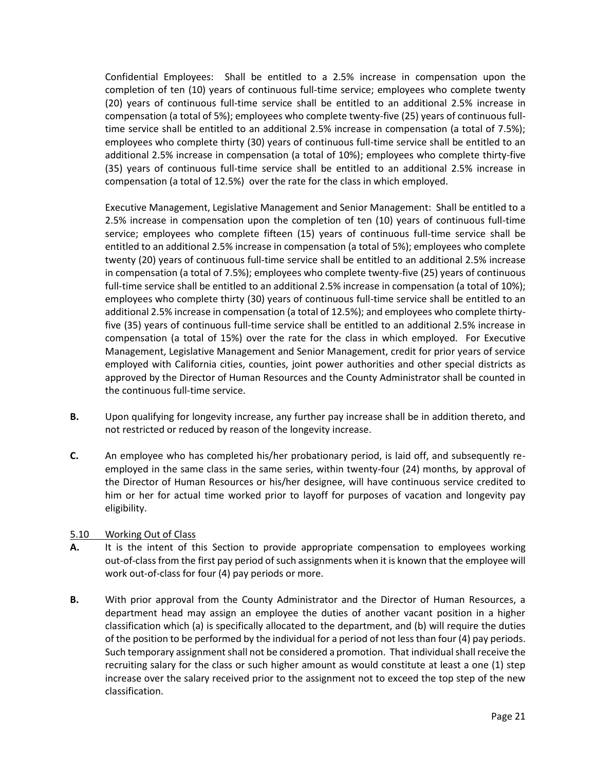Confidential Employees: Shall be entitled to a 2.5% increase in compensation upon the completion of ten (10) years of continuous full-time service; employees who complete twenty (20) years of continuous full-time service shall be entitled to an additional 2.5% increase in compensation (a total of 5%); employees who complete twenty-five (25) years of continuous full-time service shall be entitled to an additional 2.5% increase in compensation (a total of 7.5%); employees who complete thirty (30) years of continuous full-time service shall be entitled to an additional 2.5% increase in compensation (a total of 10%); employees who complete thirty-five (35) years of continuous full-time service shall be entitled to an additional 2.5% increase in compensation (a total of 12.5%) over the rate for the class in which employed.

Executive Management, Legislative Management and Senior Management: Shall be entitled to a 2.5% increase in compensation upon the completion of ten (10) years of continuous full-time service; employees who complete fifteen (15) years of continuous full-time service shall be entitled to an additional 2.5% increase in compensation (a total of 5%); employees who complete twenty (20) years of continuous full-time service shall be entitled to an additional 2.5% increase in compensation (a total of 7.5%); employees who complete twenty-five (25) years of continuous full-time service shall be entitled to an additional 2.5% increase in compensation (a total of 10%); employees who complete thirty (30) years of continuous full-time service shall be entitled to an additional 2.5% increase in compensation (a total of 12.5%); and employees who complete thirty-five (35) years of continuous full-time service shall be entitled to an additional 2.5% increase in compensation (a total of 15%) over the rate for the class in which employed. For Executive Management, Legislative Management and Senior Management, credit for prior years of service employed with California cities, counties, joint power authorities and other special districts as approved by the Director of Human Resources and the County Administrator shall be counted in the continuous full-time service.

**B.** Upon qualifying for longevity increase, any further pay increase shall be in addition thereto, and not restricted or reduced by reason of the longevity increase.

**C.** An employee who has completed his/her probationary period, is laid off, and subsequently re-employed in the same class in the same series, within twenty-four (24) months, by approval of the Director of Human Resources or his/her designee, will have continuous service credited to him or her for actual time worked prior to layoff for purposes of vacation and longevity pay eligibility.

5.10 Working Out of Class

**A.** It is the intent of this Section to provide appropriate compensation to employees working out-of-class from the first pay period of such assignments when it is known that the employee will work out-of-class for four (4) pay periods or more.

**B.** With prior approval from the County Administrator and the Director of Human Resources, a department head may assign an employee the duties of another vacant position in a higher classification which (a) is specifically allocated to the department, and (b) will require the duties of the position to be performed by the individual for a period of not less than four (4) pay periods. Such temporary assignment shall not be considered a promotion. That individual shall receive the recruiting salary for the class or such higher amount as would constitute at least a one (1) step increase over the salary received prior to the assignment not to exceed the top step of the new classification.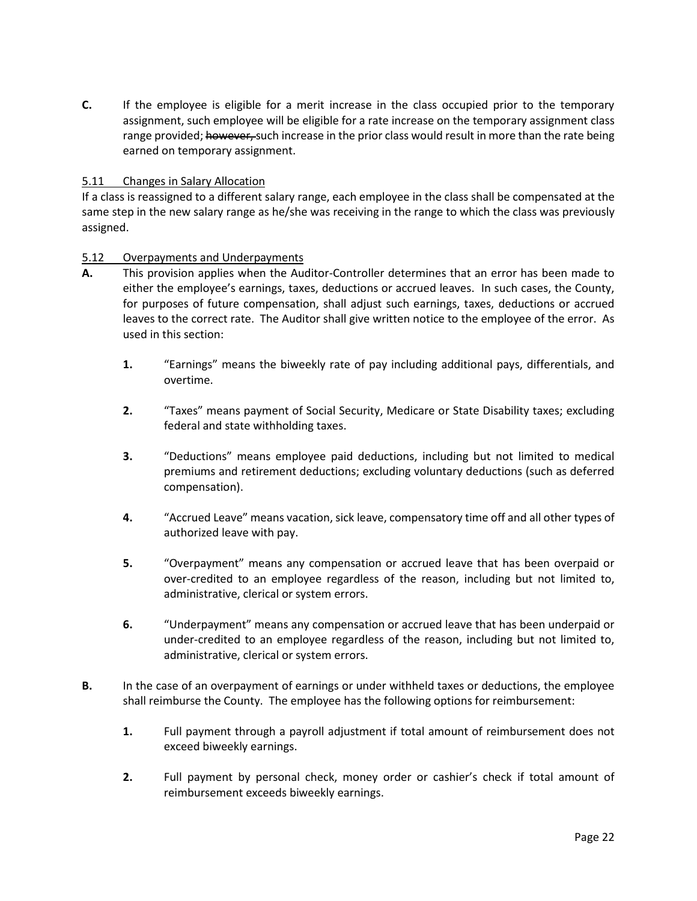**C.** If the employee is eligible for a merit increase in the class occupied prior to the temporary assignment, such employee will be eligible for a rate increase on the temporary assignment class range provided; ~~however,~~ such increase in the prior class would result in more than the rate being earned on temporary assignment.

<u>5.11 Changes in Salary Allocation</u>

If a class is reassigned to a different salary range, each employee in the class shall be compensated at the same step in the new salary range as he/she was receiving in the range to which the class was previously assigned.

<u>5.12 Overpayments and Underpayments</u>

**A.** This provision applies when the Auditor-Controller determines that an error has been made to either the employee's earnings, taxes, deductions or accrued leaves. In such cases, the County, for purposes of future compensation, shall adjust such earnings, taxes, deductions or accrued leaves to the correct rate. The Auditor shall give written notice to the employee of the error. As used in this section:

> **1.** "Earnings" means the biweekly rate of pay including additional pays, differentials, and overtime.
>
> **2.** "Taxes" means payment of Social Security, Medicare or State Disability taxes; excluding federal and state withholding taxes.
>
> **3.** "Deductions" means employee paid deductions, including but not limited to medical premiums and retirement deductions; excluding voluntary deductions (such as deferred compensation).
>
> **4.** "Accrued Leave" means vacation, sick leave, compensatory time off and all other types of authorized leave with pay.
>
> **5.** "Overpayment" means any compensation or accrued leave that has been overpaid or over-credited to an employee regardless of the reason, including but not limited to, administrative, clerical or system errors.
>
> **6.** "Underpayment" means any compensation or accrued leave that has been underpaid or under-credited to an employee regardless of the reason, including but not limited to, administrative, clerical or system errors.

**B.** In the case of an overpayment of earnings or under withheld taxes or deductions, the employee shall reimburse the County. The employee has the following options for reimbursement:

> **1.** Full payment through a payroll adjustment if total amount of reimbursement does not exceed biweekly earnings.
>
> **2.** Full payment by personal check, money order or cashier's check if total amount of reimbursement exceeds biweekly earnings.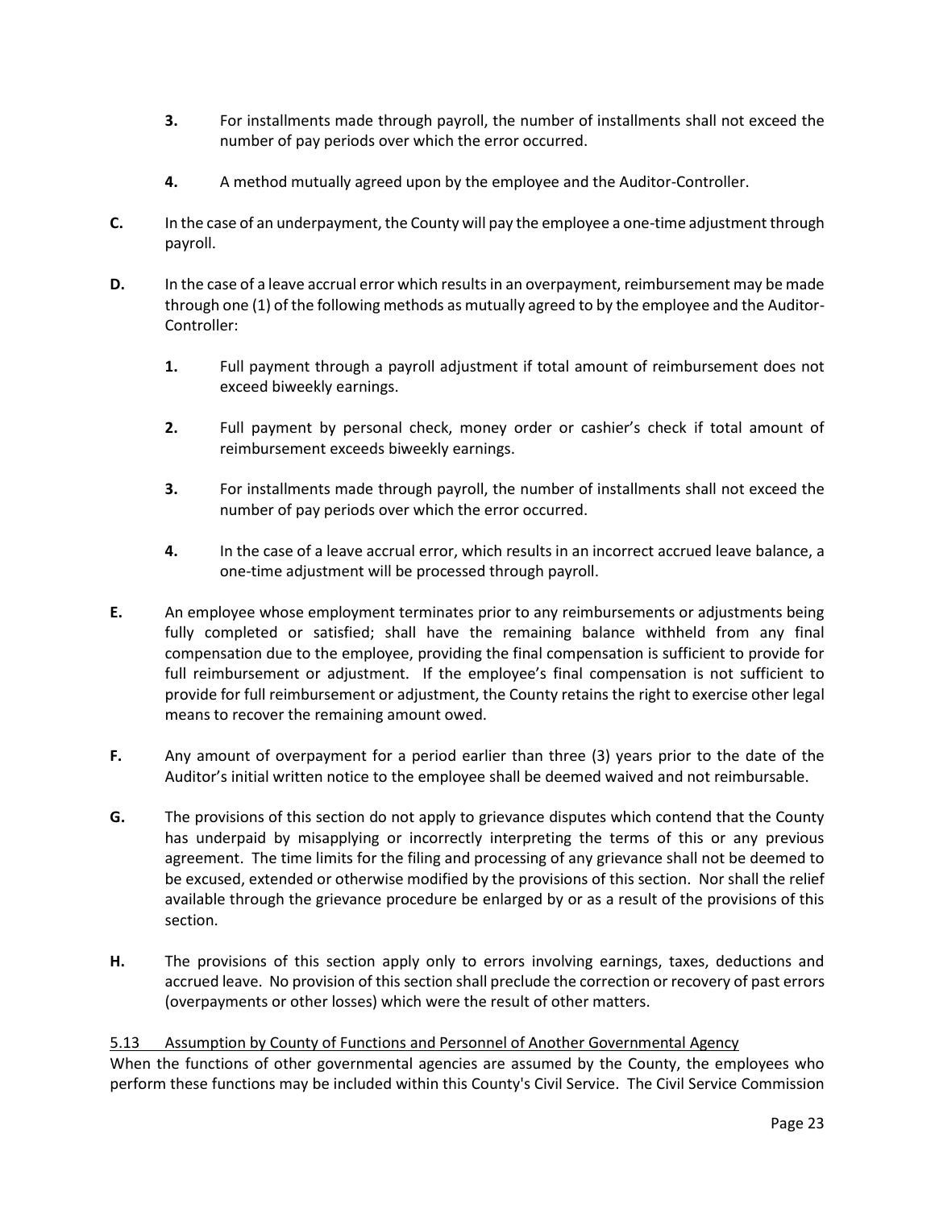**3.** For installments made through payroll, the number of installments shall not exceed the number of pay periods over which the error occurred.

**4.** A method mutually agreed upon by the employee and the Auditor-Controller.

**C.** In the case of an underpayment, the County will pay the employee a one-time adjustment through payroll.

**D.** In the case of a leave accrual error which results in an overpayment, reimbursement may be made through one (1) of the following methods as mutually agreed to by the employee and the Auditor-Controller:

**1.** Full payment through a payroll adjustment if total amount of reimbursement does not exceed biweekly earnings.

**2.** Full payment by personal check, money order or cashier's check if total amount of reimbursement exceeds biweekly earnings.

**3.** For installments made through payroll, the number of installments shall not exceed the number of pay periods over which the error occurred.

**4.** In the case of a leave accrual error, which results in an incorrect accrued leave balance, a one-time adjustment will be processed through payroll.

**E.** An employee whose employment terminates prior to any reimbursements or adjustments being fully completed or satisfied; shall have the remaining balance withheld from any final compensation due to the employee, providing the final compensation is sufficient to provide for full reimbursement or adjustment. If the employee's final compensation is not sufficient to provide for full reimbursement or adjustment, the County retains the right to exercise other legal means to recover the remaining amount owed.

**F.** Any amount of overpayment for a period earlier than three (3) years prior to the date of the Auditor's initial written notice to the employee shall be deemed waived and not reimbursable.

**G.** The provisions of this section do not apply to grievance disputes which contend that the County has underpaid by misapplying or incorrectly interpreting the terms of this or any previous agreement. The time limits for the filing and processing of any grievance shall not be deemed to be excused, extended or otherwise modified by the provisions of this section. Nor shall the relief available through the grievance procedure be enlarged by or as a result of the provisions of this section.

**H.** The provisions of this section apply only to errors involving earnings, taxes, deductions and accrued leave. No provision of this section shall preclude the correction or recovery of past errors (overpayments or other losses) which were the result of other matters.

5.13 Assumption by County of Functions and Personnel of Another Governmental Agency

When the functions of other governmental agencies are assumed by the County, the employees who perform these functions may be included within this County's Civil Service. The Civil Service Commission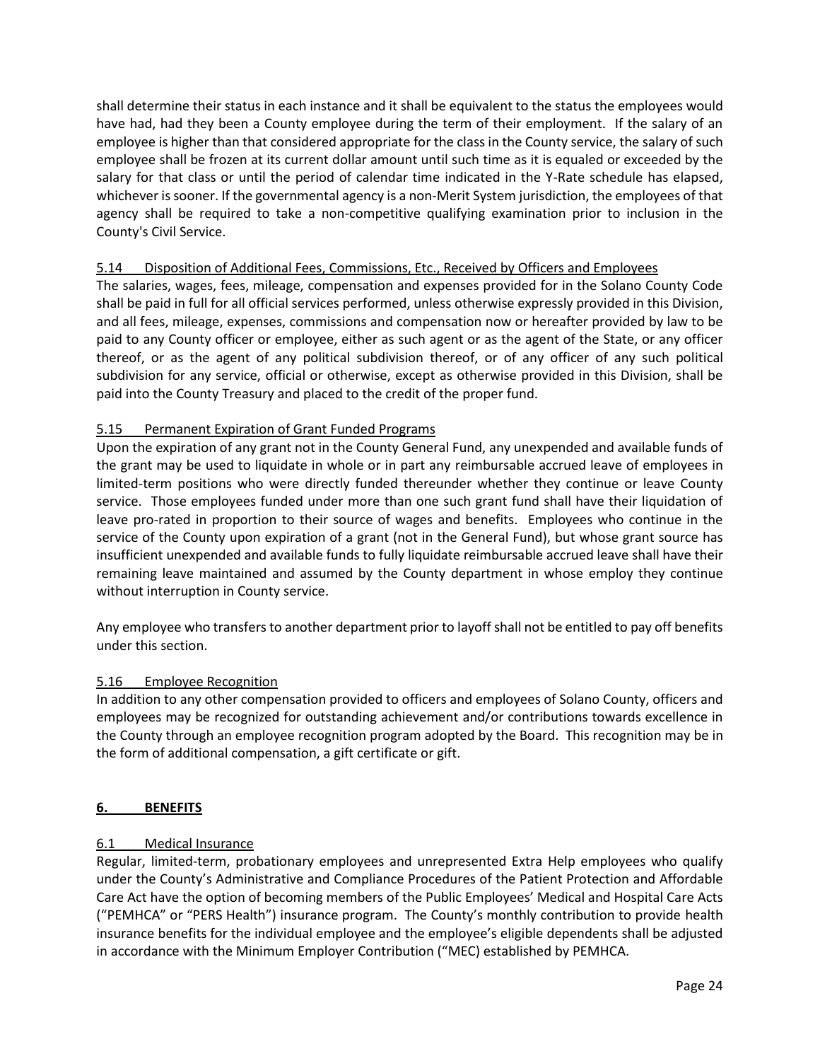shall determine their status in each instance and it shall be equivalent to the status the employees would have had, had they been a County employee during the term of their employment. If the salary of an employee is higher than that considered appropriate for the class in the County service, the salary of such employee shall be frozen at its current dollar amount until such time as it is equaled or exceeded by the salary for that class or until the period of calendar time indicated in the Y-Rate schedule has elapsed, whichever is sooner. If the governmental agency is a non-Merit System jurisdiction, the employees of that agency shall be required to take a non-competitive qualifying examination prior to inclusion in the County's Civil Service.

### 5.14 Disposition of Additional Fees, Commissions, Etc., Received by Officers and Employees

The salaries, wages, fees, mileage, compensation and expenses provided for in the Solano County Code shall be paid in full for all official services performed, unless otherwise expressly provided in this Division, and all fees, mileage, expenses, commissions and compensation now or hereafter provided by law to be paid to any County officer or employee, either as such agent or as the agent of the State, or any officer thereof, or as the agent of any political subdivision thereof, or of any officer of any such political subdivision for any service, official or otherwise, except as otherwise provided in this Division, shall be paid into the County Treasury and placed to the credit of the proper fund.

### 5.15 Permanent Expiration of Grant Funded Programs

Upon the expiration of any grant not in the County General Fund, any unexpended and available funds of the grant may be used to liquidate in whole or in part any reimbursable accrued leave of employees in limited-term positions who were directly funded thereunder whether they continue or leave County service. Those employees funded under more than one such grant fund shall have their liquidation of leave pro-rated in proportion to their source of wages and benefits. Employees who continue in the service of the County upon expiration of a grant (not in the General Fund), but whose grant source has insufficient unexpended and available funds to fully liquidate reimbursable accrued leave shall have their remaining leave maintained and assumed by the County department in whose employ they continue without interruption in County service.

Any employee who transfers to another department prior to layoff shall not be entitled to pay off benefits under this section.

### 5.16 Employee Recognition

In addition to any other compensation provided to officers and employees of Solano County, officers and employees may be recognized for outstanding achievement and/or contributions towards excellence in the County through an employee recognition program adopted by the Board. This recognition may be in the form of additional compensation, a gift certificate or gift.

## 6. BENEFITS

### 6.1 Medical Insurance

Regular, limited-term, probationary employees and unrepresented Extra Help employees who qualify under the County's Administrative and Compliance Procedures of the Patient Protection and Affordable Care Act have the option of becoming members of the Public Employees' Medical and Hospital Care Acts ("PEMHCA" or "PERS Health") insurance program. The County's monthly contribution to provide health insurance benefits for the individual employee and the employee's eligible dependents shall be adjusted in accordance with the Minimum Employer Contribution ("MEC) established by PEMHCA.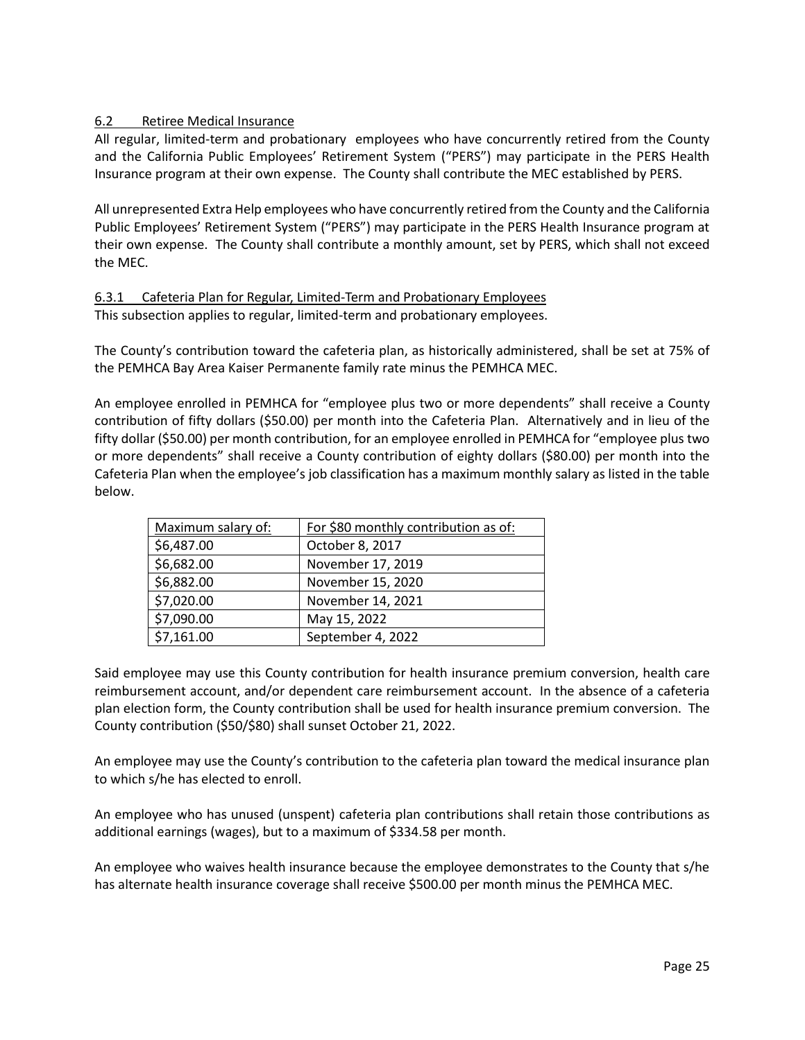### 6.2 Retiree Medical Insurance

All regular, limited-term and probationary employees who have concurrently retired from the County and the California Public Employees' Retirement System ("PERS") may participate in the PERS Health Insurance program at their own expense. The County shall contribute the MEC established by PERS.

All unrepresented Extra Help employees who have concurrently retired from the County and the California Public Employees' Retirement System ("PERS") may participate in the PERS Health Insurance program at their own expense. The County shall contribute a monthly amount, set by PERS, which shall not exceed the MEC.

### 6.3.1 Cafeteria Plan for Regular, Limited-Term and Probationary Employees

This subsection applies to regular, limited-term and probationary employees.

The County's contribution toward the cafeteria plan, as historically administered, shall be set at 75% of the PEMHCA Bay Area Kaiser Permanente family rate minus the PEMHCA MEC.

An employee enrolled in PEMHCA for "employee plus two or more dependents" shall receive a County contribution of fifty dollars ($50.00) per month into the Cafeteria Plan. Alternatively and in lieu of the fifty dollar ($50.00) per month contribution, for an employee enrolled in PEMHCA for "employee plus two or more dependents" shall receive a County contribution of eighty dollars ($80.00) per month into the Cafeteria Plan when the employee's job classification has a maximum monthly salary as listed in the table below.

| Maximum salary of: | For $80 monthly contribution as of: |
|---|---|
| $6,487.00 | October 8, 2017 |
| $6,682.00 | November 17, 2019 |
| $6,882.00 | November 15, 2020 |
| $7,020.00 | November 14, 2021 |
| $7,090.00 | May 15, 2022 |
| $7,161.00 | September 4, 2022 |

Said employee may use this County contribution for health insurance premium conversion, health care reimbursement account, and/or dependent care reimbursement account. In the absence of a cafeteria plan election form, the County contribution shall be used for health insurance premium conversion. The County contribution ($50/$80) shall sunset October 21, 2022.

An employee may use the County's contribution to the cafeteria plan toward the medical insurance plan to which s/he has elected to enroll.

An employee who has unused (unspent) cafeteria plan contributions shall retain those contributions as additional earnings (wages), but to a maximum of $334.58 per month.

An employee who waives health insurance because the employee demonstrates to the County that s/he has alternate health insurance coverage shall receive $500.00 per month minus the PEMHCA MEC.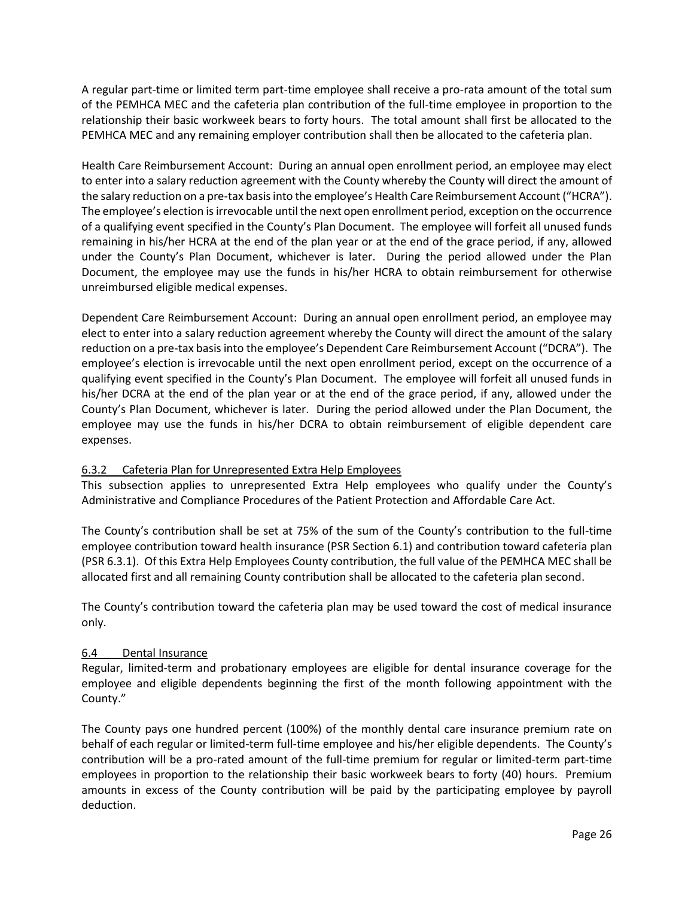A regular part-time or limited term part-time employee shall receive a pro-rata amount of the total sum of the PEMHCA MEC and the cafeteria plan contribution of the full-time employee in proportion to the relationship their basic workweek bears to forty hours. The total amount shall first be allocated to the PEMHCA MEC and any remaining employer contribution shall then be allocated to the cafeteria plan.

Health Care Reimbursement Account: During an annual open enrollment period, an employee may elect to enter into a salary reduction agreement with the County whereby the County will direct the amount of the salary reduction on a pre-tax basis into the employee's Health Care Reimbursement Account ("HCRA"). The employee's election is irrevocable until the next open enrollment period, exception on the occurrence of a qualifying event specified in the County's Plan Document. The employee will forfeit all unused funds remaining in his/her HCRA at the end of the plan year or at the end of the grace period, if any, allowed under the County's Plan Document, whichever is later. During the period allowed under the Plan Document, the employee may use the funds in his/her HCRA to obtain reimbursement for otherwise unreimbursed eligible medical expenses.

Dependent Care Reimbursement Account: During an annual open enrollment period, an employee may elect to enter into a salary reduction agreement whereby the County will direct the amount of the salary reduction on a pre-tax basis into the employee's Dependent Care Reimbursement Account ("DCRA"). The employee's election is irrevocable until the next open enrollment period, except on the occurrence of a qualifying event specified in the County's Plan Document. The employee will forfeit all unused funds in his/her DCRA at the end of the plan year or at the end of the grace period, if any, allowed under the County's Plan Document, whichever is later. During the period allowed under the Plan Document, the employee may use the funds in his/her DCRA to obtain reimbursement of eligible dependent care expenses.

### 6.3.2 Cafeteria Plan for Unrepresented Extra Help Employees

This subsection applies to unrepresented Extra Help employees who qualify under the County's Administrative and Compliance Procedures of the Patient Protection and Affordable Care Act.

The County's contribution shall be set at 75% of the sum of the County's contribution to the full-time employee contribution toward health insurance (PSR Section 6.1) and contribution toward cafeteria plan (PSR 6.3.1). Of this Extra Help Employees County contribution, the full value of the PEMHCA MEC shall be allocated first and all remaining County contribution shall be allocated to the cafeteria plan second.

The County's contribution toward the cafeteria plan may be used toward the cost of medical insurance only.

## 6.4 Dental Insurance

Regular, limited-term and probationary employees are eligible for dental insurance coverage for the employee and eligible dependents beginning the first of the month following appointment with the County."

The County pays one hundred percent (100%) of the monthly dental care insurance premium rate on behalf of each regular or limited-term full-time employee and his/her eligible dependents. The County's contribution will be a pro-rated amount of the full-time premium for regular or limited-term part-time employees in proportion to the relationship their basic workweek bears to forty (40) hours. Premium amounts in excess of the County contribution will be paid by the participating employee by payroll deduction.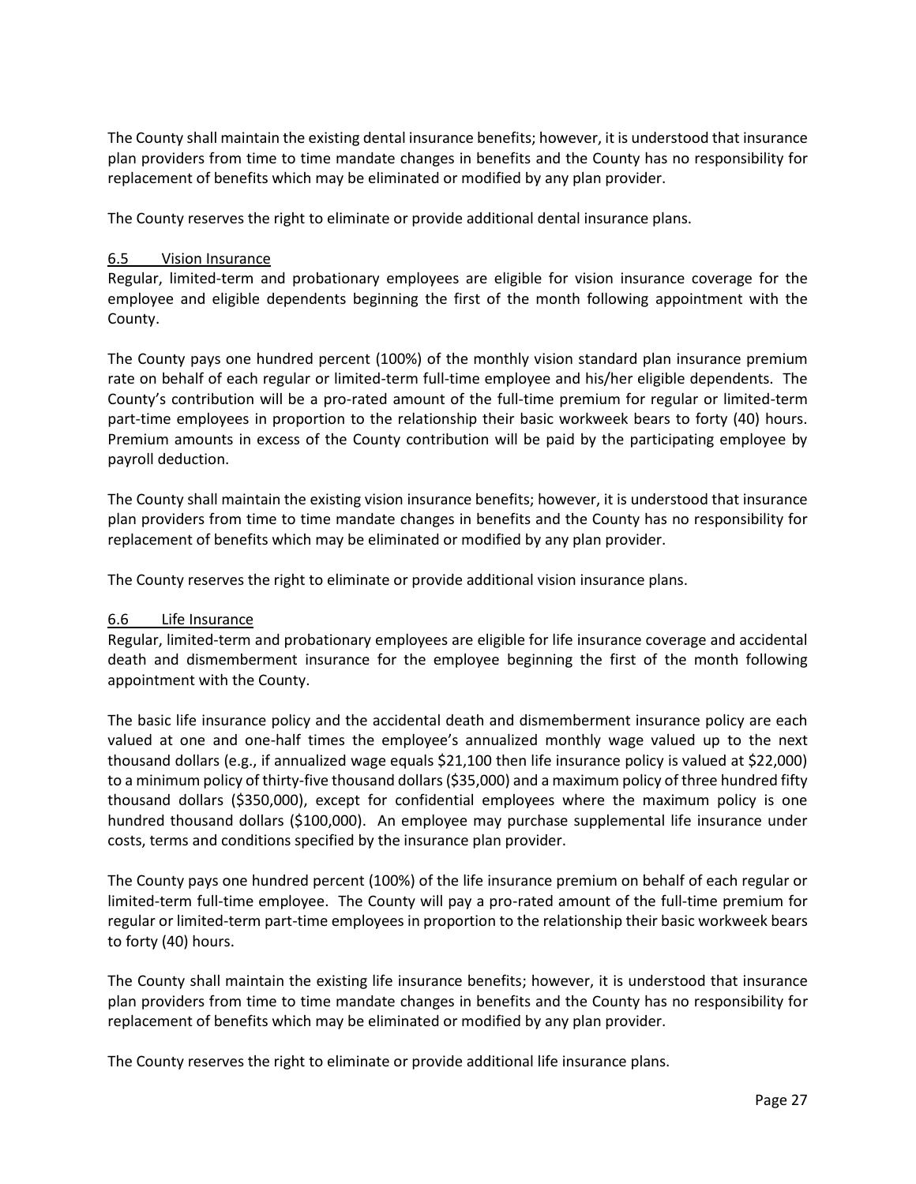The County shall maintain the existing dental insurance benefits; however, it is understood that insurance plan providers from time to time mandate changes in benefits and the County has no responsibility for replacement of benefits which may be eliminated or modified by any plan provider.

The County reserves the right to eliminate or provide additional dental insurance plans.

### 6.5 Vision Insurance

Regular, limited-term and probationary employees are eligible for vision insurance coverage for the employee and eligible dependents beginning the first of the month following appointment with the County.

The County pays one hundred percent (100%) of the monthly vision standard plan insurance premium rate on behalf of each regular or limited-term full-time employee and his/her eligible dependents. The County's contribution will be a pro-rated amount of the full-time premium for regular or limited-term part-time employees in proportion to the relationship their basic workweek bears to forty (40) hours. Premium amounts in excess of the County contribution will be paid by the participating employee by payroll deduction.

The County shall maintain the existing vision insurance benefits; however, it is understood that insurance plan providers from time to time mandate changes in benefits and the County has no responsibility for replacement of benefits which may be eliminated or modified by any plan provider.

The County reserves the right to eliminate or provide additional vision insurance plans.

### 6.6 Life Insurance

Regular, limited-term and probationary employees are eligible for life insurance coverage and accidental death and dismemberment insurance for the employee beginning the first of the month following appointment with the County.

The basic life insurance policy and the accidental death and dismemberment insurance policy are each valued at one and one-half times the employee's annualized monthly wage valued up to the next thousand dollars (e.g., if annualized wage equals $21,100 then life insurance policy is valued at $22,000) to a minimum policy of thirty-five thousand dollars ($35,000) and a maximum policy of three hundred fifty thousand dollars ($350,000), except for confidential employees where the maximum policy is one hundred thousand dollars ($100,000). An employee may purchase supplemental life insurance under costs, terms and conditions specified by the insurance plan provider.

The County pays one hundred percent (100%) of the life insurance premium on behalf of each regular or limited-term full-time employee. The County will pay a pro-rated amount of the full-time premium for regular or limited-term part-time employees in proportion to the relationship their basic workweek bears to forty (40) hours.

The County shall maintain the existing life insurance benefits; however, it is understood that insurance plan providers from time to time mandate changes in benefits and the County has no responsibility for replacement of benefits which may be eliminated or modified by any plan provider.

The County reserves the right to eliminate or provide additional life insurance plans.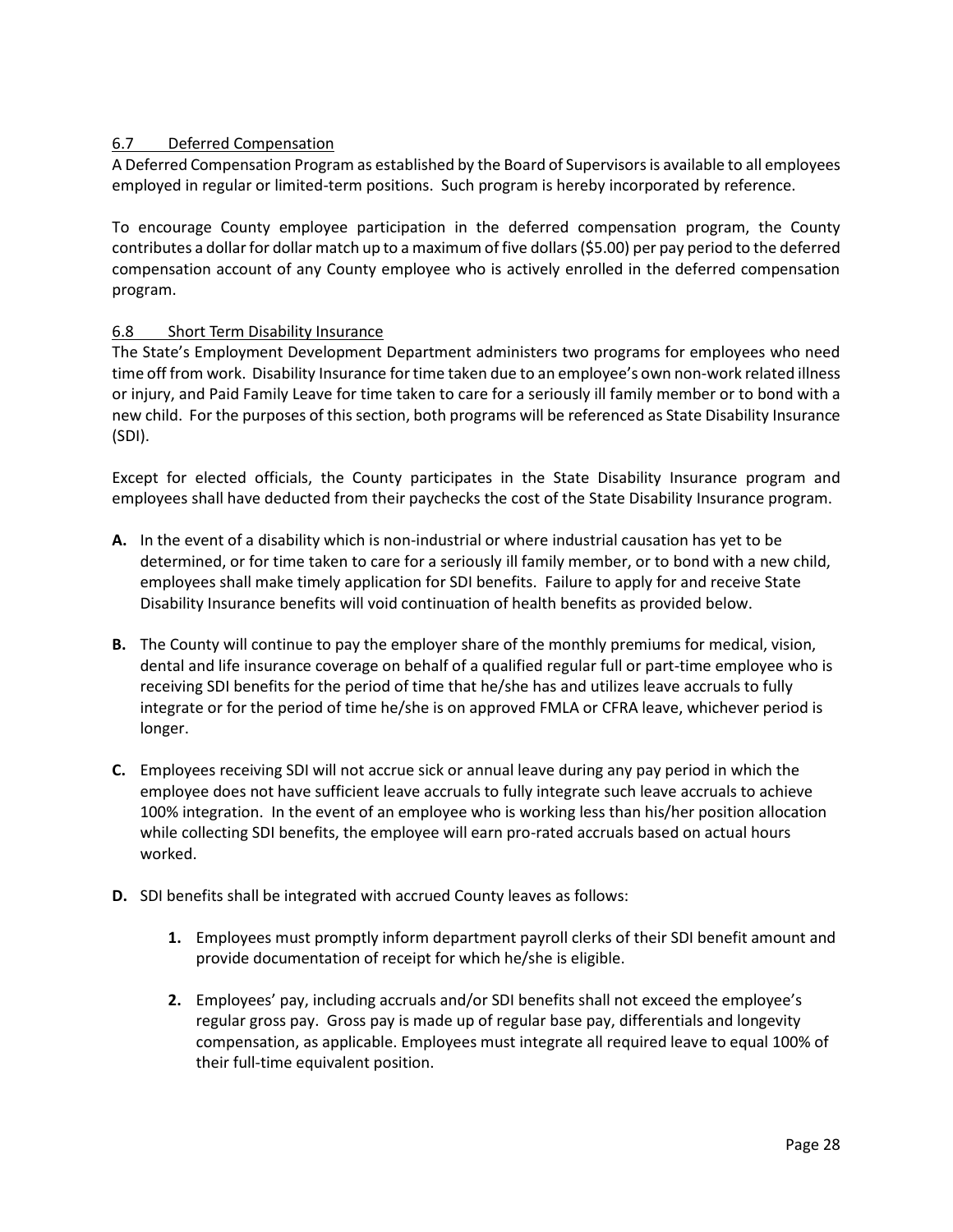### 6.7 Deferred Compensation

A Deferred Compensation Program as established by the Board of Supervisors is available to all employees employed in regular or limited-term positions. Such program is hereby incorporated by reference.

To encourage County employee participation in the deferred compensation program, the County contributes a dollar for dollar match up to a maximum of five dollars ($5.00) per pay period to the deferred compensation account of any County employee who is actively enrolled in the deferred compensation program.

### 6.8 Short Term Disability Insurance

The State's Employment Development Department administers two programs for employees who need time off from work. Disability Insurance for time taken due to an employee's own non-work related illness or injury, and Paid Family Leave for time taken to care for a seriously ill family member or to bond with a new child. For the purposes of this section, both programs will be referenced as State Disability Insurance (SDI).

Except for elected officials, the County participates in the State Disability Insurance program and employees shall have deducted from their paychecks the cost of the State Disability Insurance program.

**A.** In the event of a disability which is non-industrial or where industrial causation has yet to be determined, or for time taken to care for a seriously ill family member, or to bond with a new child, employees shall make timely application for SDI benefits. Failure to apply for and receive State Disability Insurance benefits will void continuation of health benefits as provided below.

**B.** The County will continue to pay the employer share of the monthly premiums for medical, vision, dental and life insurance coverage on behalf of a qualified regular full or part-time employee who is receiving SDI benefits for the period of time that he/she has and utilizes leave accruals to fully integrate or for the period of time he/she is on approved FMLA or CFRA leave, whichever period is longer.

**C.** Employees receiving SDI will not accrue sick or annual leave during any pay period in which the employee does not have sufficient leave accruals to fully integrate such leave accruals to achieve 100% integration. In the event of an employee who is working less than his/her position allocation while collecting SDI benefits, the employee will earn pro-rated accruals based on actual hours worked.

**D.** SDI benefits shall be integrated with accrued County leaves as follows:

   **1.** Employees must promptly inform department payroll clerks of their SDI benefit amount and provide documentation of receipt for which he/she is eligible.

   **2.** Employees' pay, including accruals and/or SDI benefits shall not exceed the employee's regular gross pay. Gross pay is made up of regular base pay, differentials and longevity compensation, as applicable. Employees must integrate all required leave to equal 100% of their full-time equivalent position.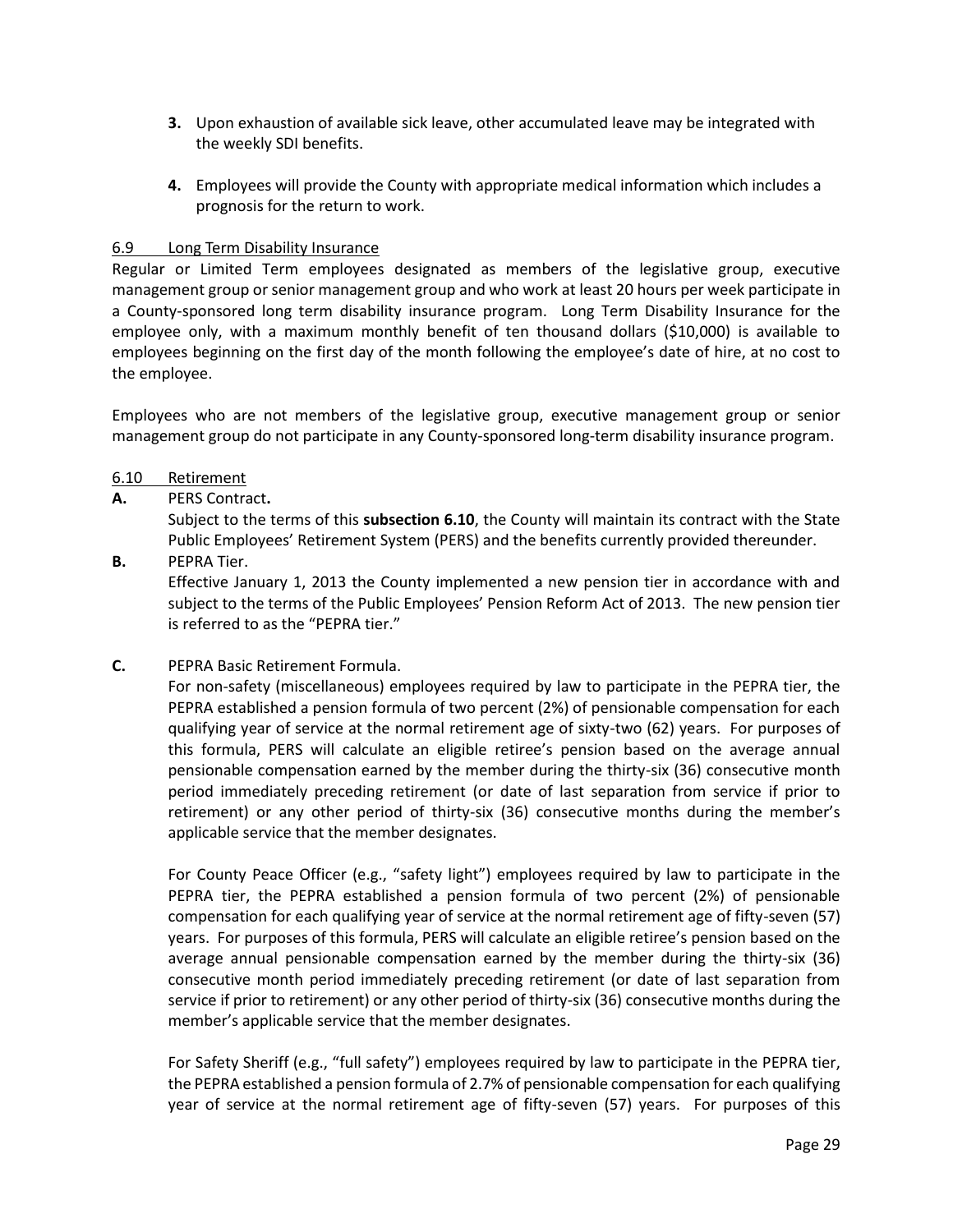**3.** Upon exhaustion of available sick leave, other accumulated leave may be integrated with the weekly SDI benefits.

**4.** Employees will provide the County with appropriate medical information which includes a prognosis for the return to work.

### 6.9 Long Term Disability Insurance

Regular or Limited Term employees designated as members of the legislative group, executive management group or senior management group and who work at least 20 hours per week participate in a County-sponsored long term disability insurance program. Long Term Disability Insurance for the employee only, with a maximum monthly benefit of ten thousand dollars ($10,000) is available to employees beginning on the first day of the month following the employee's date of hire, at no cost to the employee.

Employees who are not members of the legislative group, executive management group or senior management group do not participate in any County-sponsored long-term disability insurance program.

### 6.10 Retirement

**A.** PERS Contract**.**

Subject to the terms of this **subsection 6.10**, the County will maintain its contract with the State Public Employees' Retirement System (PERS) and the benefits currently provided thereunder.

**B.** PEPRA Tier.

Effective January 1, 2013 the County implemented a new pension tier in accordance with and subject to the terms of the Public Employees' Pension Reform Act of 2013. The new pension tier is referred to as the "PEPRA tier."

**C.** PEPRA Basic Retirement Formula.

For non-safety (miscellaneous) employees required by law to participate in the PEPRA tier, the PEPRA established a pension formula of two percent (2%) of pensionable compensation for each qualifying year of service at the normal retirement age of sixty-two (62) years. For purposes of this formula, PERS will calculate an eligible retiree's pension based on the average annual pensionable compensation earned by the member during the thirty-six (36) consecutive month period immediately preceding retirement (or date of last separation from service if prior to retirement) or any other period of thirty-six (36) consecutive months during the member's applicable service that the member designates.

For County Peace Officer (e.g., "safety light") employees required by law to participate in the PEPRA tier, the PEPRA established a pension formula of two percent (2%) of pensionable compensation for each qualifying year of service at the normal retirement age of fifty-seven (57) years. For purposes of this formula, PERS will calculate an eligible retiree's pension based on the average annual pensionable compensation earned by the member during the thirty-six (36) consecutive month period immediately preceding retirement (or date of last separation from service if prior to retirement) or any other period of thirty-six (36) consecutive months during the member's applicable service that the member designates.

For Safety Sheriff (e.g., "full safety") employees required by law to participate in the PEPRA tier, the PEPRA established a pension formula of 2.7% of pensionable compensation for each qualifying year of service at the normal retirement age of fifty-seven (57) years. For purposes of this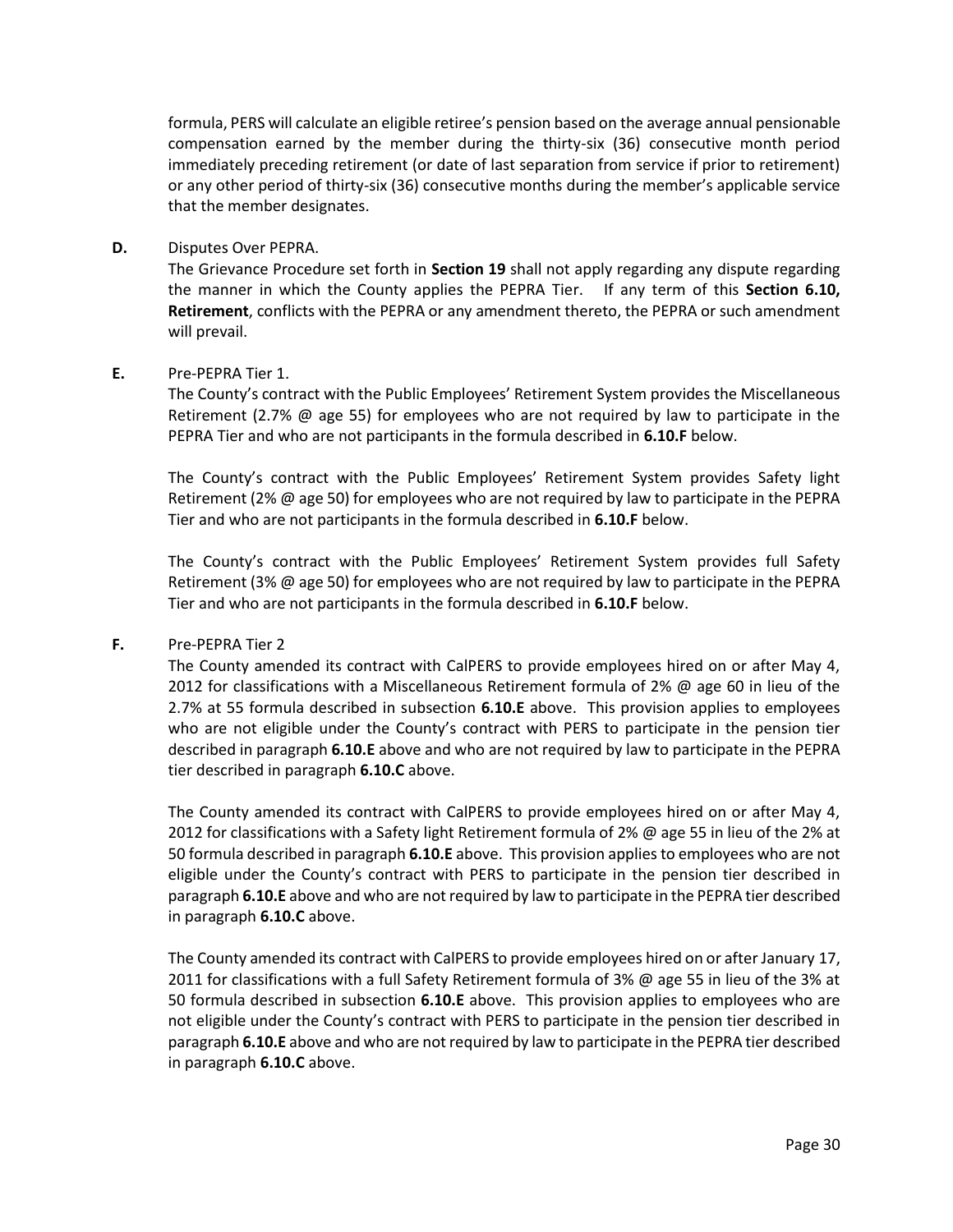formula, PERS will calculate an eligible retiree's pension based on the average annual pensionable compensation earned by the member during the thirty-six (36) consecutive month period immediately preceding retirement (or date of last separation from service if prior to retirement) or any other period of thirty-six (36) consecutive months during the member's applicable service that the member designates.

**D.** Disputes Over PEPRA.

The Grievance Procedure set forth in **Section 19** shall not apply regarding any dispute regarding the manner in which the County applies the PEPRA Tier. If any term of this **Section 6.10, Retirement**, conflicts with the PEPRA or any amendment thereto, the PEPRA or such amendment will prevail.

**E.** Pre-PEPRA Tier 1.

The County's contract with the Public Employees' Retirement System provides the Miscellaneous Retirement (2.7% @ age 55) for employees who are not required by law to participate in the PEPRA Tier and who are not participants in the formula described in **6.10.F** below.

The County's contract with the Public Employees' Retirement System provides Safety light Retirement (2% @ age 50) for employees who are not required by law to participate in the PEPRA Tier and who are not participants in the formula described in **6.10.F** below.

The County's contract with the Public Employees' Retirement System provides full Safety Retirement (3% @ age 50) for employees who are not required by law to participate in the PEPRA Tier and who are not participants in the formula described in **6.10.F** below.

**F.** Pre-PEPRA Tier 2

The County amended its contract with CalPERS to provide employees hired on or after May 4, 2012 for classifications with a Miscellaneous Retirement formula of 2% @ age 60 in lieu of the 2.7% at 55 formula described in subsection **6.10.E** above. This provision applies to employees who are not eligible under the County's contract with PERS to participate in the pension tier described in paragraph **6.10.E** above and who are not required by law to participate in the PEPRA tier described in paragraph **6.10.C** above.

The County amended its contract with CalPERS to provide employees hired on or after May 4, 2012 for classifications with a Safety light Retirement formula of 2% @ age 55 in lieu of the 2% at 50 formula described in paragraph **6.10.E** above. This provision applies to employees who are not eligible under the County's contract with PERS to participate in the pension tier described in paragraph **6.10.E** above and who are not required by law to participate in the PEPRA tier described in paragraph **6.10.C** above.

The County amended its contract with CalPERS to provide employees hired on or after January 17, 2011 for classifications with a full Safety Retirement formula of 3% @ age 55 in lieu of the 3% at 50 formula described in subsection **6.10.E** above. This provision applies to employees who are not eligible under the County's contract with PERS to participate in the pension tier described in paragraph **6.10.E** above and who are not required by law to participate in the PEPRA tier described in paragraph **6.10.C** above.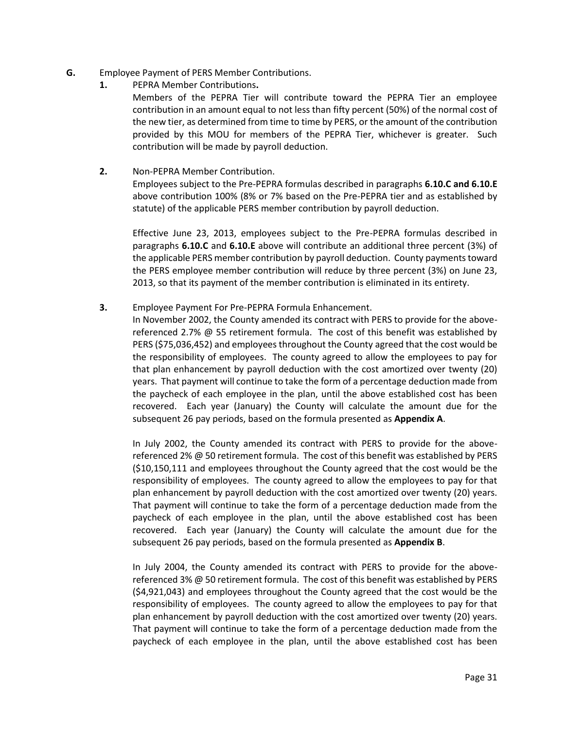**G.** Employee Payment of PERS Member Contributions.

**1.** PEPRA Member Contributions**.**

Members of the PEPRA Tier will contribute toward the PEPRA Tier an employee contribution in an amount equal to not less than fifty percent (50%) of the normal cost of the new tier, as determined from time to time by PERS, or the amount of the contribution provided by this MOU for members of the PEPRA Tier, whichever is greater. Such contribution will be made by payroll deduction.

**2.** Non-PEPRA Member Contribution.

Employees subject to the Pre-PEPRA formulas described in paragraphs **6.10.C and 6.10.E** above contribution 100% (8% or 7% based on the Pre-PEPRA tier and as established by statute) of the applicable PERS member contribution by payroll deduction.

Effective June 23, 2013, employees subject to the Pre-PEPRA formulas described in paragraphs **6.10.C** and **6.10.E** above will contribute an additional three percent (3%) of the applicable PERS member contribution by payroll deduction. County payments toward the PERS employee member contribution will reduce by three percent (3%) on June 23, 2013, so that its payment of the member contribution is eliminated in its entirety.

**3.** Employee Payment For Pre-PEPRA Formula Enhancement.

In November 2002, the County amended its contract with PERS to provide for the above-referenced 2.7% @ 55 retirement formula. The cost of this benefit was established by PERS ($75,036,452) and employees throughout the County agreed that the cost would be the responsibility of employees. The county agreed to allow the employees to pay for that plan enhancement by payroll deduction with the cost amortized over twenty (20) years. That payment will continue to take the form of a percentage deduction made from the paycheck of each employee in the plan, until the above established cost has been recovered. Each year (January) the County will calculate the amount due for the subsequent 26 pay periods, based on the formula presented as **Appendix A**.

In July 2002, the County amended its contract with PERS to provide for the above-referenced 2% @ 50 retirement formula. The cost of this benefit was established by PERS ($10,150,111 and employees throughout the County agreed that the cost would be the responsibility of employees. The county agreed to allow the employees to pay for that plan enhancement by payroll deduction with the cost amortized over twenty (20) years. That payment will continue to take the form of a percentage deduction made from the paycheck of each employee in the plan, until the above established cost has been recovered. Each year (January) the County will calculate the amount due for the subsequent 26 pay periods, based on the formula presented as **Appendix B**.

In July 2004, the County amended its contract with PERS to provide for the above-referenced 3% @ 50 retirement formula. The cost of this benefit was established by PERS ($4,921,043) and employees throughout the County agreed that the cost would be the responsibility of employees. The county agreed to allow the employees to pay for that plan enhancement by payroll deduction with the cost amortized over twenty (20) years. That payment will continue to take the form of a percentage deduction made from the paycheck of each employee in the plan, until the above established cost has been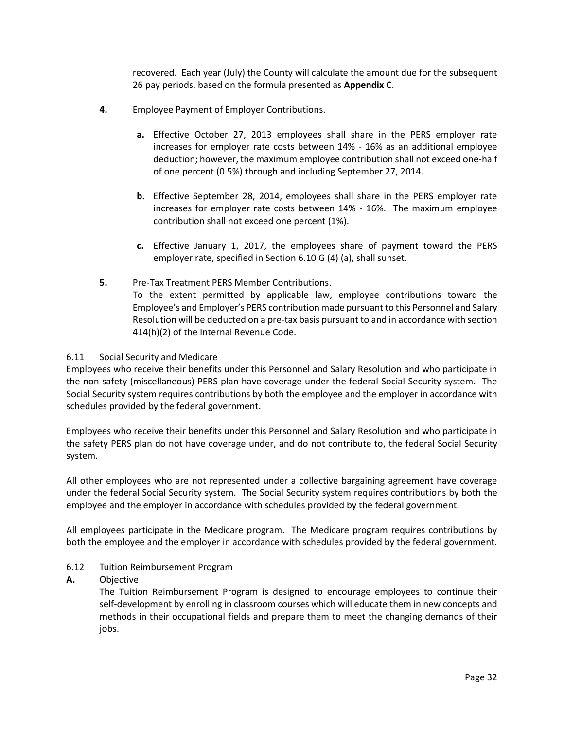recovered. Each year (July) the County will calculate the amount due for the subsequent 26 pay periods, based on the formula presented as **Appendix C**.

**4.** Employee Payment of Employer Contributions.

**a.** Effective October 27, 2013 employees shall share in the PERS employer rate increases for employer rate costs between 14% - 16% as an additional employee deduction; however, the maximum employee contribution shall not exceed one-half of one percent (0.5%) through and including September 27, 2014.

**b.** Effective September 28, 2014, employees shall share in the PERS employer rate increases for employer rate costs between 14% - 16%. The maximum employee contribution shall not exceed one percent (1%).

**c.** Effective January 1, 2017, the employees share of payment toward the PERS employer rate, specified in Section 6.10 G (4) (a), shall sunset.

**5.** Pre-Tax Treatment PERS Member Contributions.
To the extent permitted by applicable law, employee contributions toward the Employee's and Employer's PERS contribution made pursuant to this Personnel and Salary Resolution will be deducted on a pre-tax basis pursuant to and in accordance with section 414(h)(2) of the Internal Revenue Code.

## 6.11 Social Security and Medicare

Employees who receive their benefits under this Personnel and Salary Resolution and who participate in the non-safety (miscellaneous) PERS plan have coverage under the federal Social Security system. The Social Security system requires contributions by both the employee and the employer in accordance with schedules provided by the federal government.

Employees who receive their benefits under this Personnel and Salary Resolution and who participate in the safety PERS plan do not have coverage under, and do not contribute to, the federal Social Security system.

All other employees who are not represented under a collective bargaining agreement have coverage under the federal Social Security system. The Social Security system requires contributions by both the employee and the employer in accordance with schedules provided by the federal government.

All employees participate in the Medicare program. The Medicare program requires contributions by both the employee and the employer in accordance with schedules provided by the federal government.

## 6.12 Tuition Reimbursement Program

**A.** Objective
The Tuition Reimbursement Program is designed to encourage employees to continue their self-development by enrolling in classroom courses which will educate them in new concepts and methods in their occupational fields and prepare them to meet the changing demands of their jobs.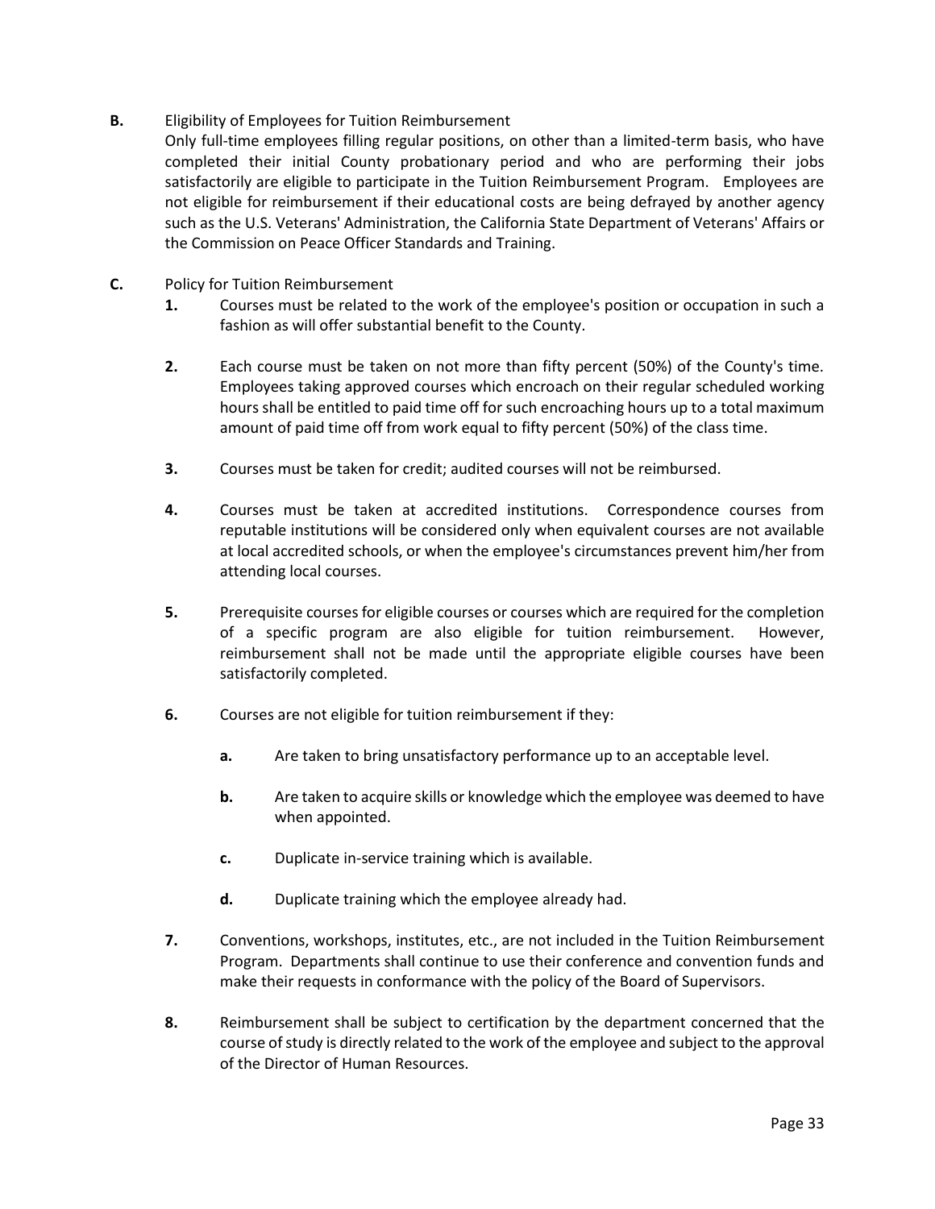**B.** Eligibility of Employees for Tuition Reimbursement

Only full-time employees filling regular positions, on other than a limited-term basis, who have completed their initial County probationary period and who are performing their jobs satisfactorily are eligible to participate in the Tuition Reimbursement Program. Employees are not eligible for reimbursement if their educational costs are being defrayed by another agency such as the U.S. Veterans' Administration, the California State Department of Veterans' Affairs or the Commission on Peace Officer Standards and Training.

**C.** Policy for Tuition Reimbursement

**1.** Courses must be related to the work of the employee's position or occupation in such a fashion as will offer substantial benefit to the County.

**2.** Each course must be taken on not more than fifty percent (50%) of the County's time. Employees taking approved courses which encroach on their regular scheduled working hours shall be entitled to paid time off for such encroaching hours up to a total maximum amount of paid time off from work equal to fifty percent (50%) of the class time.

**3.** Courses must be taken for credit; audited courses will not be reimbursed.

**4.** Courses must be taken at accredited institutions. Correspondence courses from reputable institutions will be considered only when equivalent courses are not available at local accredited schools, or when the employee's circumstances prevent him/her from attending local courses.

**5.** Prerequisite courses for eligible courses or courses which are required for the completion of a specific program are also eligible for tuition reimbursement. However, reimbursement shall not be made until the appropriate eligible courses have been satisfactorily completed.

**6.** Courses are not eligible for tuition reimbursement if they:

**a.** Are taken to bring unsatisfactory performance up to an acceptable level.

**b.** Are taken to acquire skills or knowledge which the employee was deemed to have when appointed.

**c.** Duplicate in-service training which is available.

**d.** Duplicate training which the employee already had.

**7.** Conventions, workshops, institutes, etc., are not included in the Tuition Reimbursement Program. Departments shall continue to use their conference and convention funds and make their requests in conformance with the policy of the Board of Supervisors.

**8.** Reimbursement shall be subject to certification by the department concerned that the course of study is directly related to the work of the employee and subject to the approval of the Director of Human Resources.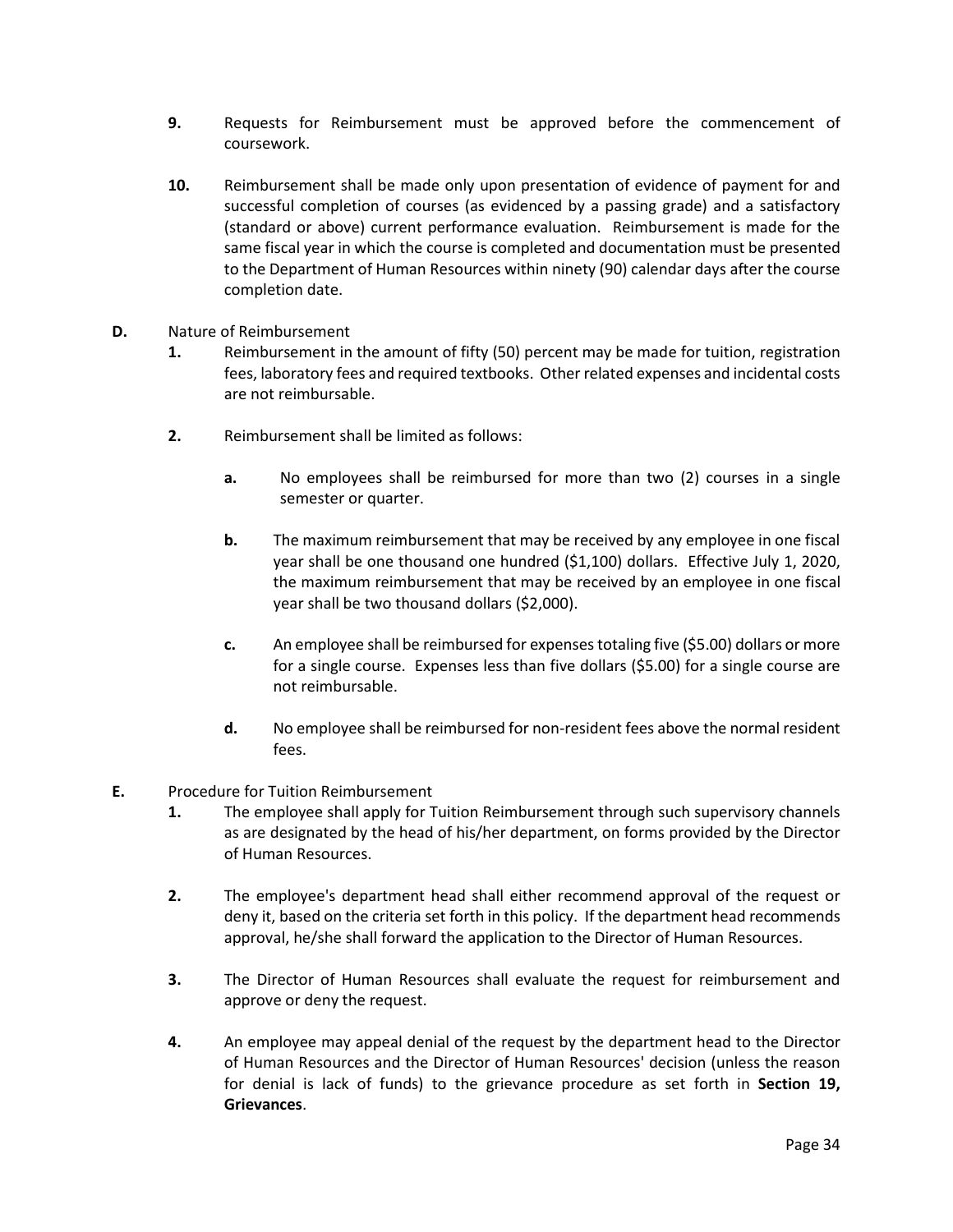**9.** Requests for Reimbursement must be approved before the commencement of coursework.

**10.** Reimbursement shall be made only upon presentation of evidence of payment for and successful completion of courses (as evidenced by a passing grade) and a satisfactory (standard or above) current performance evaluation. Reimbursement is made for the same fiscal year in which the course is completed and documentation must be presented to the Department of Human Resources within ninety (90) calendar days after the course completion date.

**D.** Nature of Reimbursement

**1.** Reimbursement in the amount of fifty (50) percent may be made for tuition, registration fees, laboratory fees and required textbooks. Other related expenses and incidental costs are not reimbursable.

**2.** Reimbursement shall be limited as follows:

**a.** No employees shall be reimbursed for more than two (2) courses in a single semester or quarter.

**b.** The maximum reimbursement that may be received by any employee in one fiscal year shall be one thousand one hundred ($1,100) dollars. Effective July 1, 2020, the maximum reimbursement that may be received by an employee in one fiscal year shall be two thousand dollars ($2,000).

**c.** An employee shall be reimbursed for expenses totaling five ($5.00) dollars or more for a single course. Expenses less than five dollars ($5.00) for a single course are not reimbursable.

**d.** No employee shall be reimbursed for non-resident fees above the normal resident fees.

**E.** Procedure for Tuition Reimbursement

**1.** The employee shall apply for Tuition Reimbursement through such supervisory channels as are designated by the head of his/her department, on forms provided by the Director of Human Resources.

**2.** The employee's department head shall either recommend approval of the request or deny it, based on the criteria set forth in this policy. If the department head recommends approval, he/she shall forward the application to the Director of Human Resources.

**3.** The Director of Human Resources shall evaluate the request for reimbursement and approve or deny the request.

**4.** An employee may appeal denial of the request by the department head to the Director of Human Resources and the Director of Human Resources' decision (unless the reason for denial is lack of funds) to the grievance procedure as set forth in **Section 19, Grievances**.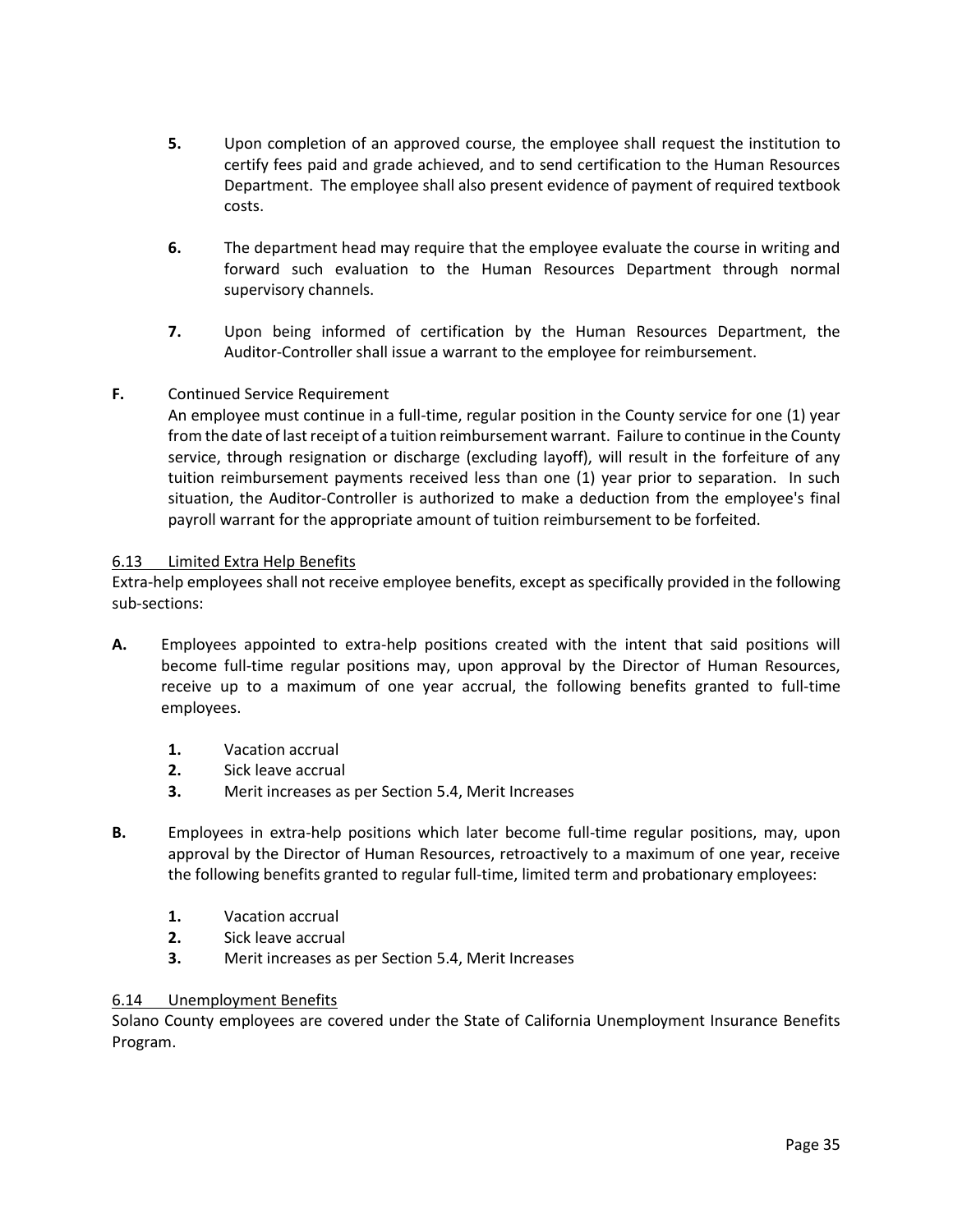**5.** Upon completion of an approved course, the employee shall request the institution to certify fees paid and grade achieved, and to send certification to the Human Resources Department. The employee shall also present evidence of payment of required textbook costs.

**6.** The department head may require that the employee evaluate the course in writing and forward such evaluation to the Human Resources Department through normal supervisory channels.

**7.** Upon being informed of certification by the Human Resources Department, the Auditor-Controller shall issue a warrant to the employee for reimbursement.

**F.** Continued Service Requirement
An employee must continue in a full-time, regular position in the County service for one (1) year from the date of last receipt of a tuition reimbursement warrant. Failure to continue in the County service, through resignation or discharge (excluding layoff), will result in the forfeiture of any tuition reimbursement payments received less than one (1) year prior to separation. In such situation, the Auditor-Controller is authorized to make a deduction from the employee's final payroll warrant for the appropriate amount of tuition reimbursement to be forfeited.

6.13 Limited Extra Help Benefits

Extra-help employees shall not receive employee benefits, except as specifically provided in the following sub-sections:

**A.** Employees appointed to extra-help positions created with the intent that said positions will become full-time regular positions may, upon approval by the Director of Human Resources, receive up to a maximum of one year accrual, the following benefits granted to full-time employees.

  **1.** Vacation accrual
  **2.** Sick leave accrual
  **3.** Merit increases as per Section 5.4, Merit Increases

**B.** Employees in extra-help positions which later become full-time regular positions, may, upon approval by the Director of Human Resources, retroactively to a maximum of one year, receive the following benefits granted to regular full-time, limited term and probationary employees:

  **1.** Vacation accrual
  **2.** Sick leave accrual
  **3.** Merit increases as per Section 5.4, Merit Increases

6.14 Unemployment Benefits

Solano County employees are covered under the State of California Unemployment Insurance Benefits Program.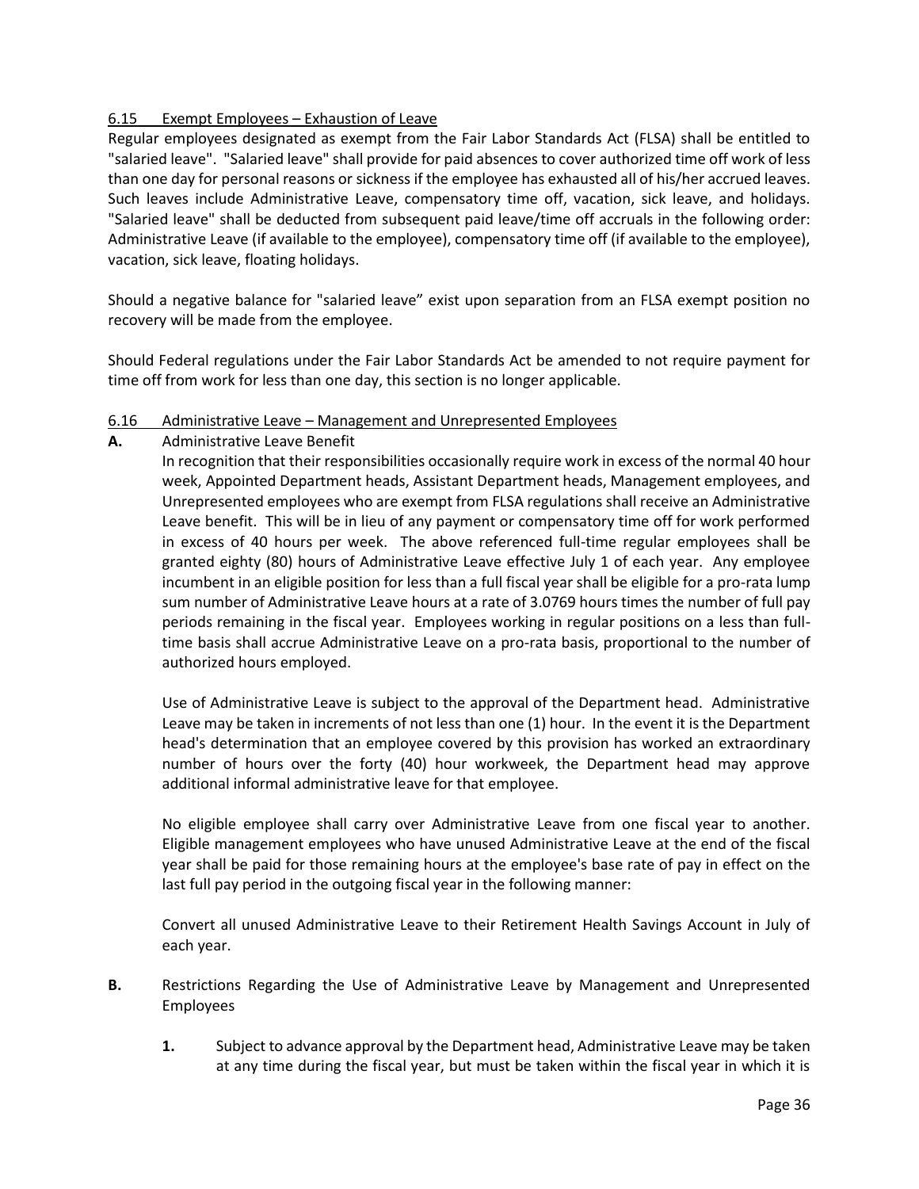## 6.15 Exempt Employees – Exhaustion of Leave

Regular employees designated as exempt from the Fair Labor Standards Act (FLSA) shall be entitled to "salaried leave". "Salaried leave" shall provide for paid absences to cover authorized time off work of less than one day for personal reasons or sickness if the employee has exhausted all of his/her accrued leaves. Such leaves include Administrative Leave, compensatory time off, vacation, sick leave, and holidays. "Salaried leave" shall be deducted from subsequent paid leave/time off accruals in the following order: Administrative Leave (if available to the employee), compensatory time off (if available to the employee), vacation, sick leave, floating holidays.

Should a negative balance for "salaried leave" exist upon separation from an FLSA exempt position no recovery will be made from the employee.

Should Federal regulations under the Fair Labor Standards Act be amended to not require payment for time off from work for less than one day, this section is no longer applicable.

## 6.16 Administrative Leave – Management and Unrepresented Employees

**A.** Administrative Leave Benefit

In recognition that their responsibilities occasionally require work in excess of the normal 40 hour week, Appointed Department heads, Assistant Department heads, Management employees, and Unrepresented employees who are exempt from FLSA regulations shall receive an Administrative Leave benefit. This will be in lieu of any payment or compensatory time off for work performed in excess of 40 hours per week. The above referenced full-time regular employees shall be granted eighty (80) hours of Administrative Leave effective July 1 of each year. Any employee incumbent in an eligible position for less than a full fiscal year shall be eligible for a pro-rata lump sum number of Administrative Leave hours at a rate of 3.0769 hours times the number of full pay periods remaining in the fiscal year. Employees working in regular positions on a less than full-time basis shall accrue Administrative Leave on a pro-rata basis, proportional to the number of authorized hours employed.

Use of Administrative Leave is subject to the approval of the Department head. Administrative Leave may be taken in increments of not less than one (1) hour. In the event it is the Department head's determination that an employee covered by this provision has worked an extraordinary number of hours over the forty (40) hour workweek, the Department head may approve additional informal administrative leave for that employee.

No eligible employee shall carry over Administrative Leave from one fiscal year to another. Eligible management employees who have unused Administrative Leave at the end of the fiscal year shall be paid for those remaining hours at the employee's base rate of pay in effect on the last full pay period in the outgoing fiscal year in the following manner:

Convert all unused Administrative Leave to their Retirement Health Savings Account in July of each year.

**B.** Restrictions Regarding the Use of Administrative Leave by Management and Unrepresented Employees

1. Subject to advance approval by the Department head, Administrative Leave may be taken at any time during the fiscal year, but must be taken within the fiscal year in which it is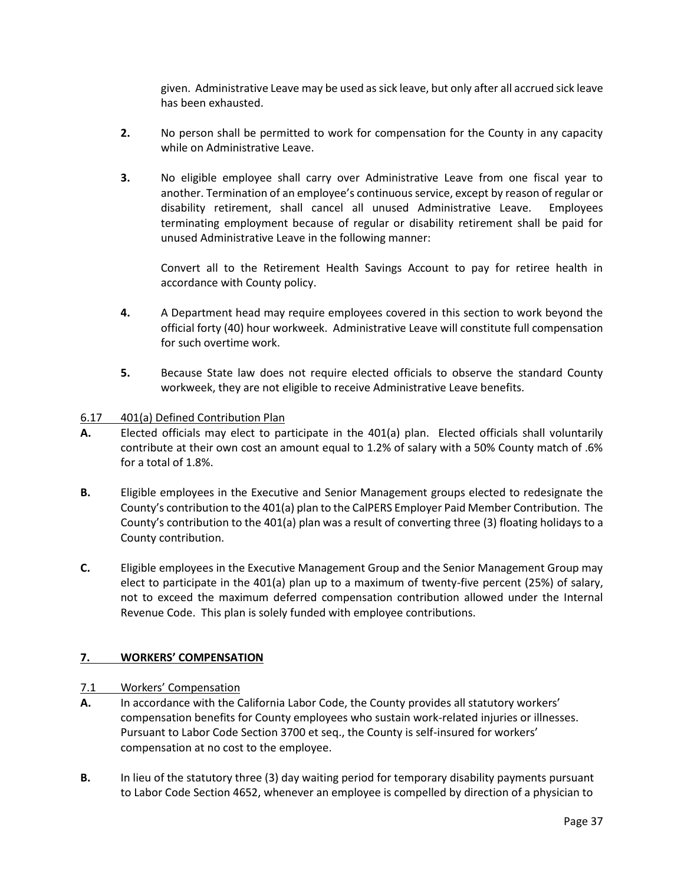given. Administrative Leave may be used as sick leave, but only after all accrued sick leave has been exhausted.

**2.** No person shall be permitted to work for compensation for the County in any capacity while on Administrative Leave.

**3.** No eligible employee shall carry over Administrative Leave from one fiscal year to another. Termination of an employee's continuous service, except by reason of regular or disability retirement, shall cancel all unused Administrative Leave. Employees terminating employment because of regular or disability retirement shall be paid for unused Administrative Leave in the following manner:

Convert all to the Retirement Health Savings Account to pay for retiree health in accordance with County policy.

**4.** A Department head may require employees covered in this section to work beyond the official forty (40) hour workweek. Administrative Leave will constitute full compensation for such overtime work.

**5.** Because State law does not require elected officials to observe the standard County workweek, they are not eligible to receive Administrative Leave benefits.

6.17 401(a) Defined Contribution Plan

**A.** Elected officials may elect to participate in the 401(a) plan. Elected officials shall voluntarily contribute at their own cost an amount equal to 1.2% of salary with a 50% County match of .6% for a total of 1.8%.

**B.** Eligible employees in the Executive and Senior Management groups elected to redesignate the County's contribution to the 401(a) plan to the CalPERS Employer Paid Member Contribution. The County's contribution to the 401(a) plan was a result of converting three (3) floating holidays to a County contribution.

**C.** Eligible employees in the Executive Management Group and the Senior Management Group may elect to participate in the 401(a) plan up to a maximum of twenty-five percent (25%) of salary, not to exceed the maximum deferred compensation contribution allowed under the Internal Revenue Code. This plan is solely funded with employee contributions.

## 7. WORKERS' COMPENSATION

7.1 Workers' Compensation

**A.** In accordance with the California Labor Code, the County provides all statutory workers' compensation benefits for County employees who sustain work-related injuries or illnesses. Pursuant to Labor Code Section 3700 et seq., the County is self-insured for workers' compensation at no cost to the employee.

**B.** In lieu of the statutory three (3) day waiting period for temporary disability payments pursuant to Labor Code Section 4652, whenever an employee is compelled by direction of a physician to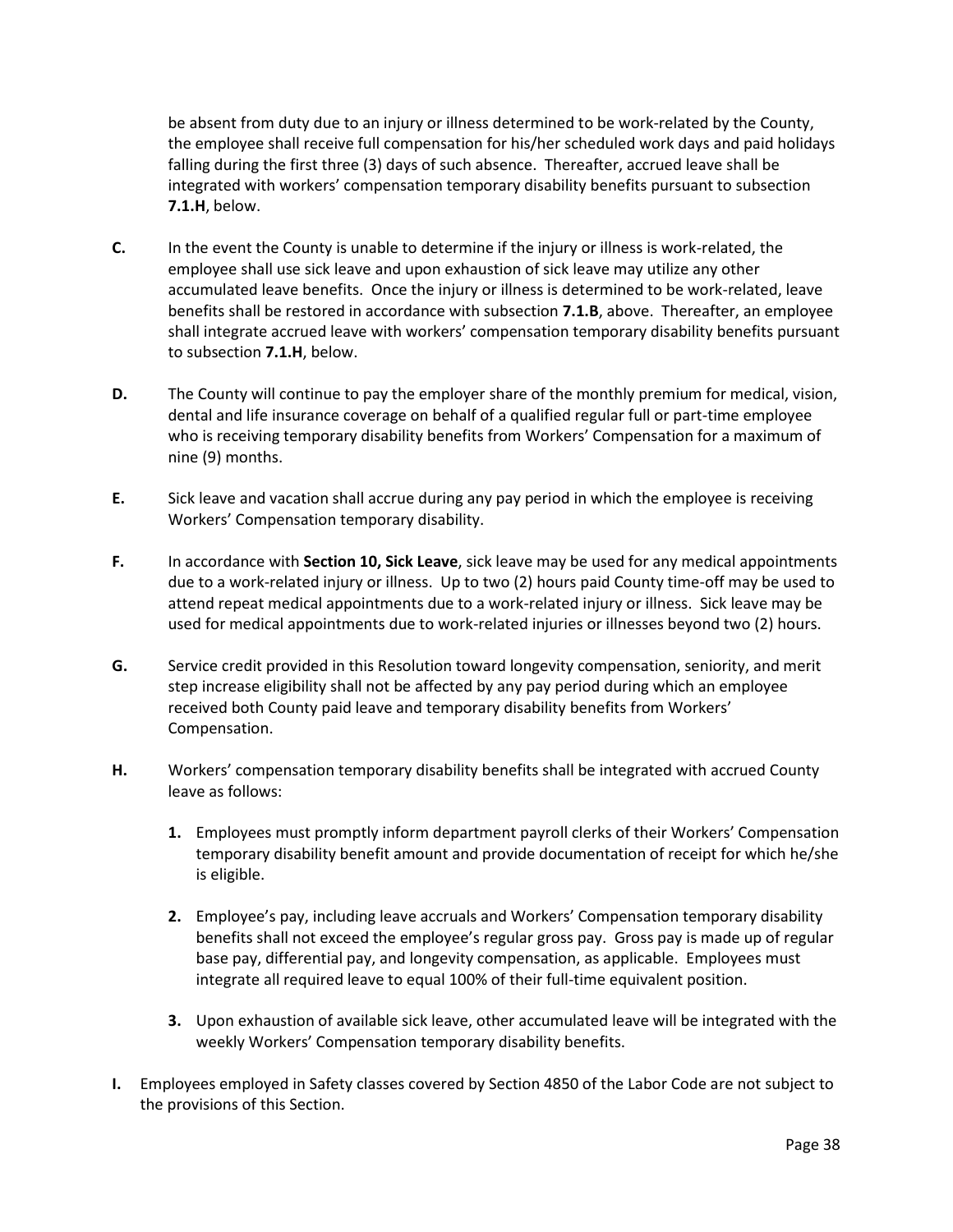be absent from duty due to an injury or illness determined to be work-related by the County, the employee shall receive full compensation for his/her scheduled work days and paid holidays falling during the first three (3) days of such absence. Thereafter, accrued leave shall be integrated with workers' compensation temporary disability benefits pursuant to subsection **7.1.H**, below.

**C.** In the event the County is unable to determine if the injury or illness is work-related, the employee shall use sick leave and upon exhaustion of sick leave may utilize any other accumulated leave benefits. Once the injury or illness is determined to be work-related, leave benefits shall be restored in accordance with subsection **7.1.B**, above. Thereafter, an employee shall integrate accrued leave with workers' compensation temporary disability benefits pursuant to subsection **7.1.H**, below.

**D.** The County will continue to pay the employer share of the monthly premium for medical, vision, dental and life insurance coverage on behalf of a qualified regular full or part-time employee who is receiving temporary disability benefits from Workers' Compensation for a maximum of nine (9) months.

**E.** Sick leave and vacation shall accrue during any pay period in which the employee is receiving Workers' Compensation temporary disability.

**F.** In accordance with **Section 10, Sick Leave**, sick leave may be used for any medical appointments due to a work-related injury or illness. Up to two (2) hours paid County time-off may be used to attend repeat medical appointments due to a work-related injury or illness. Sick leave may be used for medical appointments due to work-related injuries or illnesses beyond two (2) hours.

**G.** Service credit provided in this Resolution toward longevity compensation, seniority, and merit step increase eligibility shall not be affected by any pay period during which an employee received both County paid leave and temporary disability benefits from Workers' Compensation.

**H.** Workers' compensation temporary disability benefits shall be integrated with accrued County leave as follows:

1. Employees must promptly inform department payroll clerks of their Workers' Compensation temporary disability benefit amount and provide documentation of receipt for which he/she is eligible.

2. Employee's pay, including leave accruals and Workers' Compensation temporary disability benefits shall not exceed the employee's regular gross pay. Gross pay is made up of regular base pay, differential pay, and longevity compensation, as applicable. Employees must integrate all required leave to equal 100% of their full-time equivalent position.

3. Upon exhaustion of available sick leave, other accumulated leave will be integrated with the weekly Workers' Compensation temporary disability benefits.

**I.** Employees employed in Safety classes covered by Section 4850 of the Labor Code are not subject to the provisions of this Section.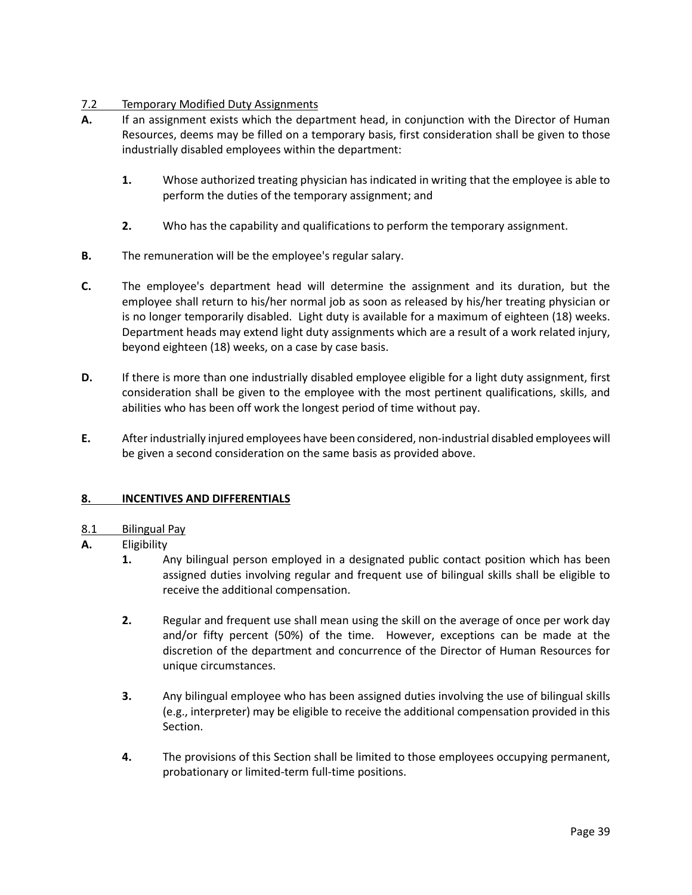7.2 Temporary Modified Duty Assignments

**A.** If an assignment exists which the department head, in conjunction with the Director of Human Resources, deems may be filled on a temporary basis, first consideration shall be given to those industrially disabled employees within the department:

**1.** Whose authorized treating physician has indicated in writing that the employee is able to perform the duties of the temporary assignment; and

**2.** Who has the capability and qualifications to perform the temporary assignment.

**B.** The remuneration will be the employee's regular salary.

**C.** The employee's department head will determine the assignment and its duration, but the employee shall return to his/her normal job as soon as released by his/her treating physician or is no longer temporarily disabled. Light duty is available for a maximum of eighteen (18) weeks. Department heads may extend light duty assignments which are a result of a work related injury, beyond eighteen (18) weeks, on a case by case basis.

**D.** If there is more than one industrially disabled employee eligible for a light duty assignment, first consideration shall be given to the employee with the most pertinent qualifications, skills, and abilities who has been off work the longest period of time without pay.

**E.** After industrially injured employees have been considered, non-industrial disabled employees will be given a second consideration on the same basis as provided above.

## 8. INCENTIVES AND DIFFERENTIALS

8.1 Bilingual Pay

**A.** Eligibility

**1.** Any bilingual person employed in a designated public contact position which has been assigned duties involving regular and frequent use of bilingual skills shall be eligible to receive the additional compensation.

**2.** Regular and frequent use shall mean using the skill on the average of once per work day and/or fifty percent (50%) of the time. However, exceptions can be made at the discretion of the department and concurrence of the Director of Human Resources for unique circumstances.

**3.** Any bilingual employee who has been assigned duties involving the use of bilingual skills (e.g., interpreter) may be eligible to receive the additional compensation provided in this Section.

**4.** The provisions of this Section shall be limited to those employees occupying permanent, probationary or limited-term full-time positions.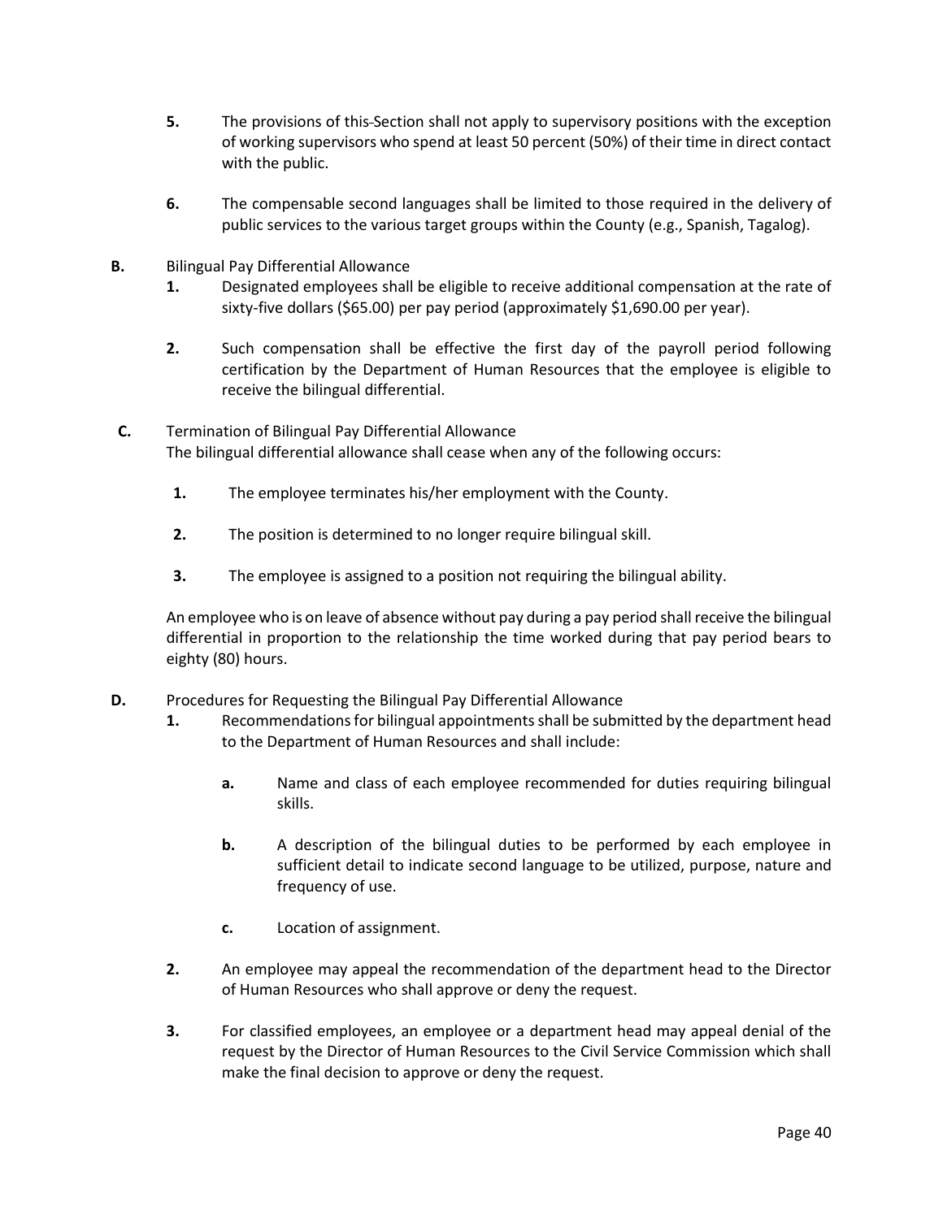5. The provisions of this Section shall not apply to supervisory positions with the exception of working supervisors who spend at least 50 percent (50%) of their time in direct contact with the public.

6. The compensable second languages shall be limited to those required in the delivery of public services to the various target groups within the County (e.g., Spanish, Tagalog).

**B.** Bilingual Pay Differential Allowance

1. Designated employees shall be eligible to receive additional compensation at the rate of sixty-five dollars ($65.00) per pay period (approximately $1,690.00 per year).

2. Such compensation shall be effective the first day of the payroll period following certification by the Department of Human Resources that the employee is eligible to receive the bilingual differential.

**C.** Termination of Bilingual Pay Differential Allowance

The bilingual differential allowance shall cease when any of the following occurs:

1. The employee terminates his/her employment with the County.

2. The position is determined to no longer require bilingual skill.

3. The employee is assigned to a position not requiring the bilingual ability.

An employee who is on leave of absence without pay during a pay period shall receive the bilingual differential in proportion to the relationship the time worked during that pay period bears to eighty (80) hours.

**D.** Procedures for Requesting the Bilingual Pay Differential Allowance

1. Recommendations for bilingual appointments shall be submitted by the department head to the Department of Human Resources and shall include:

   a. Name and class of each employee recommended for duties requiring bilingual skills.

   b. A description of the bilingual duties to be performed by each employee in sufficient detail to indicate second language to be utilized, purpose, nature and frequency of use.

   c. Location of assignment.

2. An employee may appeal the recommendation of the department head to the Director of Human Resources who shall approve or deny the request.

3. For classified employees, an employee or a department head may appeal denial of the request by the Director of Human Resources to the Civil Service Commission which shall make the final decision to approve or deny the request.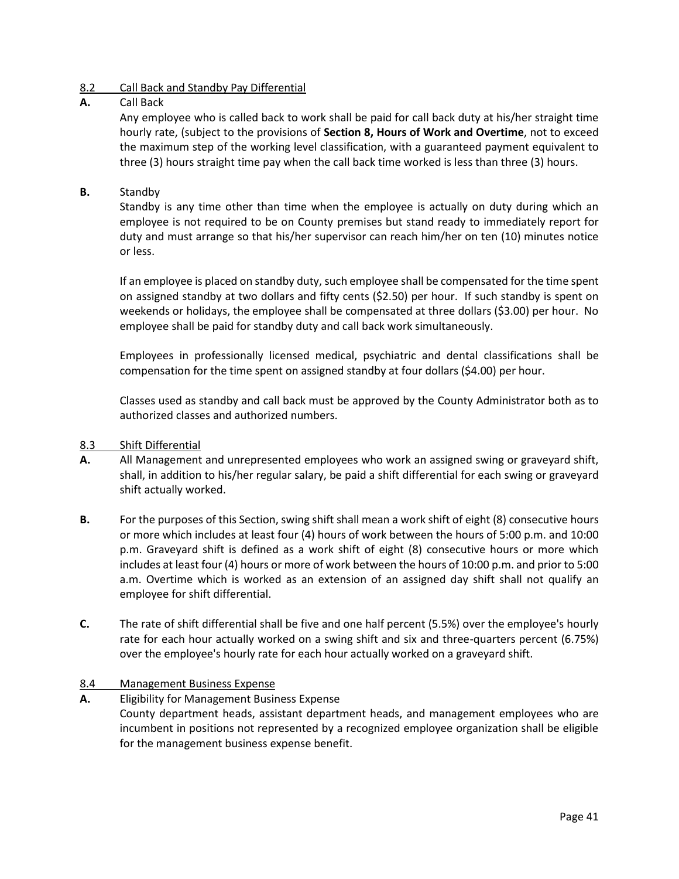## 8.2 Call Back and Standby Pay Differential

**A.** Call Back

Any employee who is called back to work shall be paid for call back duty at his/her straight time hourly rate, (subject to the provisions of **Section 8, Hours of Work and Overtime**, not to exceed the maximum step of the working level classification, with a guaranteed payment equivalent to three (3) hours straight time pay when the call back time worked is less than three (3) hours.

**B.** Standby

Standby is any time other than time when the employee is actually on duty during which an employee is not required to be on County premises but stand ready to immediately report for duty and must arrange so that his/her supervisor can reach him/her on ten (10) minutes notice or less.

If an employee is placed on standby duty, such employee shall be compensated for the time spent on assigned standby at two dollars and fifty cents ($2.50) per hour. If such standby is spent on weekends or holidays, the employee shall be compensated at three dollars ($3.00) per hour. No employee shall be paid for standby duty and call back work simultaneously.

Employees in professionally licensed medical, psychiatric and dental classifications shall be compensation for the time spent on assigned standby at four dollars ($4.00) per hour.

Classes used as standby and call back must be approved by the County Administrator both as to authorized classes and authorized numbers.

## 8.3 Shift Differential

**A.** All Management and unrepresented employees who work an assigned swing or graveyard shift, shall, in addition to his/her regular salary, be paid a shift differential for each swing or graveyard shift actually worked.

**B.** For the purposes of this Section, swing shift shall mean a work shift of eight (8) consecutive hours or more which includes at least four (4) hours of work between the hours of 5:00 p.m. and 10:00 p.m. Graveyard shift is defined as a work shift of eight (8) consecutive hours or more which includes at least four (4) hours or more of work between the hours of 10:00 p.m. and prior to 5:00 a.m. Overtime which is worked as an extension of an assigned day shift shall not qualify an employee for shift differential.

**C.** The rate of shift differential shall be five and one half percent (5.5%) over the employee's hourly rate for each hour actually worked on a swing shift and six and three-quarters percent (6.75%) over the employee's hourly rate for each hour actually worked on a graveyard shift.

## 8.4 Management Business Expense

**A.** Eligibility for Management Business Expense

County department heads, assistant department heads, and management employees who are incumbent in positions not represented by a recognized employee organization shall be eligible for the management business expense benefit.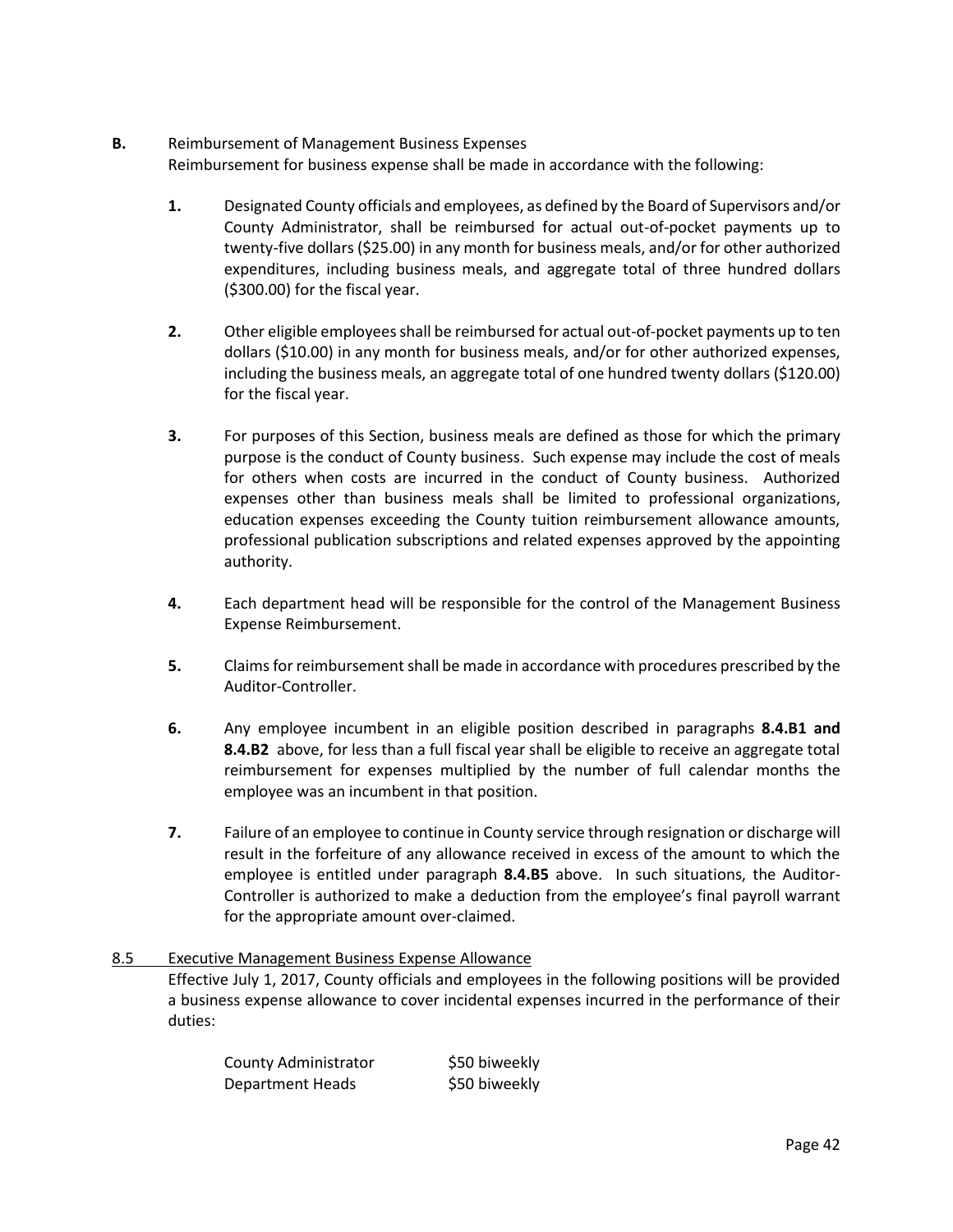**B.** Reimbursement of Management Business Expenses

Reimbursement for business expense shall be made in accordance with the following:

**1.** Designated County officials and employees, as defined by the Board of Supervisors and/or County Administrator, shall be reimbursed for actual out-of-pocket payments up to twenty-five dollars ($25.00) in any month for business meals, and/or for other authorized expenditures, including business meals, and aggregate total of three hundred dollars ($300.00) for the fiscal year.

**2.** Other eligible employees shall be reimbursed for actual out-of-pocket payments up to ten dollars ($10.00) in any month for business meals, and/or for other authorized expenses, including the business meals, an aggregate total of one hundred twenty dollars ($120.00) for the fiscal year.

**3.** For purposes of this Section, business meals are defined as those for which the primary purpose is the conduct of County business. Such expense may include the cost of meals for others when costs are incurred in the conduct of County business. Authorized expenses other than business meals shall be limited to professional organizations, education expenses exceeding the County tuition reimbursement allowance amounts, professional publication subscriptions and related expenses approved by the appointing authority.

**4.** Each department head will be responsible for the control of the Management Business Expense Reimbursement.

**5.** Claims for reimbursement shall be made in accordance with procedures prescribed by the Auditor-Controller.

**6.** Any employee incumbent in an eligible position described in paragraphs **8.4.B1 and 8.4.B2** above, for less than a full fiscal year shall be eligible to receive an aggregate total reimbursement for expenses multiplied by the number of full calendar months the employee was an incumbent in that position.

**7.** Failure of an employee to continue in County service through resignation or discharge will result in the forfeiture of any allowance received in excess of the amount to which the employee is entitled under paragraph **8.4.B5** above. In such situations, the Auditor-Controller is authorized to make a deduction from the employee's final payroll warrant for the appropriate amount over-claimed.

8.5 Executive Management Business Expense Allowance

Effective July 1, 2017, County officials and employees in the following positions will be provided a business expense allowance to cover incidental expenses incurred in the performance of their duties:

| | |
|---|---|
| County Administrator | $50 biweekly |
| Department Heads | $50 biweekly |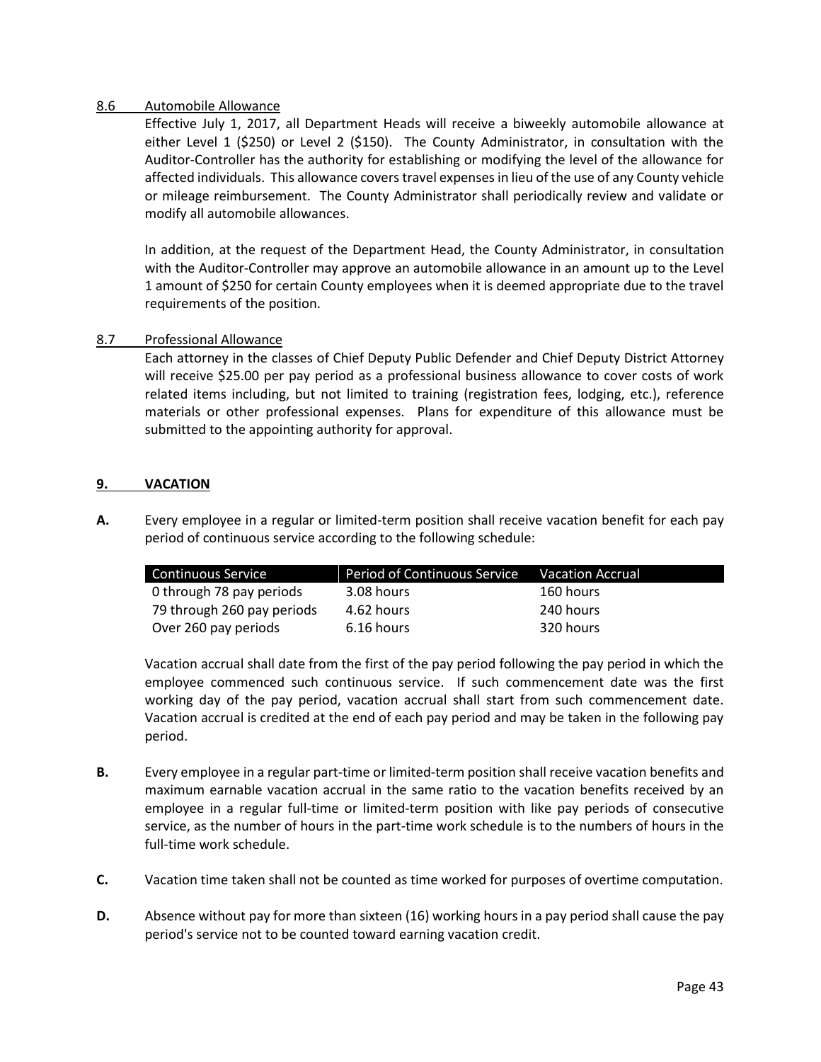### 8.6 Automobile Allowance

Effective July 1, 2017, all Department Heads will receive a biweekly automobile allowance at either Level 1 ($250) or Level 2 ($150). The County Administrator, in consultation with the Auditor-Controller has the authority for establishing or modifying the level of the allowance for affected individuals. This allowance covers travel expenses in lieu of the use of any County vehicle or mileage reimbursement. The County Administrator shall periodically review and validate or modify all automobile allowances.

In addition, at the request of the Department Head, the County Administrator, in consultation with the Auditor-Controller may approve an automobile allowance in an amount up to the Level 1 amount of $250 for certain County employees when it is deemed appropriate due to the travel requirements of the position.

### 8.7 Professional Allowance

Each attorney in the classes of Chief Deputy Public Defender and Chief Deputy District Attorney will receive $25.00 per pay period as a professional business allowance to cover costs of work related items including, but not limited to training (registration fees, lodging, etc.), reference materials or other professional expenses. Plans for expenditure of this allowance must be submitted to the appointing authority for approval.

## 9. VACATION

**A.** Every employee in a regular or limited-term position shall receive vacation benefit for each pay period of continuous service according to the following schedule:

| Continuous Service | Period of Continuous Service | Vacation Accrual |
|---|---|---|
| 0 through 78 pay periods | 3.08 hours | 160 hours |
| 79 through 260 pay periods | 4.62 hours | 240 hours |
| Over 260 pay periods | 6.16 hours | 320 hours |

Vacation accrual shall date from the first of the pay period following the pay period in which the employee commenced such continuous service. If such commencement date was the first working day of the pay period, vacation accrual shall start from such commencement date. Vacation accrual is credited at the end of each pay period and may be taken in the following pay period.

**B.** Every employee in a regular part-time or limited-term position shall receive vacation benefits and maximum earnable vacation accrual in the same ratio to the vacation benefits received by an employee in a regular full-time or limited-term position with like pay periods of consecutive service, as the number of hours in the part-time work schedule is to the numbers of hours in the full-time work schedule.

**C.** Vacation time taken shall not be counted as time worked for purposes of overtime computation.

**D.** Absence without pay for more than sixteen (16) working hours in a pay period shall cause the pay period's service not to be counted toward earning vacation credit.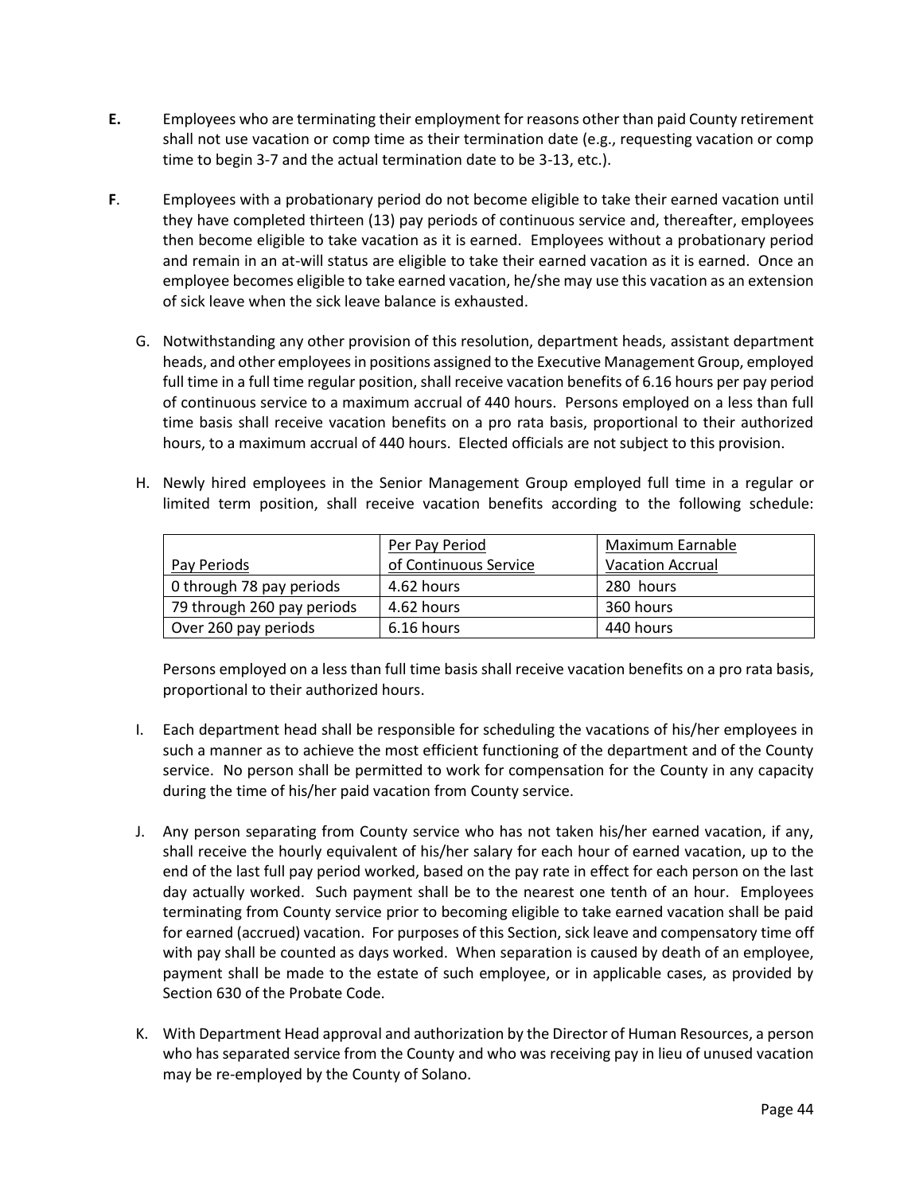**E.** Employees who are terminating their employment for reasons other than paid County retirement shall not use vacation or comp time as their termination date (e.g., requesting vacation or comp time to begin 3-7 and the actual termination date to be 3-13, etc.).

**F**. Employees with a probationary period do not become eligible to take their earned vacation until they have completed thirteen (13) pay periods of continuous service and, thereafter, employees then become eligible to take vacation as it is earned. Employees without a probationary period and remain in an at-will status are eligible to take their earned vacation as it is earned. Once an employee becomes eligible to take earned vacation, he/she may use this vacation as an extension of sick leave when the sick leave balance is exhausted.

G. Notwithstanding any other provision of this resolution, department heads, assistant department heads, and other employees in positions assigned to the Executive Management Group, employed full time in a full time regular position, shall receive vacation benefits of 6.16 hours per pay period of continuous service to a maximum accrual of 440 hours. Persons employed on a less than full time basis shall receive vacation benefits on a pro rata basis, proportional to their authorized hours, to a maximum accrual of 440 hours. Elected officials are not subject to this provision.

H. Newly hired employees in the Senior Management Group employed full time in a regular or limited term position, shall receive vacation benefits according to the following schedule:

| Pay Periods | Per Pay Period of Continuous Service | Maximum Earnable Vacation Accrual |
|---|---|---|
| 0 through 78 pay periods | 4.62 hours | 280 hours |
| 79 through 260 pay periods | 4.62 hours | 360 hours |
| Over 260 pay periods | 6.16 hours | 440 hours |

Persons employed on a less than full time basis shall receive vacation benefits on a pro rata basis, proportional to their authorized hours.

I. Each department head shall be responsible for scheduling the vacations of his/her employees in such a manner as to achieve the most efficient functioning of the department and of the County service. No person shall be permitted to work for compensation for the County in any capacity during the time of his/her paid vacation from County service.

J. Any person separating from County service who has not taken his/her earned vacation, if any, shall receive the hourly equivalent of his/her salary for each hour of earned vacation, up to the end of the last full pay period worked, based on the pay rate in effect for each person on the last day actually worked. Such payment shall be to the nearest one tenth of an hour. Employees terminating from County service prior to becoming eligible to take earned vacation shall be paid for earned (accrued) vacation. For purposes of this Section, sick leave and compensatory time off with pay shall be counted as days worked. When separation is caused by death of an employee, payment shall be made to the estate of such employee, or in applicable cases, as provided by Section 630 of the Probate Code.

K. With Department Head approval and authorization by the Director of Human Resources, a person who has separated service from the County and who was receiving pay in lieu of unused vacation may be re-employed by the County of Solano.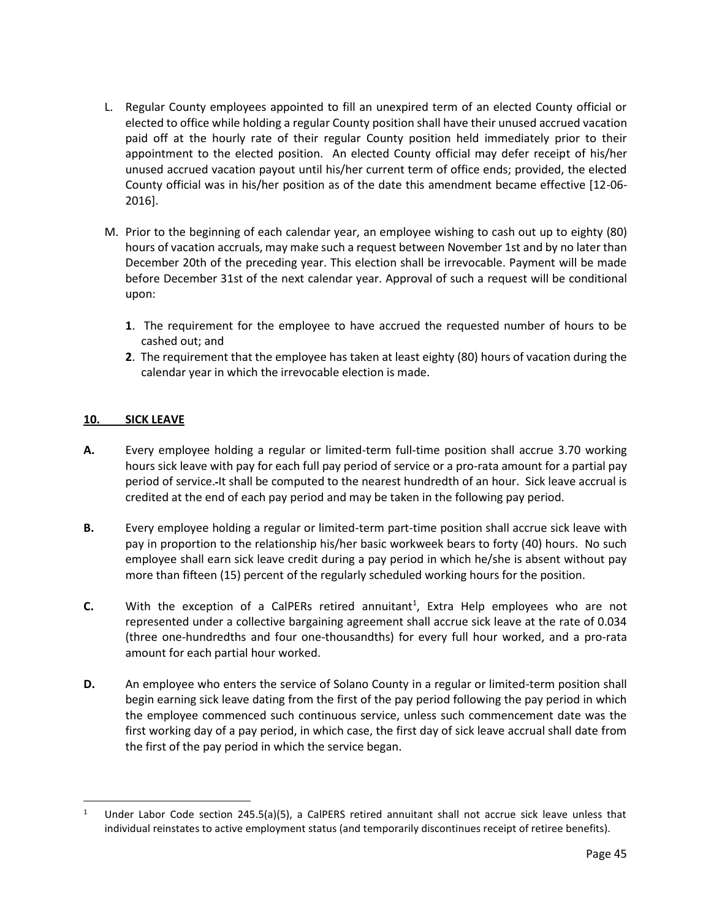L. Regular County employees appointed to fill an unexpired term of an elected County official or elected to office while holding a regular County position shall have their unused accrued vacation paid off at the hourly rate of their regular County position held immediately prior to their appointment to the elected position. An elected County official may defer receipt of his/her unused accrued vacation payout until his/her current term of office ends; provided, the elected County official was in his/her position as of the date this amendment became effective [12-06-2016].

M. Prior to the beginning of each calendar year, an employee wishing to cash out up to eighty (80) hours of vacation accruals, may make such a request between November 1st and by no later than December 20th of the preceding year. This election shall be irrevocable. Payment will be made before December 31st of the next calendar year. Approval of such a request will be conditional upon:

   **1**. The requirement for the employee to have accrued the requested number of hours to be cashed out; and

   **2**. The requirement that the employee has taken at least eighty (80) hours of vacation during the calendar year in which the irrevocable election is made.

## 10. SICK LEAVE

**A.** Every employee holding a regular or limited-term full-time position shall accrue 3.70 working hours sick leave with pay for each full pay period of service or a pro-rata amount for a partial pay period of service. It shall be computed to the nearest hundredth of an hour. Sick leave accrual is credited at the end of each pay period and may be taken in the following pay period.

**B.** Every employee holding a regular or limited-term part-time position shall accrue sick leave with pay in proportion to the relationship his/her basic workweek bears to forty (40) hours. No such employee shall earn sick leave credit during a pay period in which he/she is absent without pay more than fifteen (15) percent of the regularly scheduled working hours for the position.

**C.** With the exception of a CalPERs retired annuitant[1], Extra Help employees who are not represented under a collective bargaining agreement shall accrue sick leave at the rate of 0.034 (three one-hundredths and four one-thousandths) for every full hour worked, and a pro-rata amount for each partial hour worked.

**D.** An employee who enters the service of Solano County in a regular or limited-term position shall begin earning sick leave dating from the first of the pay period following the pay period in which the employee commenced such continuous service, unless such commencement date was the first working day of a pay period, in which case, the first day of sick leave accrual shall date from the first of the pay period in which the service began.

---

[1] Under Labor Code section 245.5(a)(5), a CalPERS retired annuitant shall not accrue sick leave unless that individual reinstates to active employment status (and temporarily discontinues receipt of retiree benefits).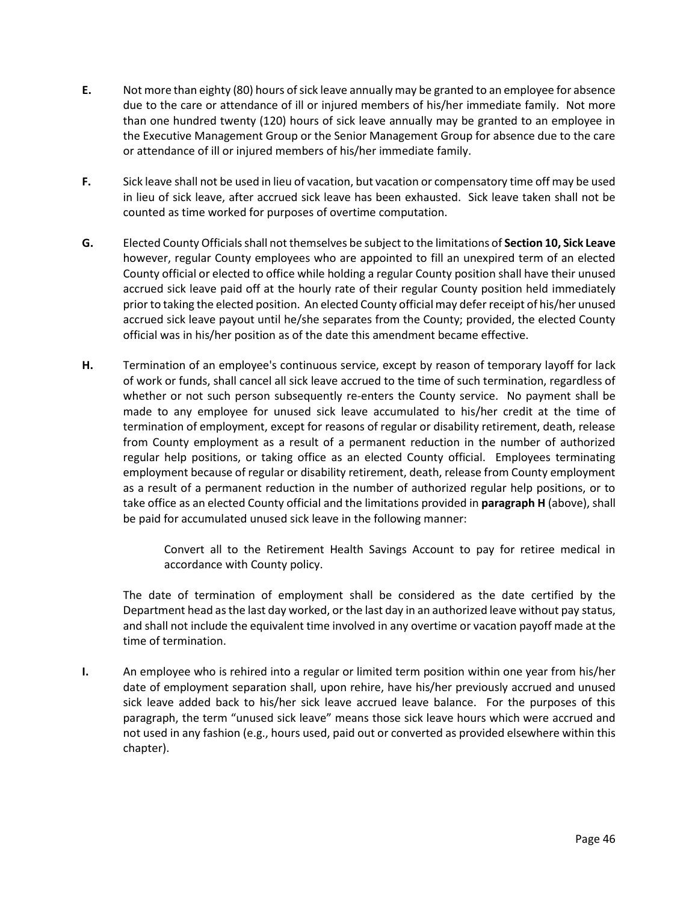**E.** Not more than eighty (80) hours of sick leave annually may be granted to an employee for absence due to the care or attendance of ill or injured members of his/her immediate family. Not more than one hundred twenty (120) hours of sick leave annually may be granted to an employee in the Executive Management Group or the Senior Management Group for absence due to the care or attendance of ill or injured members of his/her immediate family.

**F.** Sick leave shall not be used in lieu of vacation, but vacation or compensatory time off may be used in lieu of sick leave, after accrued sick leave has been exhausted. Sick leave taken shall not be counted as time worked for purposes of overtime computation.

**G.** Elected County Officials shall not themselves be subject to the limitations of **Section 10, Sick Leave** however, regular County employees who are appointed to fill an unexpired term of an elected County official or elected to office while holding a regular County position shall have their unused accrued sick leave paid off at the hourly rate of their regular County position held immediately prior to taking the elected position. An elected County official may defer receipt of his/her unused accrued sick leave payout until he/she separates from the County; provided, the elected County official was in his/her position as of the date this amendment became effective.

**H.** Termination of an employee's continuous service, except by reason of temporary layoff for lack of work or funds, shall cancel all sick leave accrued to the time of such termination, regardless of whether or not such person subsequently re-enters the County service. No payment shall be made to any employee for unused sick leave accumulated to his/her credit at the time of termination of employment, except for reasons of regular or disability retirement, death, release from County employment as a result of a permanent reduction in the number of authorized regular help positions, or taking office as an elected County official. Employees terminating employment because of regular or disability retirement, death, release from County employment as a result of a permanent reduction in the number of authorized regular help positions, or to take office as an elected County official and the limitations provided in **paragraph H** (above), shall be paid for accumulated unused sick leave in the following manner:

> Convert all to the Retirement Health Savings Account to pay for retiree medical in accordance with County policy.

The date of termination of employment shall be considered as the date certified by the Department head as the last day worked, or the last day in an authorized leave without pay status, and shall not include the equivalent time involved in any overtime or vacation payoff made at the time of termination.

**I.** An employee who is rehired into a regular or limited term position within one year from his/her date of employment separation shall, upon rehire, have his/her previously accrued and unused sick leave added back to his/her sick leave accrued leave balance. For the purposes of this paragraph, the term "unused sick leave" means those sick leave hours which were accrued and not used in any fashion (e.g., hours used, paid out or converted as provided elsewhere within this chapter).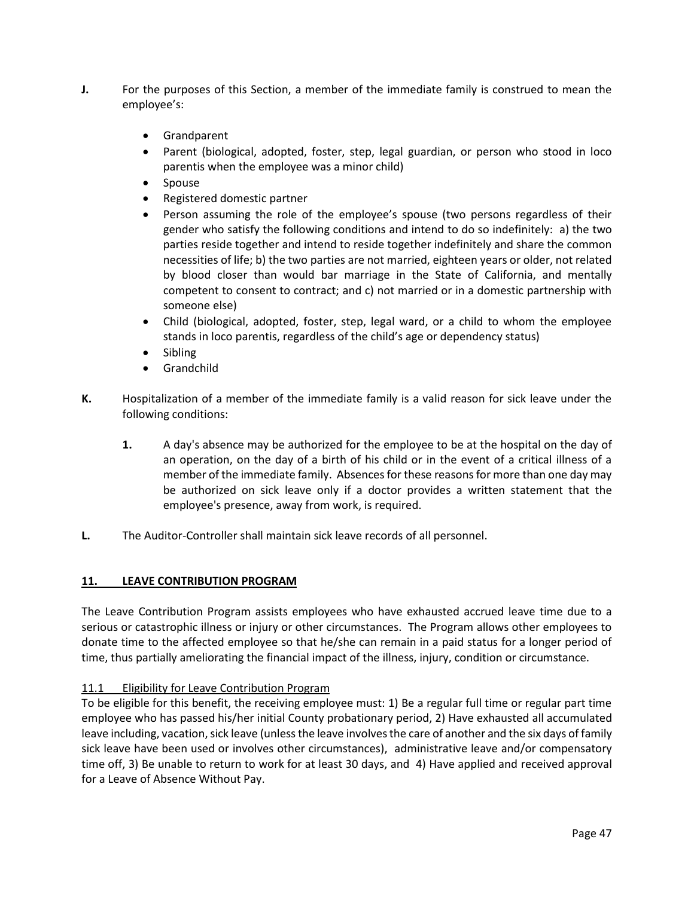**J.** For the purposes of this Section, a member of the immediate family is construed to mean the employee's:

- Grandparent
- Parent (biological, adopted, foster, step, legal guardian, or person who stood in loco parentis when the employee was a minor child)
- Spouse
- Registered domestic partner
- Person assuming the role of the employee's spouse (two persons regardless of their gender who satisfy the following conditions and intend to do so indefinitely: a) the two parties reside together and intend to reside together indefinitely and share the common necessities of life; b) the two parties are not married, eighteen years or older, not related by blood closer than would bar marriage in the State of California, and mentally competent to consent to contract; and c) not married or in a domestic partnership with someone else)
- Child (biological, adopted, foster, step, legal ward, or a child to whom the employee stands in loco parentis, regardless of the child's age or dependency status)
- Sibling
- Grandchild

**K.** Hospitalization of a member of the immediate family is a valid reason for sick leave under the following conditions:

**1.** A day's absence may be authorized for the employee to be at the hospital on the day of an operation, on the day of a birth of his child or in the event of a critical illness of a member of the immediate family. Absences for these reasons for more than one day may be authorized on sick leave only if a doctor provides a written statement that the employee's presence, away from work, is required.

**L.** The Auditor-Controller shall maintain sick leave records of all personnel.

## 11. LEAVE CONTRIBUTION PROGRAM

The Leave Contribution Program assists employees who have exhausted accrued leave time due to a serious or catastrophic illness or injury or other circumstances. The Program allows other employees to donate time to the affected employee so that he/she can remain in a paid status for a longer period of time, thus partially ameliorating the financial impact of the illness, injury, condition or circumstance.

### 11.1 Eligibility for Leave Contribution Program

To be eligible for this benefit, the receiving employee must: 1) Be a regular full time or regular part time employee who has passed his/her initial County probationary period, 2) Have exhausted all accumulated leave including, vacation, sick leave (unless the leave involves the care of another and the six days of family sick leave have been used or involves other circumstances), administrative leave and/or compensatory time off, 3) Be unable to return to work for at least 30 days, and 4) Have applied and received approval for a Leave of Absence Without Pay.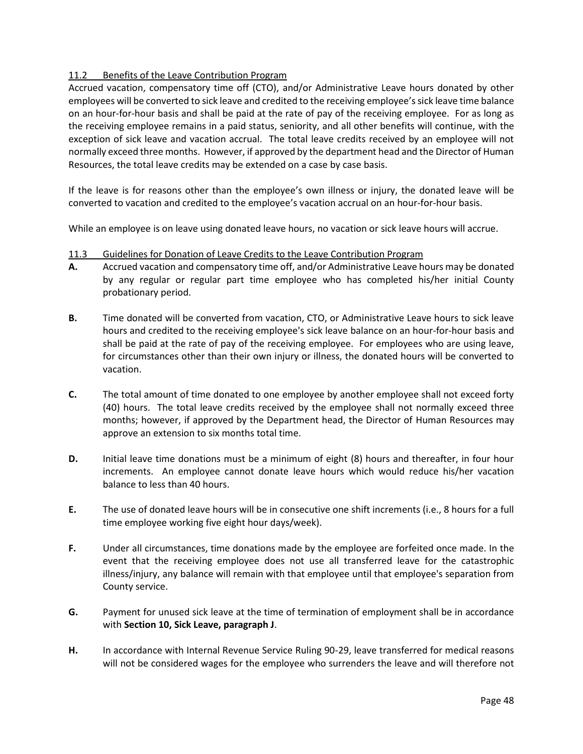### 11.2 Benefits of the Leave Contribution Program

Accrued vacation, compensatory time off (CTO), and/or Administrative Leave hours donated by other employees will be converted to sick leave and credited to the receiving employee's sick leave time balance on an hour-for-hour basis and shall be paid at the rate of pay of the receiving employee. For as long as the receiving employee remains in a paid status, seniority, and all other benefits will continue, with the exception of sick leave and vacation accrual. The total leave credits received by an employee will not normally exceed three months. However, if approved by the department head and the Director of Human Resources, the total leave credits may be extended on a case by case basis.

If the leave is for reasons other than the employee's own illness or injury, the donated leave will be converted to vacation and credited to the employee's vacation accrual on an hour-for-hour basis.

While an employee is on leave using donated leave hours, no vacation or sick leave hours will accrue.

### 11.3 Guidelines for Donation of Leave Credits to the Leave Contribution Program

**A.** Accrued vacation and compensatory time off, and/or Administrative Leave hours may be donated by any regular or regular part time employee who has completed his/her initial County probationary period.

**B.** Time donated will be converted from vacation, CTO, or Administrative Leave hours to sick leave hours and credited to the receiving employee's sick leave balance on an hour-for-hour basis and shall be paid at the rate of pay of the receiving employee. For employees who are using leave, for circumstances other than their own injury or illness, the donated hours will be converted to vacation.

**C.** The total amount of time donated to one employee by another employee shall not exceed forty (40) hours. The total leave credits received by the employee shall not normally exceed three months; however, if approved by the Department head, the Director of Human Resources may approve an extension to six months total time.

**D.** Initial leave time donations must be a minimum of eight (8) hours and thereafter, in four hour increments. An employee cannot donate leave hours which would reduce his/her vacation balance to less than 40 hours.

**E.** The use of donated leave hours will be in consecutive one shift increments (i.e., 8 hours for a full time employee working five eight hour days/week).

**F.** Under all circumstances, time donations made by the employee are forfeited once made. In the event that the receiving employee does not use all transferred leave for the catastrophic illness/injury, any balance will remain with that employee until that employee's separation from County service.

**G.** Payment for unused sick leave at the time of termination of employment shall be in accordance with **Section 10, Sick Leave, paragraph J**.

**H.** In accordance with Internal Revenue Service Ruling 90-29, leave transferred for medical reasons will not be considered wages for the employee who surrenders the leave and will therefore not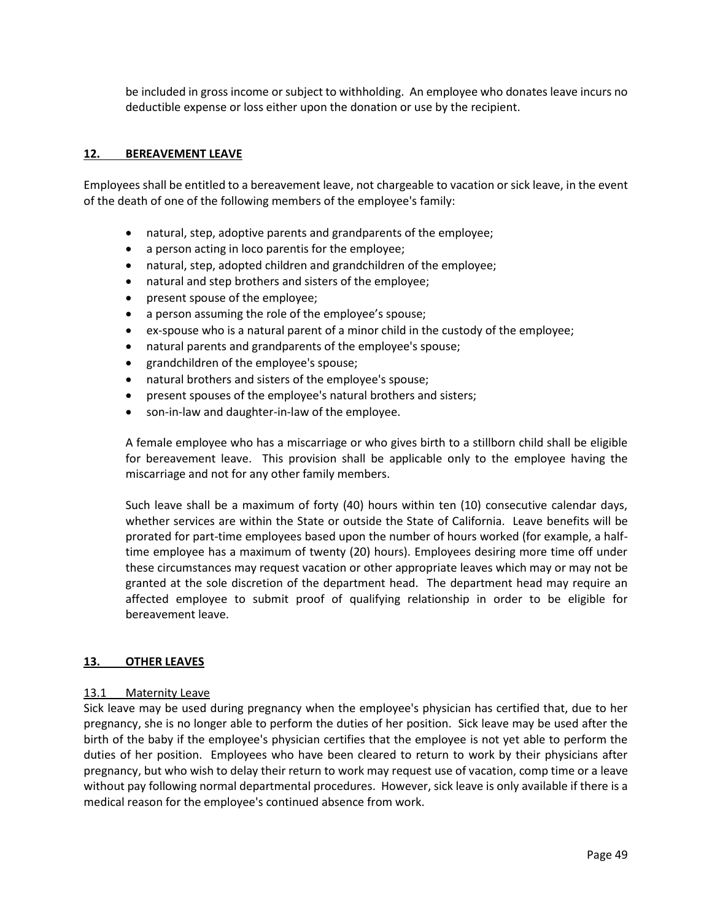be included in gross income or subject to withholding. An employee who donates leave incurs no deductible expense or loss either upon the donation or use by the recipient.

## 12. BEREAVEMENT LEAVE

Employees shall be entitled to a bereavement leave, not chargeable to vacation or sick leave, in the event of the death of one of the following members of the employee's family:

- natural, step, adoptive parents and grandparents of the employee;
- a person acting in loco parentis for the employee;
- natural, step, adopted children and grandchildren of the employee;
- natural and step brothers and sisters of the employee;
- present spouse of the employee;
- a person assuming the role of the employee's spouse;
- ex-spouse who is a natural parent of a minor child in the custody of the employee;
- natural parents and grandparents of the employee's spouse;
- grandchildren of the employee's spouse;
- natural brothers and sisters of the employee's spouse;
- present spouses of the employee's natural brothers and sisters;
- son-in-law and daughter-in-law of the employee.

A female employee who has a miscarriage or who gives birth to a stillborn child shall be eligible for bereavement leave. This provision shall be applicable only to the employee having the miscarriage and not for any other family members.

Such leave shall be a maximum of forty (40) hours within ten (10) consecutive calendar days, whether services are within the State or outside the State of California. Leave benefits will be prorated for part-time employees based upon the number of hours worked (for example, a half-time employee has a maximum of twenty (20) hours). Employees desiring more time off under these circumstances may request vacation or other appropriate leaves which may or may not be granted at the sole discretion of the department head. The department head may require an affected employee to submit proof of qualifying relationship in order to be eligible for bereavement leave.

## 13. OTHER LEAVES

### 13.1 Maternity Leave

Sick leave may be used during pregnancy when the employee's physician has certified that, due to her pregnancy, she is no longer able to perform the duties of her position. Sick leave may be used after the birth of the baby if the employee's physician certifies that the employee is not yet able to perform the duties of her position. Employees who have been cleared to return to work by their physicians after pregnancy, but who wish to delay their return to work may request use of vacation, comp time or a leave without pay following normal departmental procedures. However, sick leave is only available if there is a medical reason for the employee's continued absence from work.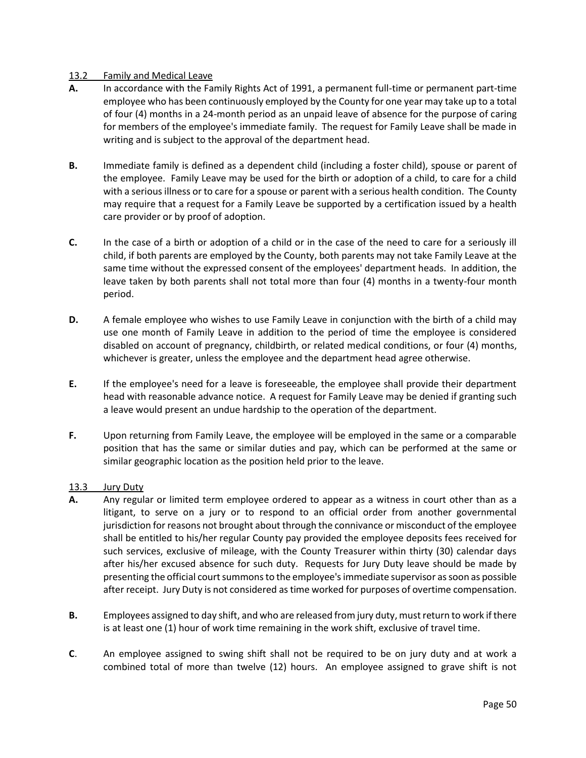### 13.2 Family and Medical Leave

**A.** In accordance with the Family Rights Act of 1991, a permanent full-time or permanent part-time employee who has been continuously employed by the County for one year may take up to a total of four (4) months in a 24-month period as an unpaid leave of absence for the purpose of caring for members of the employee's immediate family. The request for Family Leave shall be made in writing and is subject to the approval of the department head.

**B.** Immediate family is defined as a dependent child (including a foster child), spouse or parent of the employee. Family Leave may be used for the birth or adoption of a child, to care for a child with a serious illness or to care for a spouse or parent with a serious health condition. The County may require that a request for a Family Leave be supported by a certification issued by a health care provider or by proof of adoption.

**C.** In the case of a birth or adoption of a child or in the case of the need to care for a seriously ill child, if both parents are employed by the County, both parents may not take Family Leave at the same time without the expressed consent of the employees' department heads. In addition, the leave taken by both parents shall not total more than four (4) months in a twenty-four month period.

**D.** A female employee who wishes to use Family Leave in conjunction with the birth of a child may use one month of Family Leave in addition to the period of time the employee is considered disabled on account of pregnancy, childbirth, or related medical conditions, or four (4) months, whichever is greater, unless the employee and the department head agree otherwise.

**E.** If the employee's need for a leave is foreseeable, the employee shall provide their department head with reasonable advance notice. A request for Family Leave may be denied if granting such a leave would present an undue hardship to the operation of the department.

**F.** Upon returning from Family Leave, the employee will be employed in the same or a comparable position that has the same or similar duties and pay, which can be performed at the same or similar geographic location as the position held prior to the leave.

### 13.3 Jury Duty

**A.** Any regular or limited term employee ordered to appear as a witness in court other than as a litigant, to serve on a jury or to respond to an official order from another governmental jurisdiction for reasons not brought about through the connivance or misconduct of the employee shall be entitled to his/her regular County pay provided the employee deposits fees received for such services, exclusive of mileage, with the County Treasurer within thirty (30) calendar days after his/her excused absence for such duty. Requests for Jury Duty leave should be made by presenting the official court summons to the employee's immediate supervisor as soon as possible after receipt. Jury Duty is not considered as time worked for purposes of overtime compensation.

**B.** Employees assigned to day shift, and who are released from jury duty, must return to work if there is at least one (1) hour of work time remaining in the work shift, exclusive of travel time.

**C**. An employee assigned to swing shift shall not be required to be on jury duty and at work a combined total of more than twelve (12) hours. An employee assigned to grave shift is not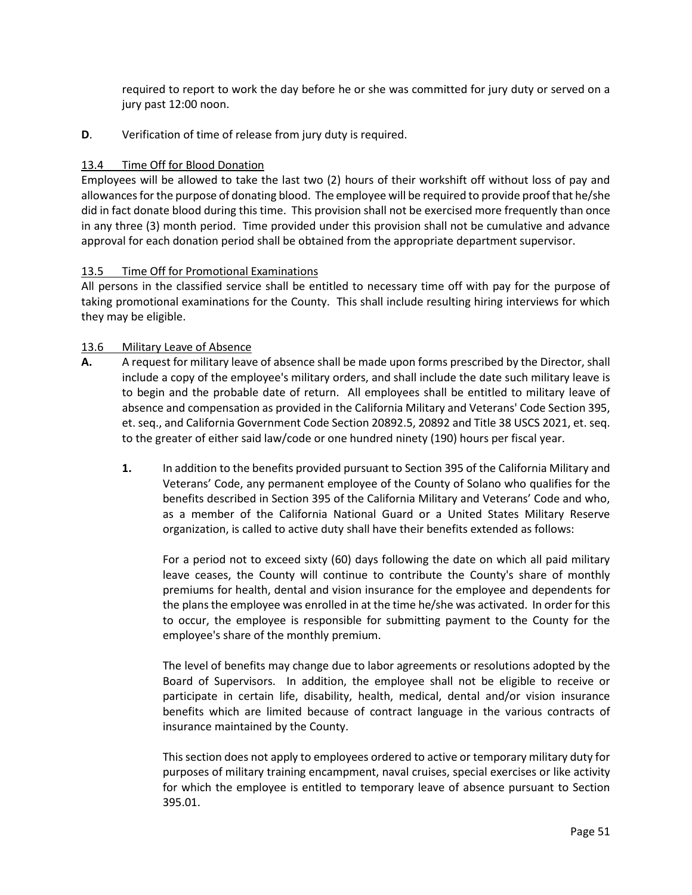required to report to work the day before he or she was committed for jury duty or served on a jury past 12:00 noon.

**D**. Verification of time of release from jury duty is required.

### 13.4 Time Off for Blood Donation

Employees will be allowed to take the last two (2) hours of their workshift off without loss of pay and allowances for the purpose of donating blood. The employee will be required to provide proof that he/she did in fact donate blood during this time. This provision shall not be exercised more frequently than once in any three (3) month period. Time provided under this provision shall not be cumulative and advance approval for each donation period shall be obtained from the appropriate department supervisor.

### 13.5 Time Off for Promotional Examinations

All persons in the classified service shall be entitled to necessary time off with pay for the purpose of taking promotional examinations for the County. This shall include resulting hiring interviews for which they may be eligible.

### 13.6 Military Leave of Absence

**A.** A request for military leave of absence shall be made upon forms prescribed by the Director, shall include a copy of the employee's military orders, and shall include the date such military leave is to begin and the probable date of return. All employees shall be entitled to military leave of absence and compensation as provided in the California Military and Veterans' Code Section 395, et. seq., and California Government Code Section 20892.5, 20892 and Title 38 USCS 2021, et. seq. to the greater of either said law/code or one hundred ninety (190) hours per fiscal year.

**1.** In addition to the benefits provided pursuant to Section 395 of the California Military and Veterans' Code, any permanent employee of the County of Solano who qualifies for the benefits described in Section 395 of the California Military and Veterans' Code and who, as a member of the California National Guard or a United States Military Reserve organization, is called to active duty shall have their benefits extended as follows:

For a period not to exceed sixty (60) days following the date on which all paid military leave ceases, the County will continue to contribute the County's share of monthly premiums for health, dental and vision insurance for the employee and dependents for the plans the employee was enrolled in at the time he/she was activated. In order for this to occur, the employee is responsible for submitting payment to the County for the employee's share of the monthly premium.

The level of benefits may change due to labor agreements or resolutions adopted by the Board of Supervisors. In addition, the employee shall not be eligible to receive or participate in certain life, disability, health, medical, dental and/or vision insurance benefits which are limited because of contract language in the various contracts of insurance maintained by the County.

This section does not apply to employees ordered to active or temporary military duty for purposes of military training encampment, naval cruises, special exercises or like activity for which the employee is entitled to temporary leave of absence pursuant to Section 395.01.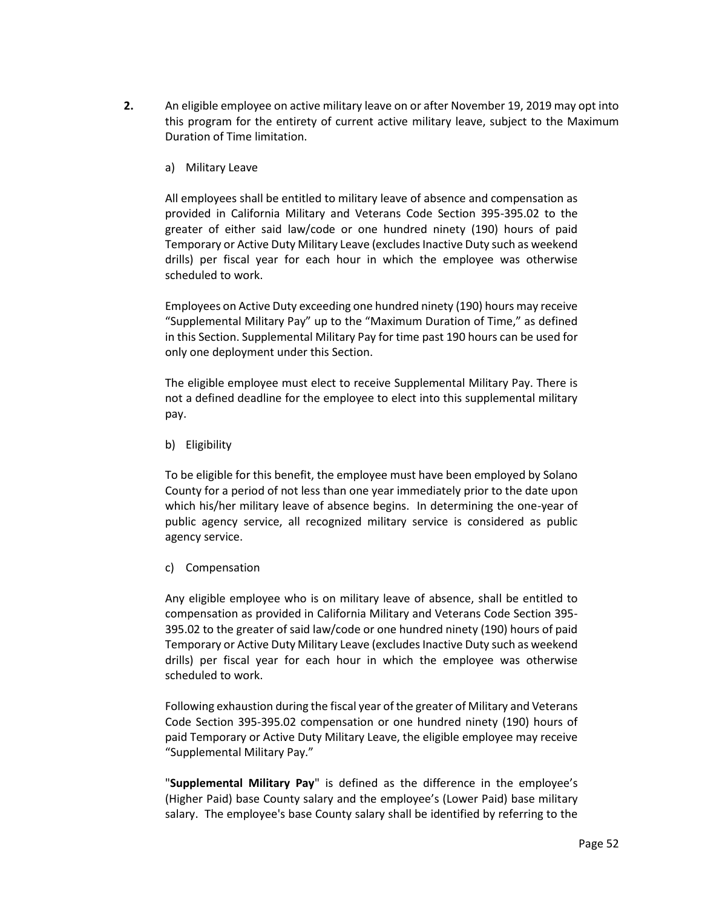**2.** An eligible employee on active military leave on or after November 19, 2019 may opt into this program for the entirety of current active military leave, subject to the Maximum Duration of Time limitation.

a) Military Leave

All employees shall be entitled to military leave of absence and compensation as provided in California Military and Veterans Code Section 395-395.02 to the greater of either said law/code or one hundred ninety (190) hours of paid Temporary or Active Duty Military Leave (excludes Inactive Duty such as weekend drills) per fiscal year for each hour in which the employee was otherwise scheduled to work.

Employees on Active Duty exceeding one hundred ninety (190) hours may receive "Supplemental Military Pay" up to the "Maximum Duration of Time," as defined in this Section. Supplemental Military Pay for time past 190 hours can be used for only one deployment under this Section.

The eligible employee must elect to receive Supplemental Military Pay. There is not a defined deadline for the employee to elect into this supplemental military pay.

b) Eligibility

To be eligible for this benefit, the employee must have been employed by Solano County for a period of not less than one year immediately prior to the date upon which his/her military leave of absence begins. In determining the one-year of public agency service, all recognized military service is considered as public agency service.

c) Compensation

Any eligible employee who is on military leave of absence, shall be entitled to compensation as provided in California Military and Veterans Code Section 395-395.02 to the greater of said law/code or one hundred ninety (190) hours of paid Temporary or Active Duty Military Leave (excludes Inactive Duty such as weekend drills) per fiscal year for each hour in which the employee was otherwise scheduled to work.

Following exhaustion during the fiscal year of the greater of Military and Veterans Code Section 395-395.02 compensation or one hundred ninety (190) hours of paid Temporary or Active Duty Military Leave, the eligible employee may receive "Supplemental Military Pay."

"**Supplemental Military Pay**" is defined as the difference in the employee's (Higher Paid) base County salary and the employee's (Lower Paid) base military salary. The employee's base County salary shall be identified by referring to the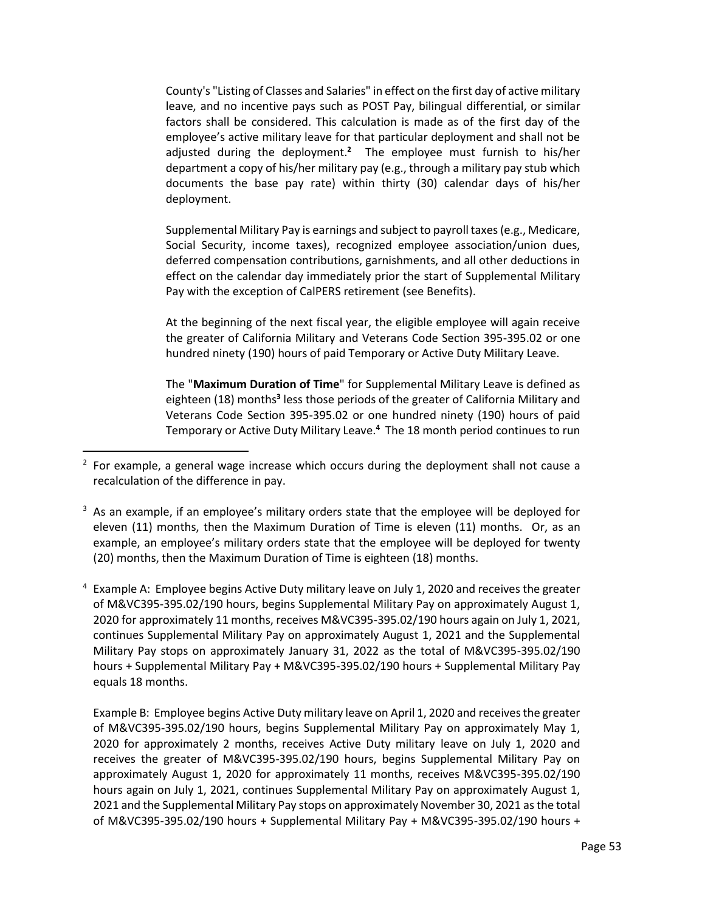County's "Listing of Classes and Salaries" in effect on the first day of active military leave, and no incentive pays such as POST Pay, bilingual differential, or similar factors shall be considered. This calculation is made as of the first day of the employee's active military leave for that particular deployment and shall not be adjusted during the deployment.[2] The employee must furnish to his/her department a copy of his/her military pay (e.g., through a military pay stub which documents the base pay rate) within thirty (30) calendar days of his/her deployment.

Supplemental Military Pay is earnings and subject to payroll taxes (e.g., Medicare, Social Security, income taxes), recognized employee association/union dues, deferred compensation contributions, garnishments, and all other deductions in effect on the calendar day immediately prior the start of Supplemental Military Pay with the exception of CalPERS retirement (see Benefits).

At the beginning of the next fiscal year, the eligible employee will again receive the greater of California Military and Veterans Code Section 395-395.02 or one hundred ninety (190) hours of paid Temporary or Active Duty Military Leave.

The "**Maximum Duration of Time**" for Supplemental Military Leave is defined as eighteen (18) months[3] less those periods of the greater of California Military and Veterans Code Section 395-395.02 or one hundred ninety (190) hours of paid Temporary or Active Duty Military Leave.[4] The 18 month period continues to run

---

[2] For example, a general wage increase which occurs during the deployment shall not cause a recalculation of the difference in pay.

[3] As an example, if an employee's military orders state that the employee will be deployed for eleven (11) months, then the Maximum Duration of Time is eleven (11) months. Or, as an example, an employee's military orders state that the employee will be deployed for twenty (20) months, then the Maximum Duration of Time is eighteen (18) months.

[4] Example A: Employee begins Active Duty military leave on July 1, 2020 and receives the greater of M&VC395-395.02/190 hours, begins Supplemental Military Pay on approximately August 1, 2020 for approximately 11 months, receives M&VC395-395.02/190 hours again on July 1, 2021, continues Supplemental Military Pay on approximately August 1, 2021 and the Supplemental Military Pay stops on approximately January 31, 2022 as the total of M&VC395-395.02/190 hours + Supplemental Military Pay + M&VC395-395.02/190 hours + Supplemental Military Pay equals 18 months.

Example B: Employee begins Active Duty military leave on April 1, 2020 and receives the greater of M&VC395-395.02/190 hours, begins Supplemental Military Pay on approximately May 1, 2020 for approximately 2 months, receives Active Duty military leave on July 1, 2020 and receives the greater of M&VC395-395.02/190 hours, begins Supplemental Military Pay on approximately August 1, 2020 for approximately 11 months, receives M&VC395-395.02/190 hours again on July 1, 2021, continues Supplemental Military Pay on approximately August 1, 2021 and the Supplemental Military Pay stops on approximately November 30, 2021 as the total of M&VC395-395.02/190 hours + Supplemental Military Pay + M&VC395-395.02/190 hours +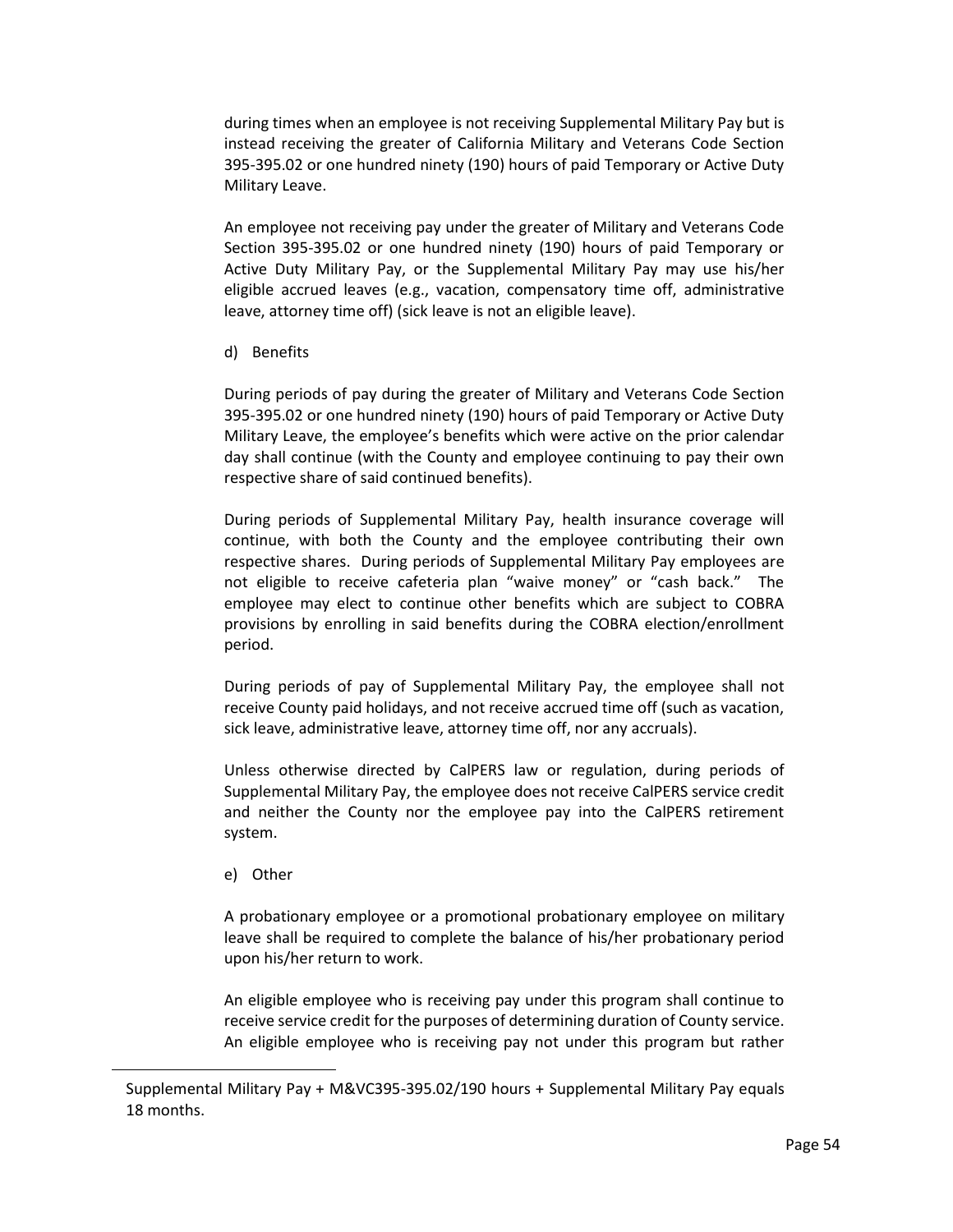during times when an employee is not receiving Supplemental Military Pay but is instead receiving the greater of California Military and Veterans Code Section 395-395.02 or one hundred ninety (190) hours of paid Temporary or Active Duty Military Leave.

An employee not receiving pay under the greater of Military and Veterans Code Section 395-395.02 or one hundred ninety (190) hours of paid Temporary or Active Duty Military Pay, or the Supplemental Military Pay may use his/her eligible accrued leaves (e.g., vacation, compensatory time off, administrative leave, attorney time off) (sick leave is not an eligible leave).

d) Benefits

During periods of pay during the greater of Military and Veterans Code Section 395-395.02 or one hundred ninety (190) hours of paid Temporary or Active Duty Military Leave, the employee's benefits which were active on the prior calendar day shall continue (with the County and employee continuing to pay their own respective share of said continued benefits).

During periods of Supplemental Military Pay, health insurance coverage will continue, with both the County and the employee contributing their own respective shares. During periods of Supplemental Military Pay employees are not eligible to receive cafeteria plan "waive money" or "cash back." The employee may elect to continue other benefits which are subject to COBRA provisions by enrolling in said benefits during the COBRA election/enrollment period.

During periods of pay of Supplemental Military Pay, the employee shall not receive County paid holidays, and not receive accrued time off (such as vacation, sick leave, administrative leave, attorney time off, nor any accruals).

Unless otherwise directed by CalPERS law or regulation, during periods of Supplemental Military Pay, the employee does not receive CalPERS service credit and neither the County nor the employee pay into the CalPERS retirement system.

e) Other

A probationary employee or a promotional probationary employee on military leave shall be required to complete the balance of his/her probationary period upon his/her return to work.

An eligible employee who is receiving pay under this program shall continue to receive service credit for the purposes of determining duration of County service. An eligible employee who is receiving pay not under this program but rather

---

Supplemental Military Pay + M&VC395-395.02/190 hours + Supplemental Military Pay equals 18 months.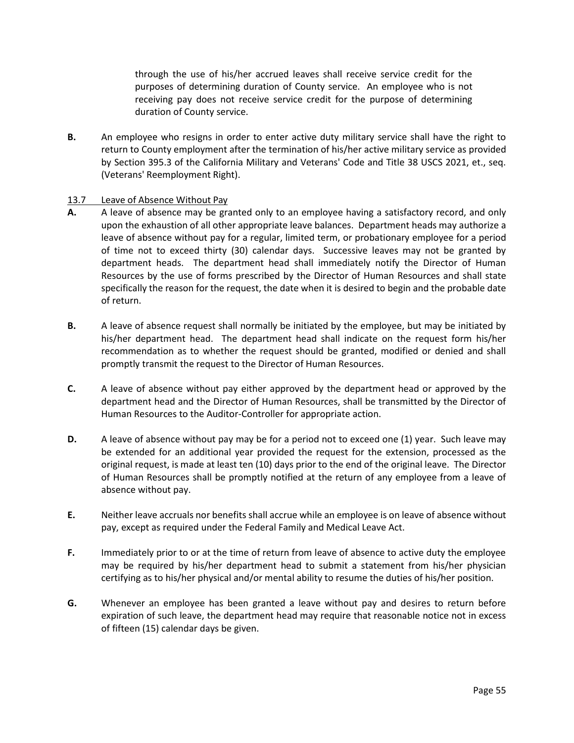through the use of his/her accrued leaves shall receive service credit for the purposes of determining duration of County service. An employee who is not receiving pay does not receive service credit for the purpose of determining duration of County service.

**B.** An employee who resigns in order to enter active duty military service shall have the right to return to County employment after the termination of his/her active military service as provided by Section 395.3 of the California Military and Veterans' Code and Title 38 USCS 2021, et., seq. (Veterans' Reemployment Right).

13.7 Leave of Absence Without Pay

**A.** A leave of absence may be granted only to an employee having a satisfactory record, and only upon the exhaustion of all other appropriate leave balances. Department heads may authorize a leave of absence without pay for a regular, limited term, or probationary employee for a period of time not to exceed thirty (30) calendar days. Successive leaves may not be granted by department heads. The department head shall immediately notify the Director of Human Resources by the use of forms prescribed by the Director of Human Resources and shall state specifically the reason for the request, the date when it is desired to begin and the probable date of return.

**B.** A leave of absence request shall normally be initiated by the employee, but may be initiated by his/her department head. The department head shall indicate on the request form his/her recommendation as to whether the request should be granted, modified or denied and shall promptly transmit the request to the Director of Human Resources.

**C.** A leave of absence without pay either approved by the department head or approved by the department head and the Director of Human Resources, shall be transmitted by the Director of Human Resources to the Auditor-Controller for appropriate action.

**D.** A leave of absence without pay may be for a period not to exceed one (1) year. Such leave may be extended for an additional year provided the request for the extension, processed as the original request, is made at least ten (10) days prior to the end of the original leave. The Director of Human Resources shall be promptly notified at the return of any employee from a leave of absence without pay.

**E.** Neither leave accruals nor benefits shall accrue while an employee is on leave of absence without pay, except as required under the Federal Family and Medical Leave Act.

**F.** Immediately prior to or at the time of return from leave of absence to active duty the employee may be required by his/her department head to submit a statement from his/her physician certifying as to his/her physical and/or mental ability to resume the duties of his/her position.

**G.** Whenever an employee has been granted a leave without pay and desires to return before expiration of such leave, the department head may require that reasonable notice not in excess of fifteen (15) calendar days be given.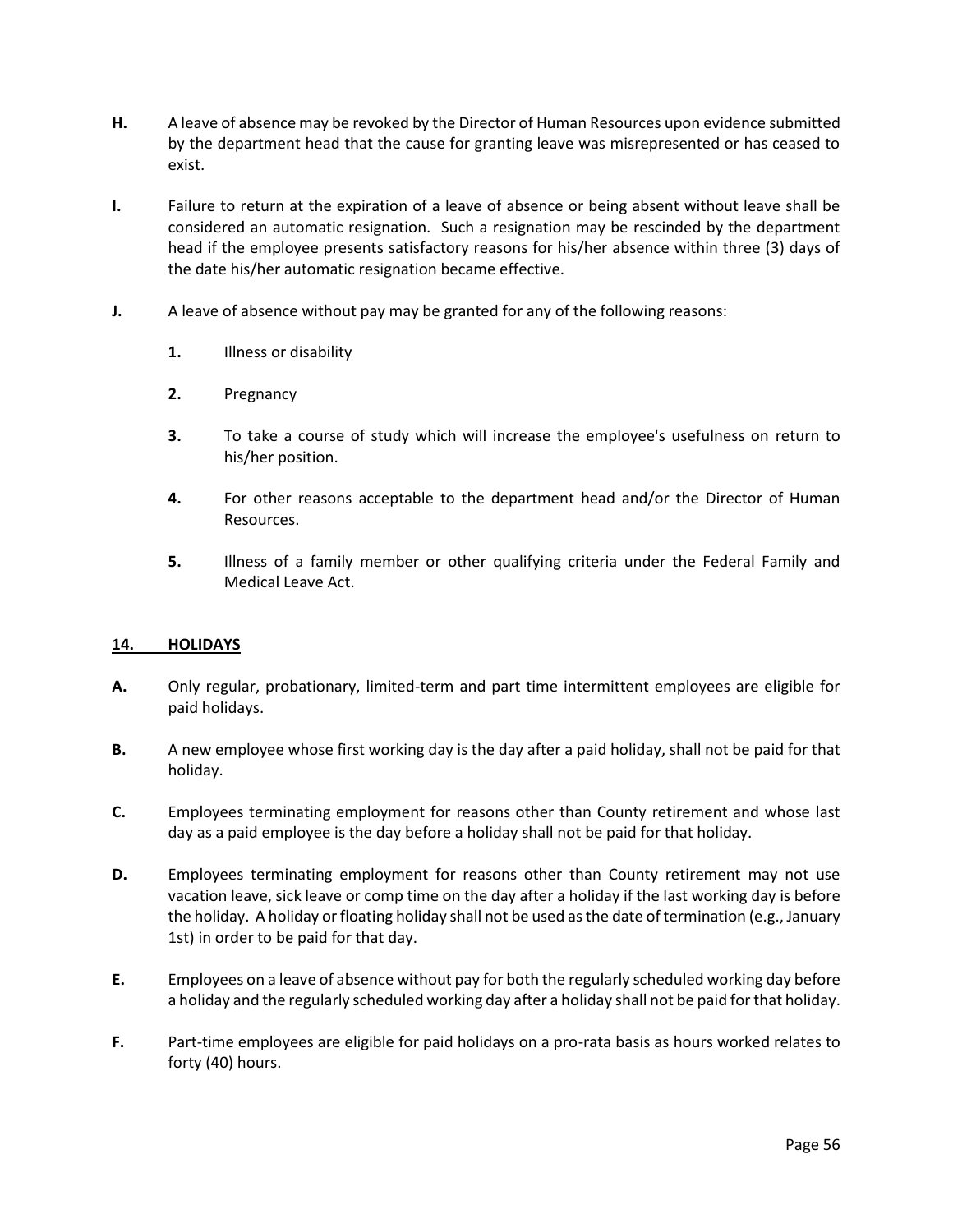**H.** A leave of absence may be revoked by the Director of Human Resources upon evidence submitted by the department head that the cause for granting leave was misrepresented or has ceased to exist.

**I.** Failure to return at the expiration of a leave of absence or being absent without leave shall be considered an automatic resignation. Such a resignation may be rescinded by the department head if the employee presents satisfactory reasons for his/her absence within three (3) days of the date his/her automatic resignation became effective.

**J.** A leave of absence without pay may be granted for any of the following reasons:

**1.** Illness or disability

**2.** Pregnancy

**3.** To take a course of study which will increase the employee's usefulness on return to his/her position.

**4.** For other reasons acceptable to the department head and/or the Director of Human Resources.

**5.** Illness of a family member or other qualifying criteria under the Federal Family and Medical Leave Act.

## 14. HOLIDAYS

**A.** Only regular, probationary, limited-term and part time intermittent employees are eligible for paid holidays.

**B.** A new employee whose first working day is the day after a paid holiday, shall not be paid for that holiday.

**C.** Employees terminating employment for reasons other than County retirement and whose last day as a paid employee is the day before a holiday shall not be paid for that holiday.

**D.** Employees terminating employment for reasons other than County retirement may not use vacation leave, sick leave or comp time on the day after a holiday if the last working day is before the holiday. A holiday or floating holiday shall not be used as the date of termination (e.g., January 1st) in order to be paid for that day.

**E.** Employees on a leave of absence without pay for both the regularly scheduled working day before a holiday and the regularly scheduled working day after a holiday shall not be paid for that holiday.

**F.** Part-time employees are eligible for paid holidays on a pro-rata basis as hours worked relates to forty (40) hours.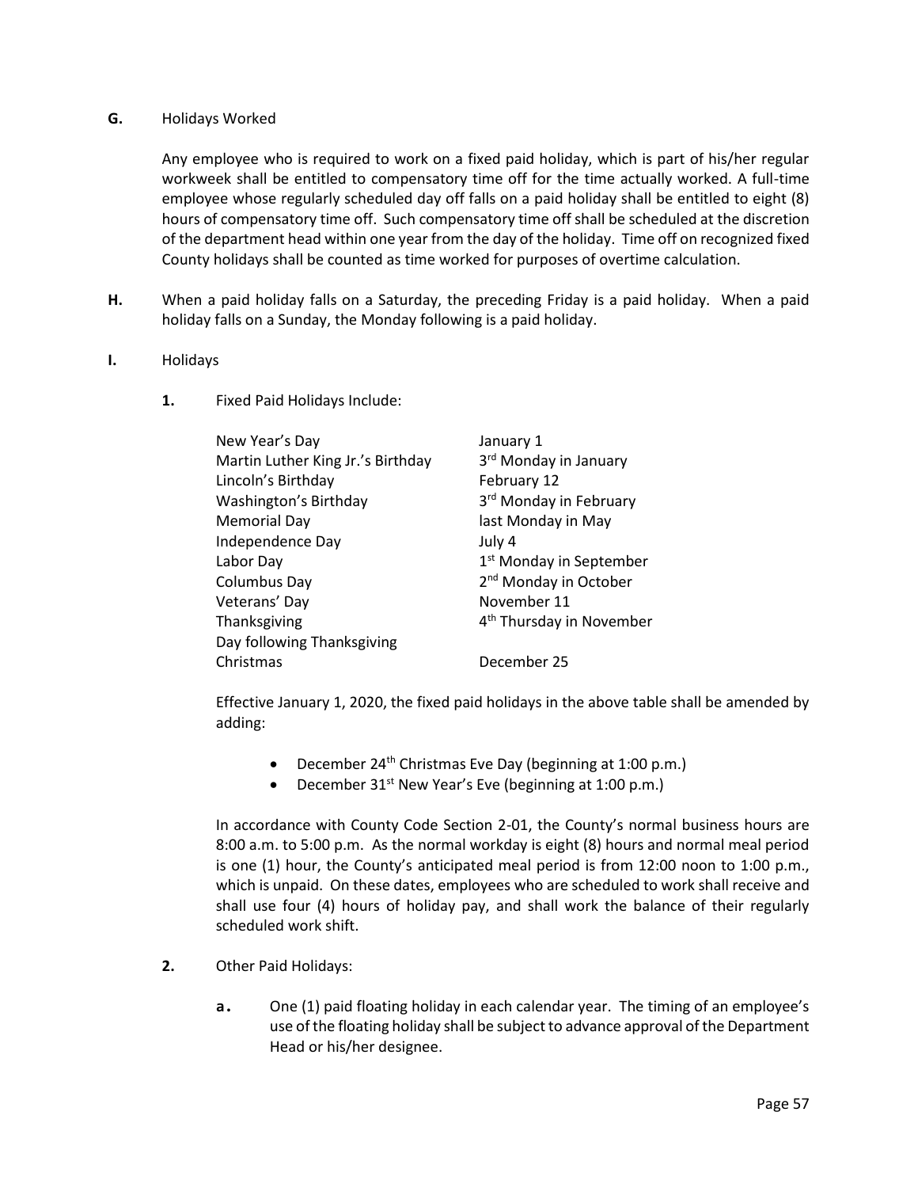**G.** Holidays Worked

Any employee who is required to work on a fixed paid holiday, which is part of his/her regular workweek shall be entitled to compensatory time off for the time actually worked. A full-time employee whose regularly scheduled day off falls on a paid holiday shall be entitled to eight (8) hours of compensatory time off. Such compensatory time off shall be scheduled at the discretion of the department head within one year from the day of the holiday. Time off on recognized fixed County holidays shall be counted as time worked for purposes of overtime calculation.

**H.** When a paid holiday falls on a Saturday, the preceding Friday is a paid holiday. When a paid holiday falls on a Sunday, the Monday following is a paid holiday.

**I.** Holidays

**1.** Fixed Paid Holidays Include:

| Holiday | Date |
|---|---|
| New Year's Day | January 1 |
| Martin Luther King Jr.'s Birthday | 3rd Monday in January |
| Lincoln's Birthday | February 12 |
| Washington's Birthday | 3rd Monday in February |
| Memorial Day | last Monday in May |
| Independence Day | July 4 |
| Labor Day | 1st Monday in September |
| Columbus Day | 2nd Monday in October |
| Veterans' Day | November 11 |
| Thanksgiving | 4th Thursday in November |
| Day following Thanksgiving | |
| Christmas | December 25 |

Effective January 1, 2020, the fixed paid holidays in the above table shall be amended by adding:

- December 24th Christmas Eve Day (beginning at 1:00 p.m.)
- December 31st New Year's Eve (beginning at 1:00 p.m.)

In accordance with County Code Section 2-01, the County's normal business hours are 8:00 a.m. to 5:00 p.m. As the normal workday is eight (8) hours and normal meal period is one (1) hour, the County's anticipated meal period is from 12:00 noon to 1:00 p.m., which is unpaid. On these dates, employees who are scheduled to work shall receive and shall use four (4) hours of holiday pay, and shall work the balance of their regularly scheduled work shift.

**2.** Other Paid Holidays:

**a.** One (1) paid floating holiday in each calendar year. The timing of an employee's use of the floating holiday shall be subject to advance approval of the Department Head or his/her designee.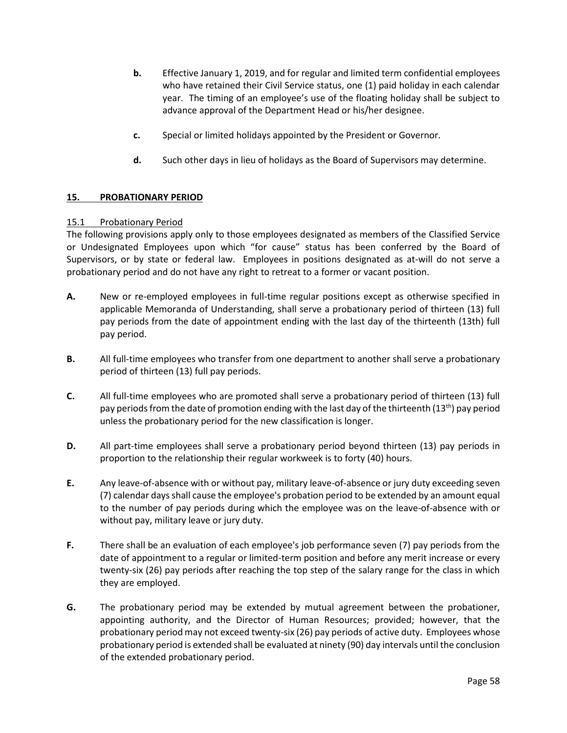**b.** Effective January 1, 2019, and for regular and limited term confidential employees who have retained their Civil Service status, one (1) paid holiday in each calendar year. The timing of an employee's use of the floating holiday shall be subject to advance approval of the Department Head or his/her designee.

**c.** Special or limited holidays appointed by the President or Governor.

**d.** Such other days in lieu of holidays as the Board of Supervisors may determine.

## 15. PROBATIONARY PERIOD

### 15.1 Probationary Period

The following provisions apply only to those employees designated as members of the Classified Service or Undesignated Employees upon which "for cause" status has been conferred by the Board of Supervisors, or by state or federal law. Employees in positions designated as at-will do not serve a probationary period and do not have any right to retreat to a former or vacant position.

**A.** New or re-employed employees in full-time regular positions except as otherwise specified in applicable Memoranda of Understanding, shall serve a probationary period of thirteen (13) full pay periods from the date of appointment ending with the last day of the thirteenth (13th) full pay period.

**B.** All full-time employees who transfer from one department to another shall serve a probationary period of thirteen (13) full pay periods.

**C.** All full-time employees who are promoted shall serve a probationary period of thirteen (13) full pay periods from the date of promotion ending with the last day of the thirteenth (13th) pay period unless the probationary period for the new classification is longer.

**D.** All part-time employees shall serve a probationary period beyond thirteen (13) pay periods in proportion to the relationship their regular workweek is to forty (40) hours.

**E.** Any leave-of-absence with or without pay, military leave-of-absence or jury duty exceeding seven (7) calendar days shall cause the employee's probation period to be extended by an amount equal to the number of pay periods during which the employee was on the leave-of-absence with or without pay, military leave or jury duty.

**F.** There shall be an evaluation of each employee's job performance seven (7) pay periods from the date of appointment to a regular or limited-term position and before any merit increase or every twenty-six (26) pay periods after reaching the top step of the salary range for the class in which they are employed.

**G.** The probationary period may be extended by mutual agreement between the probationer, appointing authority, and the Director of Human Resources; provided; however, that the probationary period may not exceed twenty-six (26) pay periods of active duty. Employees whose probationary period is extended shall be evaluated at ninety (90) day intervals until the conclusion of the extended probationary period.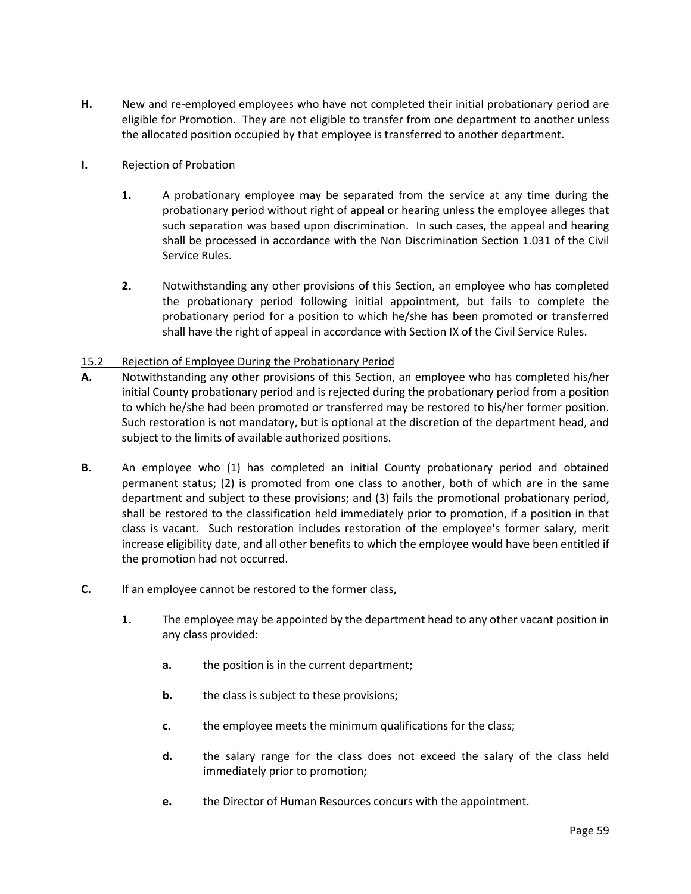**H.** New and re-employed employees who have not completed their initial probationary period are eligible for Promotion. They are not eligible to transfer from one department to another unless the allocated position occupied by that employee is transferred to another department.

**I.** Rejection of Probation

**1.** A probationary employee may be separated from the service at any time during the probationary period without right of appeal or hearing unless the employee alleges that such separation was based upon discrimination. In such cases, the appeal and hearing shall be processed in accordance with the Non Discrimination Section 1.031 of the Civil Service Rules.

**2.** Notwithstanding any other provisions of this Section, an employee who has completed the probationary period following initial appointment, but fails to complete the probationary period for a position to which he/she has been promoted or transferred shall have the right of appeal in accordance with Section IX of the Civil Service Rules.

15.2 Rejection of Employee During the Probationary Period

**A.** Notwithstanding any other provisions of this Section, an employee who has completed his/her initial County probationary period and is rejected during the probationary period from a position to which he/she had been promoted or transferred may be restored to his/her former position. Such restoration is not mandatory, but is optional at the discretion of the department head, and subject to the limits of available authorized positions.

**B.** An employee who (1) has completed an initial County probationary period and obtained permanent status; (2) is promoted from one class to another, both of which are in the same department and subject to these provisions; and (3) fails the promotional probationary period, shall be restored to the classification held immediately prior to promotion, if a position in that class is vacant. Such restoration includes restoration of the employee's former salary, merit increase eligibility date, and all other benefits to which the employee would have been entitled if the promotion had not occurred.

**C.** If an employee cannot be restored to the former class,

**1.** The employee may be appointed by the department head to any other vacant position in any class provided:

**a.** the position is in the current department;

**b.** the class is subject to these provisions;

**c.** the employee meets the minimum qualifications for the class;

**d.** the salary range for the class does not exceed the salary of the class held immediately prior to promotion;

**e.** the Director of Human Resources concurs with the appointment.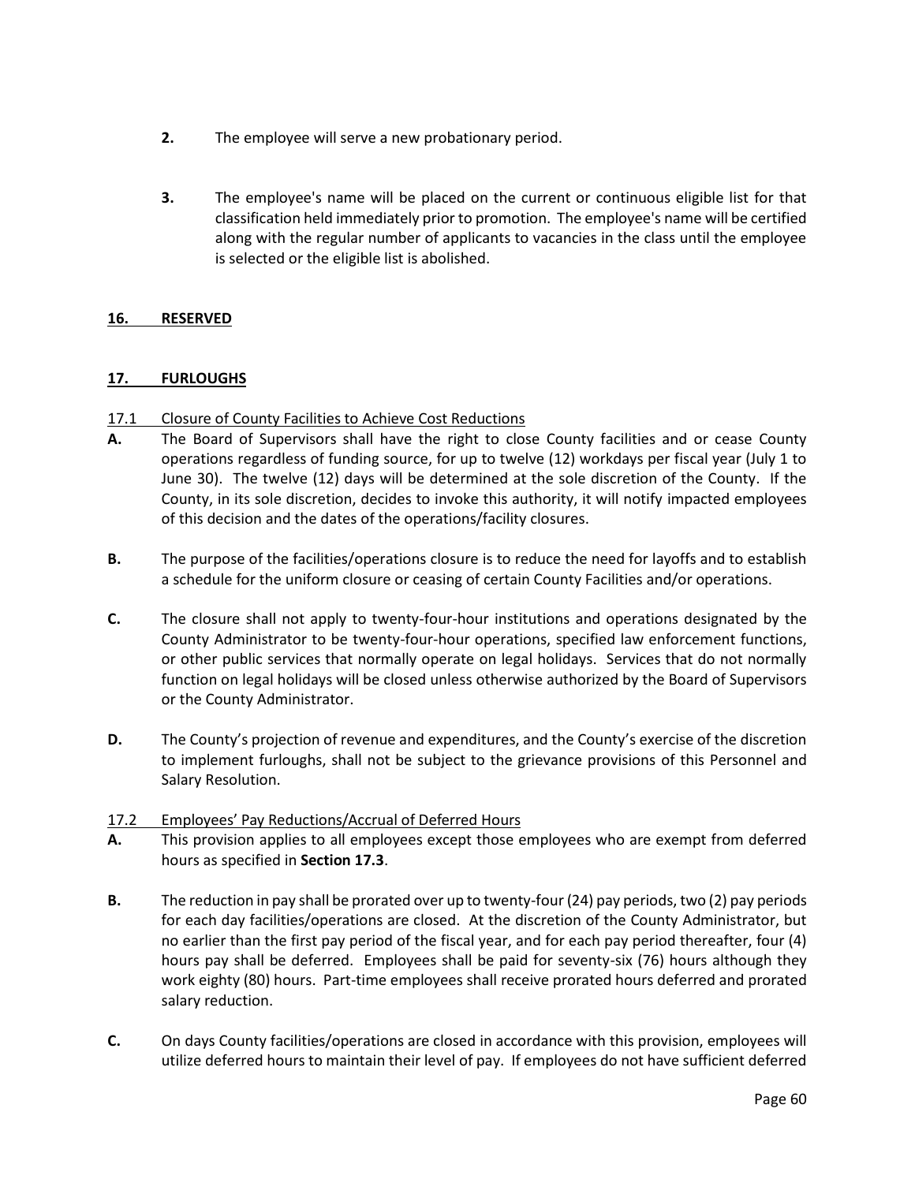2. The employee will serve a new probationary period.

3. The employee's name will be placed on the current or continuous eligible list for that classification held immediately prior to promotion. The employee's name will be certified along with the regular number of applicants to vacancies in the class until the employee is selected or the eligible list is abolished.

## 16. RESERVED

## 17. FURLOUGHS

### 17.1 Closure of County Facilities to Achieve Cost Reductions

**A.** The Board of Supervisors shall have the right to close County facilities and or cease County operations regardless of funding source, for up to twelve (12) workdays per fiscal year (July 1 to June 30). The twelve (12) days will be determined at the sole discretion of the County. If the County, in its sole discretion, decides to invoke this authority, it will notify impacted employees of this decision and the dates of the operations/facility closures.

**B.** The purpose of the facilities/operations closure is to reduce the need for layoffs and to establish a schedule for the uniform closure or ceasing of certain County Facilities and/or operations.

**C.** The closure shall not apply to twenty-four-hour institutions and operations designated by the County Administrator to be twenty-four-hour operations, specified law enforcement functions, or other public services that normally operate on legal holidays. Services that do not normally function on legal holidays will be closed unless otherwise authorized by the Board of Supervisors or the County Administrator.

**D.** The County's projection of revenue and expenditures, and the County's exercise of the discretion to implement furloughs, shall not be subject to the grievance provisions of this Personnel and Salary Resolution.

### 17.2 Employees' Pay Reductions/Accrual of Deferred Hours

**A.** This provision applies to all employees except those employees who are exempt from deferred hours as specified in **Section 17.3**.

**B.** The reduction in pay shall be prorated over up to twenty-four (24) pay periods, two (2) pay periods for each day facilities/operations are closed. At the discretion of the County Administrator, but no earlier than the first pay period of the fiscal year, and for each pay period thereafter, four (4) hours pay shall be deferred. Employees shall be paid for seventy-six (76) hours although they work eighty (80) hours. Part-time employees shall receive prorated hours deferred and prorated salary reduction.

**C.** On days County facilities/operations are closed in accordance with this provision, employees will utilize deferred hours to maintain their level of pay. If employees do not have sufficient deferred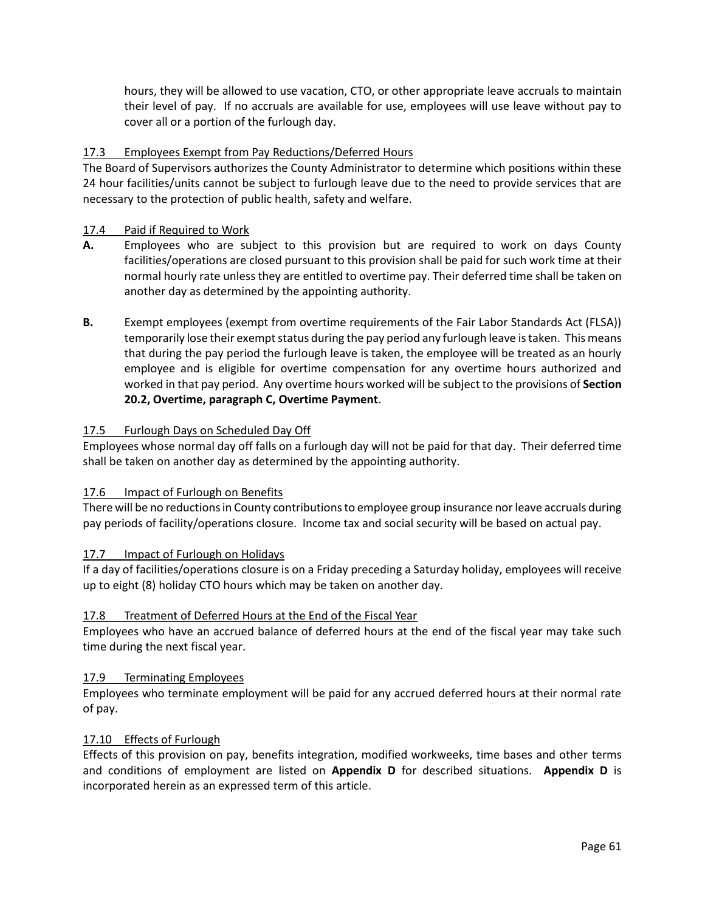hours, they will be allowed to use vacation, CTO, or other appropriate leave accruals to maintain their level of pay. If no accruals are available for use, employees will use leave without pay to cover all or a portion of the furlough day.

### 17.3 Employees Exempt from Pay Reductions/Deferred Hours

The Board of Supervisors authorizes the County Administrator to determine which positions within these 24 hour facilities/units cannot be subject to furlough leave due to the need to provide services that are necessary to the protection of public health, safety and welfare.

### 17.4 Paid if Required to Work

**A.** Employees who are subject to this provision but are required to work on days County facilities/operations are closed pursuant to this provision shall be paid for such work time at their normal hourly rate unless they are entitled to overtime pay. Their deferred time shall be taken on another day as determined by the appointing authority.

**B.** Exempt employees (exempt from overtime requirements of the Fair Labor Standards Act (FLSA)) temporarily lose their exempt status during the pay period any furlough leave is taken. This means that during the pay period the furlough leave is taken, the employee will be treated as an hourly employee and is eligible for overtime compensation for any overtime hours authorized and worked in that pay period. Any overtime hours worked will be subject to the provisions of **Section 20.2, Overtime, paragraph C, Overtime Payment**.

### 17.5 Furlough Days on Scheduled Day Off

Employees whose normal day off falls on a furlough day will not be paid for that day. Their deferred time shall be taken on another day as determined by the appointing authority.

### 17.6 Impact of Furlough on Benefits

There will be no reductions in County contributions to employee group insurance nor leave accruals during pay periods of facility/operations closure. Income tax and social security will be based on actual pay.

### 17.7 Impact of Furlough on Holidays

If a day of facilities/operations closure is on a Friday preceding a Saturday holiday, employees will receive up to eight (8) holiday CTO hours which may be taken on another day.

### 17.8 Treatment of Deferred Hours at the End of the Fiscal Year

Employees who have an accrued balance of deferred hours at the end of the fiscal year may take such time during the next fiscal year.

### 17.9 Terminating Employees

Employees who terminate employment will be paid for any accrued deferred hours at their normal rate of pay.

### 17.10 Effects of Furlough

Effects of this provision on pay, benefits integration, modified workweeks, time bases and other terms and conditions of employment are listed on **Appendix D** for described situations. **Appendix D** is incorporated herein as an expressed term of this article.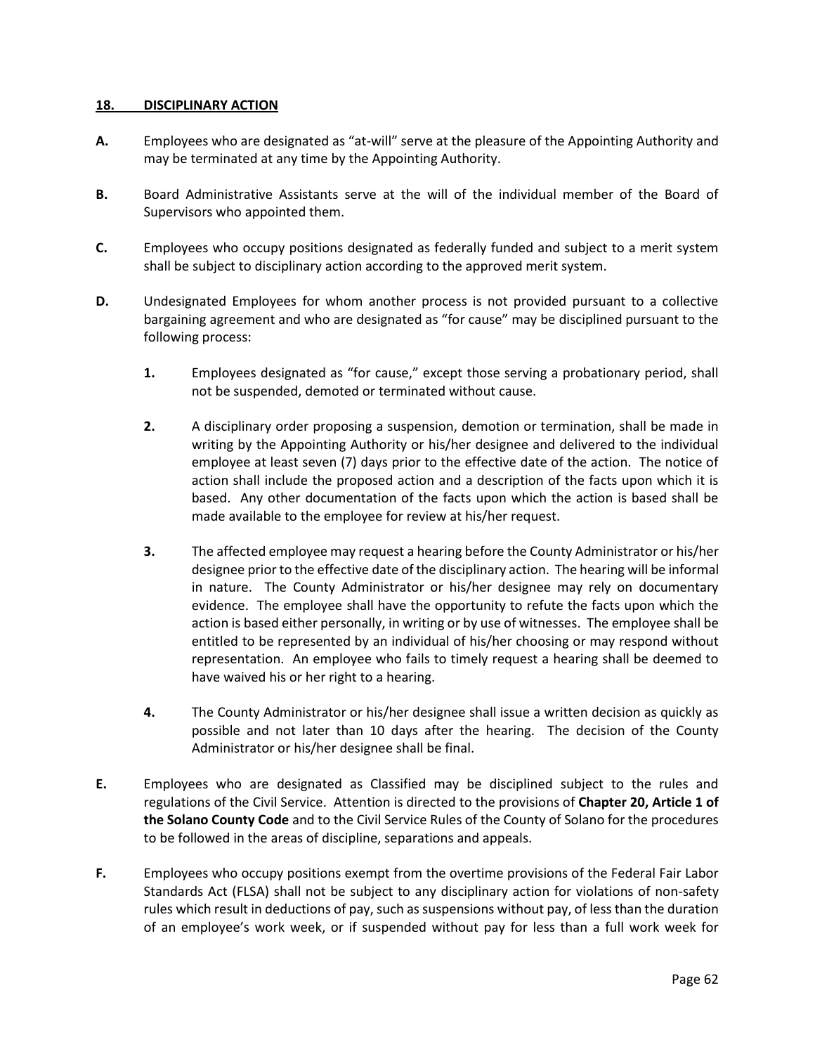## **18. DISCIPLINARY ACTION**

**A.** Employees who are designated as “at-will” serve at the pleasure of the Appointing Authority and may be terminated at any time by the Appointing Authority.

**B.** Board Administrative Assistants serve at the will of the individual member of the Board of Supervisors who appointed them.

**C.** Employees who occupy positions designated as federally funded and subject to a merit system shall be subject to disciplinary action according to the approved merit system.

**D.** Undesignated Employees for whom another process is not provided pursuant to a collective bargaining agreement and who are designated as “for cause” may be disciplined pursuant to the following process:

> **1.** Employees designated as “for cause,” except those serving a probationary period, shall not be suspended, demoted or terminated without cause.
>
> **2.** A disciplinary order proposing a suspension, demotion or termination, shall be made in writing by the Appointing Authority or his/her designee and delivered to the individual employee at least seven (7) days prior to the effective date of the action. The notice of action shall include the proposed action and a description of the facts upon which it is based. Any other documentation of the facts upon which the action is based shall be made available to the employee for review at his/her request.
>
> **3.** The affected employee may request a hearing before the County Administrator or his/her designee prior to the effective date of the disciplinary action. The hearing will be informal in nature. The County Administrator or his/her designee may rely on documentary evidence. The employee shall have the opportunity to refute the facts upon which the action is based either personally, in writing or by use of witnesses. The employee shall be entitled to be represented by an individual of his/her choosing or may respond without representation. An employee who fails to timely request a hearing shall be deemed to have waived his or her right to a hearing.
>
> **4.** The County Administrator or his/her designee shall issue a written decision as quickly as possible and not later than 10 days after the hearing. The decision of the County Administrator or his/her designee shall be final.

**E.** Employees who are designated as Classified may be disciplined subject to the rules and regulations of the Civil Service. Attention is directed to the provisions of **Chapter 20, Article 1 of the Solano County Code** and to the Civil Service Rules of the County of Solano for the procedures to be followed in the areas of discipline, separations and appeals.

**F.** Employees who occupy positions exempt from the overtime provisions of the Federal Fair Labor Standards Act (FLSA) shall not be subject to any disciplinary action for violations of non-safety rules which result in deductions of pay, such as suspensions without pay, of less than the duration of an employee’s work week, or if suspended without pay for less than a full work week for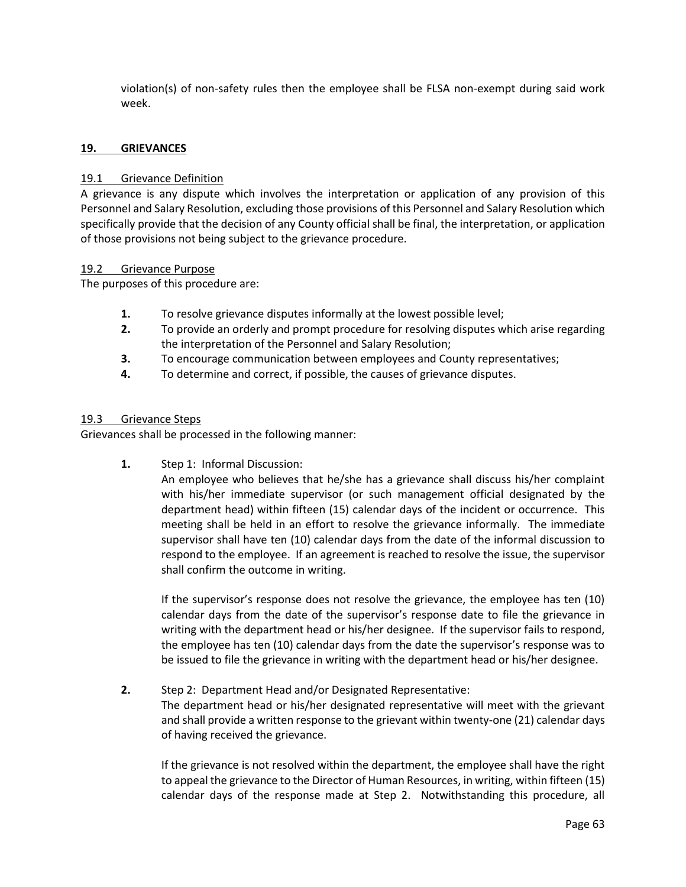violation(s) of non-safety rules then the employee shall be FLSA non-exempt during said work week.

## 19. GRIEVANCES

### 19.1 Grievance Definition

A grievance is any dispute which involves the interpretation or application of any provision of this Personnel and Salary Resolution, excluding those provisions of this Personnel and Salary Resolution which specifically provide that the decision of any County official shall be final, the interpretation, or application of those provisions not being subject to the grievance procedure.

### 19.2 Grievance Purpose

The purposes of this procedure are:

1. To resolve grievance disputes informally at the lowest possible level;
2. To provide an orderly and prompt procedure for resolving disputes which arise regarding the interpretation of the Personnel and Salary Resolution;
3. To encourage communication between employees and County representatives;
4. To determine and correct, if possible, the causes of grievance disputes.

### 19.3 Grievance Steps

Grievances shall be processed in the following manner:

1. Step 1: Informal Discussion:
   An employee who believes that he/she has a grievance shall discuss his/her complaint with his/her immediate supervisor (or such management official designated by the department head) within fifteen (15) calendar days of the incident or occurrence. This meeting shall be held in an effort to resolve the grievance informally. The immediate supervisor shall have ten (10) calendar days from the date of the informal discussion to respond to the employee. If an agreement is reached to resolve the issue, the supervisor shall confirm the outcome in writing.

   If the supervisor's response does not resolve the grievance, the employee has ten (10) calendar days from the date of the supervisor's response date to file the grievance in writing with the department head or his/her designee. If the supervisor fails to respond, the employee has ten (10) calendar days from the date the supervisor's response was to be issued to file the grievance in writing with the department head or his/her designee.

2. Step 2: Department Head and/or Designated Representative:
   The department head or his/her designated representative will meet with the grievant and shall provide a written response to the grievant within twenty-one (21) calendar days of having received the grievance.

   If the grievance is not resolved within the department, the employee shall have the right to appeal the grievance to the Director of Human Resources, in writing, within fifteen (15) calendar days of the response made at Step 2. Notwithstanding this procedure, all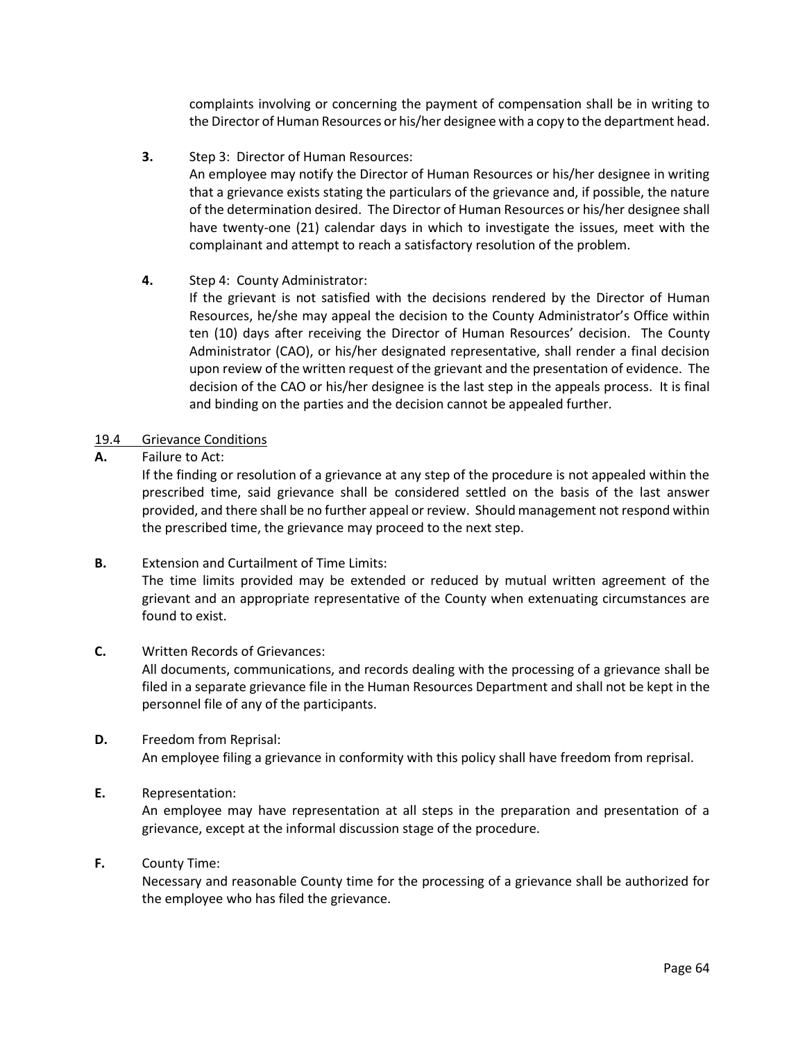complaints involving or concerning the payment of compensation shall be in writing to the Director of Human Resources or his/her designee with a copy to the department head.

**3.** Step 3: Director of Human Resources:
An employee may notify the Director of Human Resources or his/her designee in writing that a grievance exists stating the particulars of the grievance and, if possible, the nature of the determination desired. The Director of Human Resources or his/her designee shall have twenty-one (21) calendar days in which to investigate the issues, meet with the complainant and attempt to reach a satisfactory resolution of the problem.

**4.** Step 4: County Administrator:
If the grievant is not satisfied with the decisions rendered by the Director of Human Resources, he/she may appeal the decision to the County Administrator's Office within ten (10) days after receiving the Director of Human Resources' decision. The County Administrator (CAO), or his/her designated representative, shall render a final decision upon review of the written request of the grievant and the presentation of evidence. The decision of the CAO or his/her designee is the last step in the appeals process. It is final and binding on the parties and the decision cannot be appealed further.

## 19.4 Grievance Conditions

**A.** Failure to Act:
If the finding or resolution of a grievance at any step of the procedure is not appealed within the prescribed time, said grievance shall be considered settled on the basis of the last answer provided, and there shall be no further appeal or review. Should management not respond within the prescribed time, the grievance may proceed to the next step.

**B.** Extension and Curtailment of Time Limits:
The time limits provided may be extended or reduced by mutual written agreement of the grievant and an appropriate representative of the County when extenuating circumstances are found to exist.

**C.** Written Records of Grievances:
All documents, communications, and records dealing with the processing of a grievance shall be filed in a separate grievance file in the Human Resources Department and shall not be kept in the personnel file of any of the participants.

**D.** Freedom from Reprisal:
An employee filing a grievance in conformity with this policy shall have freedom from reprisal.

**E.** Representation:
An employee may have representation at all steps in the preparation and presentation of a grievance, except at the informal discussion stage of the procedure.

**F.** County Time:
Necessary and reasonable County time for the processing of a grievance shall be authorized for the employee who has filed the grievance.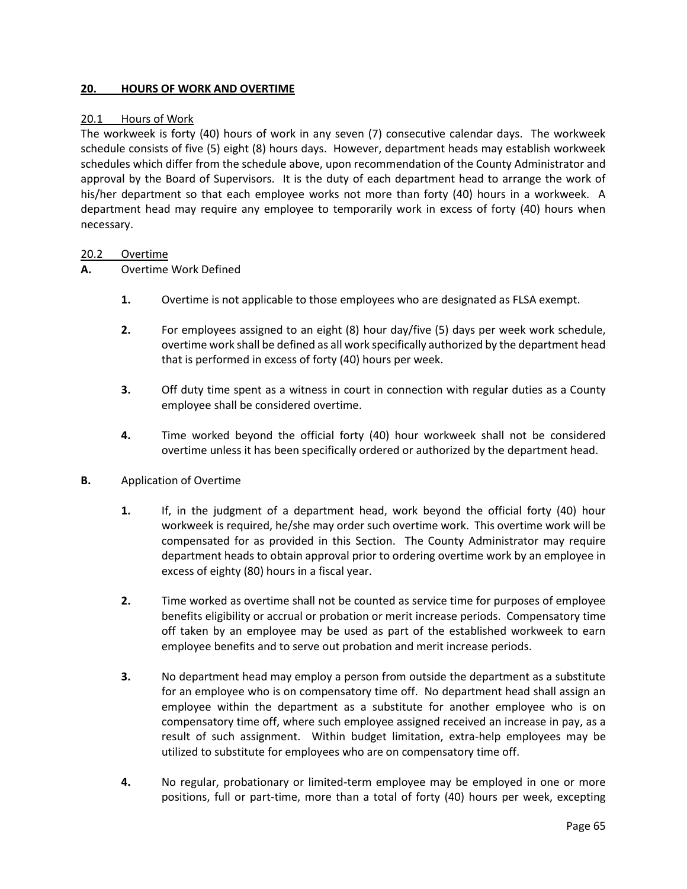## 20. HOURS OF WORK AND OVERTIME

### 20.1 Hours of Work

The workweek is forty (40) hours of work in any seven (7) consecutive calendar days. The workweek schedule consists of five (5) eight (8) hours days. However, department heads may establish workweek schedules which differ from the schedule above, upon recommendation of the County Administrator and approval by the Board of Supervisors. It is the duty of each department head to arrange the work of his/her department so that each employee works not more than forty (40) hours in a workweek. A department head may require any employee to temporarily work in excess of forty (40) hours when necessary.

### 20.2 Overtime

**A.** Overtime Work Defined

**1.** Overtime is not applicable to those employees who are designated as FLSA exempt.

**2.** For employees assigned to an eight (8) hour day/five (5) days per week work schedule, overtime work shall be defined as all work specifically authorized by the department head that is performed in excess of forty (40) hours per week.

**3.** Off duty time spent as a witness in court in connection with regular duties as a County employee shall be considered overtime.

**4.** Time worked beyond the official forty (40) hour workweek shall not be considered overtime unless it has been specifically ordered or authorized by the department head.

**B.** Application of Overtime

**1.** If, in the judgment of a department head, work beyond the official forty (40) hour workweek is required, he/she may order such overtime work. This overtime work will be compensated for as provided in this Section. The County Administrator may require department heads to obtain approval prior to ordering overtime work by an employee in excess of eighty (80) hours in a fiscal year.

**2.** Time worked as overtime shall not be counted as service time for purposes of employee benefits eligibility or accrual or probation or merit increase periods. Compensatory time off taken by an employee may be used as part of the established workweek to earn employee benefits and to serve out probation and merit increase periods.

**3.** No department head may employ a person from outside the department as a substitute for an employee who is on compensatory time off. No department head shall assign an employee within the department as a substitute for another employee who is on compensatory time off, where such employee assigned received an increase in pay, as a result of such assignment. Within budget limitation, extra-help employees may be utilized to substitute for employees who are on compensatory time off.

**4.** No regular, probationary or limited-term employee may be employed in one or more positions, full or part-time, more than a total of forty (40) hours per week, excepting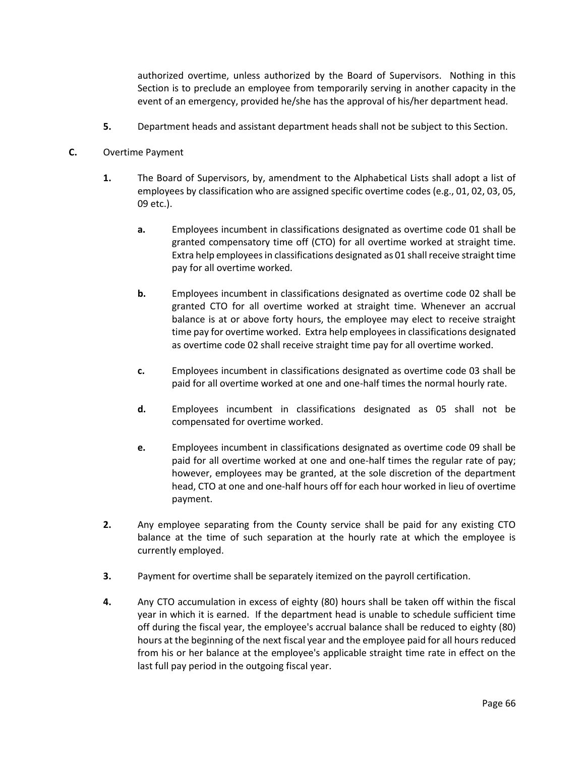authorized overtime, unless authorized by the Board of Supervisors. Nothing in this Section is to preclude an employee from temporarily serving in another capacity in the event of an emergency, provided he/she has the approval of his/her department head.

**5.** Department heads and assistant department heads shall not be subject to this Section.

**C.** Overtime Payment

**1.** The Board of Supervisors, by, amendment to the Alphabetical Lists shall adopt a list of employees by classification who are assigned specific overtime codes (e.g., 01, 02, 03, 05, 09 etc.).

**a.** Employees incumbent in classifications designated as overtime code 01 shall be granted compensatory time off (CTO) for all overtime worked at straight time. Extra help employees in classifications designated as 01 shall receive straight time pay for all overtime worked.

**b.** Employees incumbent in classifications designated as overtime code 02 shall be granted CTO for all overtime worked at straight time. Whenever an accrual balance is at or above forty hours, the employee may elect to receive straight time pay for overtime worked. Extra help employees in classifications designated as overtime code 02 shall receive straight time pay for all overtime worked.

**c.** Employees incumbent in classifications designated as overtime code 03 shall be paid for all overtime worked at one and one-half times the normal hourly rate.

**d.** Employees incumbent in classifications designated as 05 shall not be compensated for overtime worked.

**e.** Employees incumbent in classifications designated as overtime code 09 shall be paid for all overtime worked at one and one-half times the regular rate of pay; however, employees may be granted, at the sole discretion of the department head, CTO at one and one-half hours off for each hour worked in lieu of overtime payment.

**2.** Any employee separating from the County service shall be paid for any existing CTO balance at the time of such separation at the hourly rate at which the employee is currently employed.

**3.** Payment for overtime shall be separately itemized on the payroll certification.

**4.** Any CTO accumulation in excess of eighty (80) hours shall be taken off within the fiscal year in which it is earned. If the department head is unable to schedule sufficient time off during the fiscal year, the employee's accrual balance shall be reduced to eighty (80) hours at the beginning of the next fiscal year and the employee paid for all hours reduced from his or her balance at the employee's applicable straight time rate in effect on the last full pay period in the outgoing fiscal year.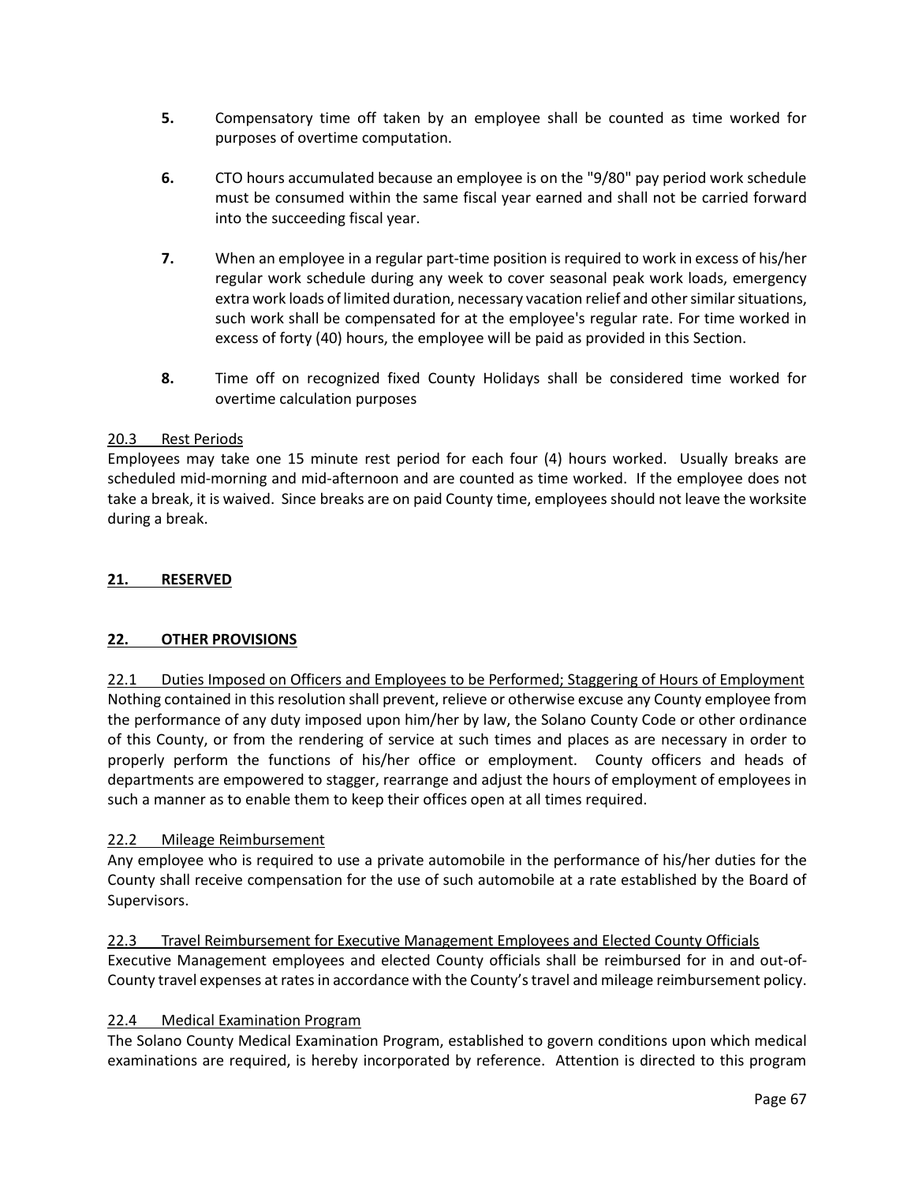**5.** Compensatory time off taken by an employee shall be counted as time worked for purposes of overtime computation.

**6.** CTO hours accumulated because an employee is on the "9/80" pay period work schedule must be consumed within the same fiscal year earned and shall not be carried forward into the succeeding fiscal year.

**7.** When an employee in a regular part-time position is required to work in excess of his/her regular work schedule during any week to cover seasonal peak work loads, emergency extra work loads of limited duration, necessary vacation relief and other similar situations, such work shall be compensated for at the employee's regular rate. For time worked in excess of forty (40) hours, the employee will be paid as provided in this Section.

**8.** Time off on recognized fixed County Holidays shall be considered time worked for overtime calculation purposes

20.3 Rest Periods

Employees may take one 15 minute rest period for each four (4) hours worked. Usually breaks are scheduled mid-morning and mid-afternoon and are counted as time worked. If the employee does not take a break, it is waived. Since breaks are on paid County time, employees should not leave the worksite during a break.

## 21. RESERVED

## 22. OTHER PROVISIONS

22.1 Duties Imposed on Officers and Employees to be Performed; Staggering of Hours of Employment

Nothing contained in this resolution shall prevent, relieve or otherwise excuse any County employee from the performance of any duty imposed upon him/her by law, the Solano County Code or other ordinance of this County, or from the rendering of service at such times and places as are necessary in order to properly perform the functions of his/her office or employment. County officers and heads of departments are empowered to stagger, rearrange and adjust the hours of employment of employees in such a manner as to enable them to keep their offices open at all times required.

22.2 Mileage Reimbursement

Any employee who is required to use a private automobile in the performance of his/her duties for the County shall receive compensation for the use of such automobile at a rate established by the Board of Supervisors.

22.3 Travel Reimbursement for Executive Management Employees and Elected County Officials

Executive Management employees and elected County officials shall be reimbursed for in and out-of-County travel expenses at rates in accordance with the County's travel and mileage reimbursement policy.

22.4 Medical Examination Program

The Solano County Medical Examination Program, established to govern conditions upon which medical examinations are required, is hereby incorporated by reference. Attention is directed to this program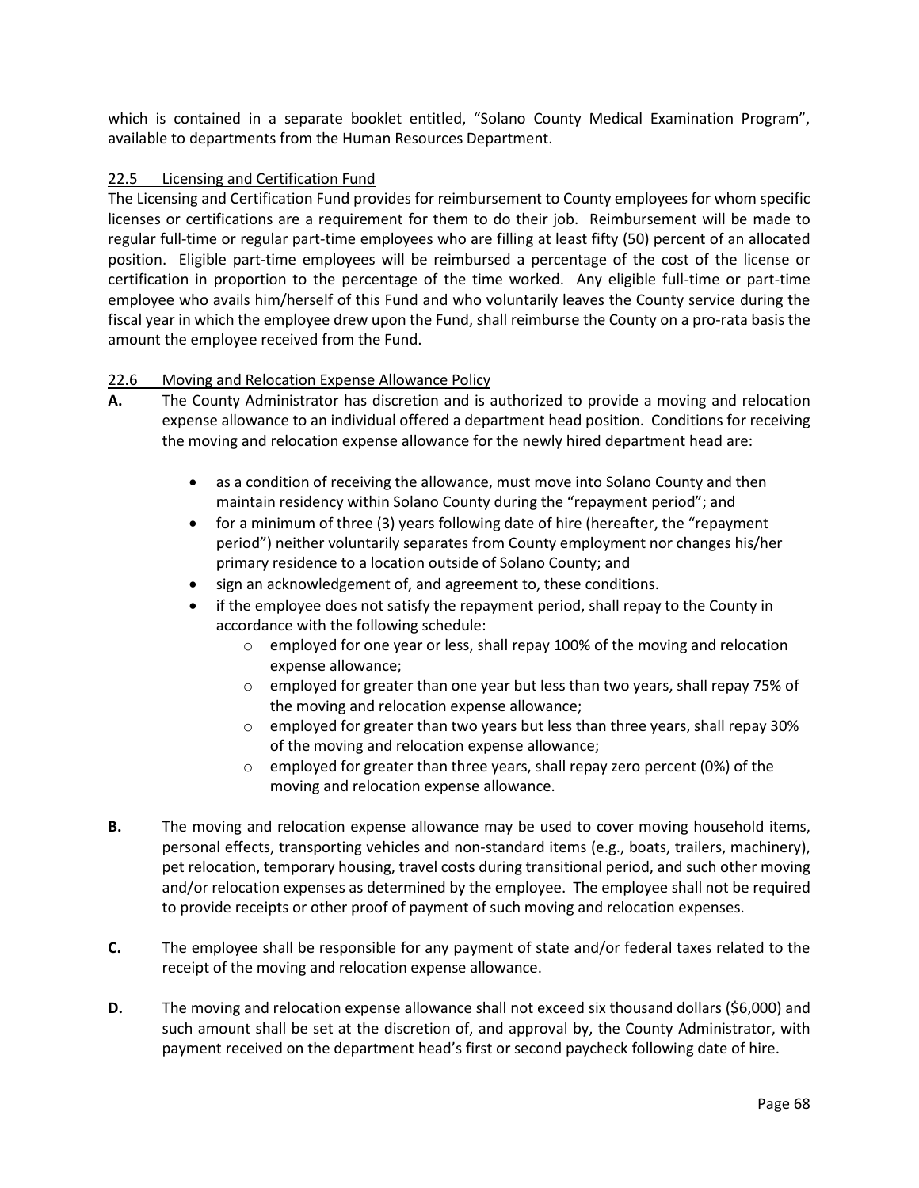which is contained in a separate booklet entitled, "Solano County Medical Examination Program", available to departments from the Human Resources Department.

### 22.5 Licensing and Certification Fund

The Licensing and Certification Fund provides for reimbursement to County employees for whom specific licenses or certifications are a requirement for them to do their job. Reimbursement will be made to regular full-time or regular part-time employees who are filling at least fifty (50) percent of an allocated position. Eligible part-time employees will be reimbursed a percentage of the cost of the license or certification in proportion to the percentage of the time worked. Any eligible full-time or part-time employee who avails him/herself of this Fund and who voluntarily leaves the County service during the fiscal year in which the employee drew upon the Fund, shall reimburse the County on a pro-rata basis the amount the employee received from the Fund.

### 22.6 Moving and Relocation Expense Allowance Policy

**A.** The County Administrator has discretion and is authorized to provide a moving and relocation expense allowance to an individual offered a department head position. Conditions for receiving the moving and relocation expense allowance for the newly hired department head are:

- as a condition of receiving the allowance, must move into Solano County and then maintain residency within Solano County during the "repayment period"; and
- for a minimum of three (3) years following date of hire (hereafter, the "repayment period") neither voluntarily separates from County employment nor changes his/her primary residence to a location outside of Solano County; and
- sign an acknowledgement of, and agreement to, these conditions.
- if the employee does not satisfy the repayment period, shall repay to the County in accordance with the following schedule:
  - employed for one year or less, shall repay 100% of the moving and relocation expense allowance;
  - employed for greater than one year but less than two years, shall repay 75% of the moving and relocation expense allowance;
  - employed for greater than two years but less than three years, shall repay 30% of the moving and relocation expense allowance;
  - employed for greater than three years, shall repay zero percent (0%) of the moving and relocation expense allowance.

**B.** The moving and relocation expense allowance may be used to cover moving household items, personal effects, transporting vehicles and non-standard items (e.g., boats, trailers, machinery), pet relocation, temporary housing, travel costs during transitional period, and such other moving and/or relocation expenses as determined by the employee. The employee shall not be required to provide receipts or other proof of payment of such moving and relocation expenses.

**C.** The employee shall be responsible for any payment of state and/or federal taxes related to the receipt of the moving and relocation expense allowance.

**D.** The moving and relocation expense allowance shall not exceed six thousand dollars ($6,000) and such amount shall be set at the discretion of, and approval by, the County Administrator, with payment received on the department head's first or second paycheck following date of hire.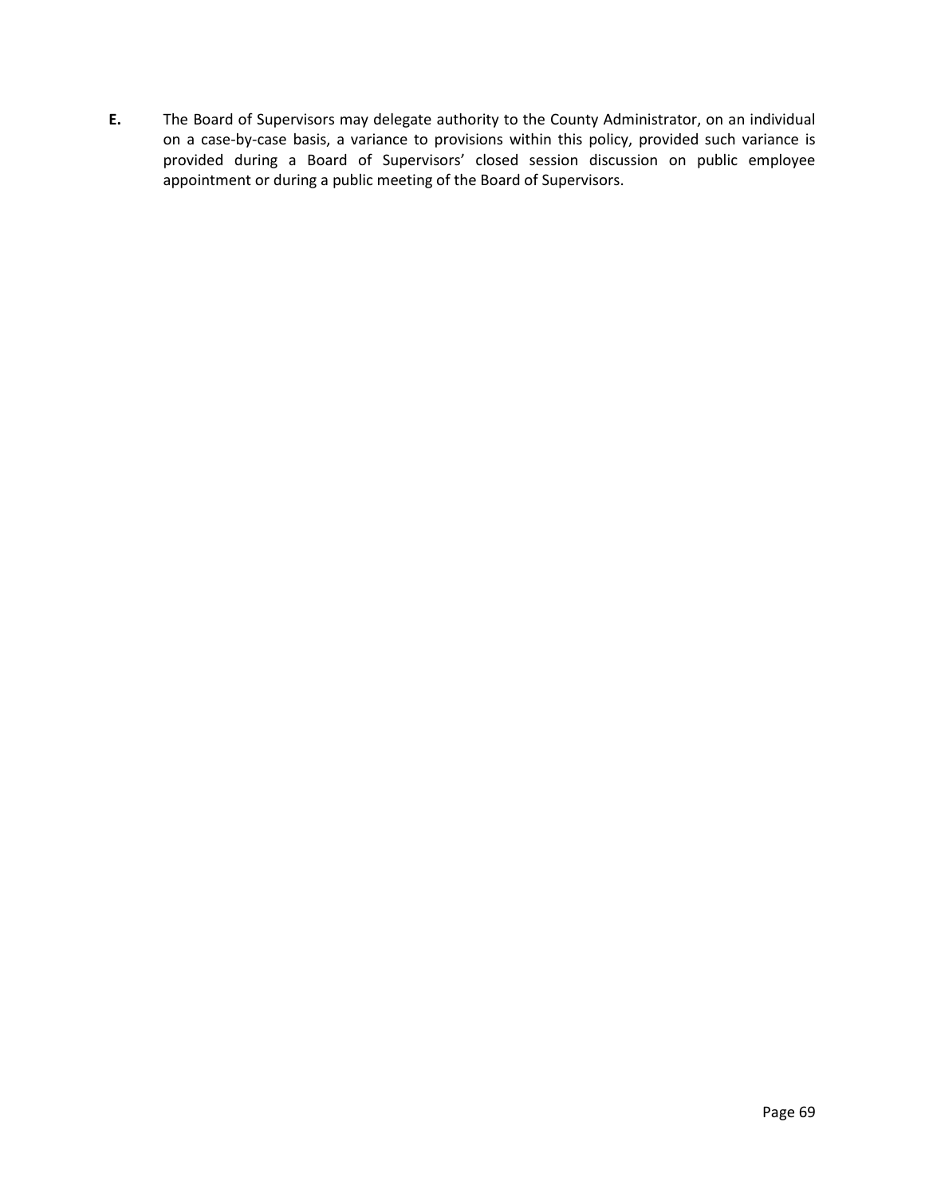**E.** The Board of Supervisors may delegate authority to the County Administrator, on an individual on a case-by-case basis, a variance to provisions within this policy, provided such variance is provided during a Board of Supervisors' closed session discussion on public employee appointment or during a public meeting of the Board of Supervisors.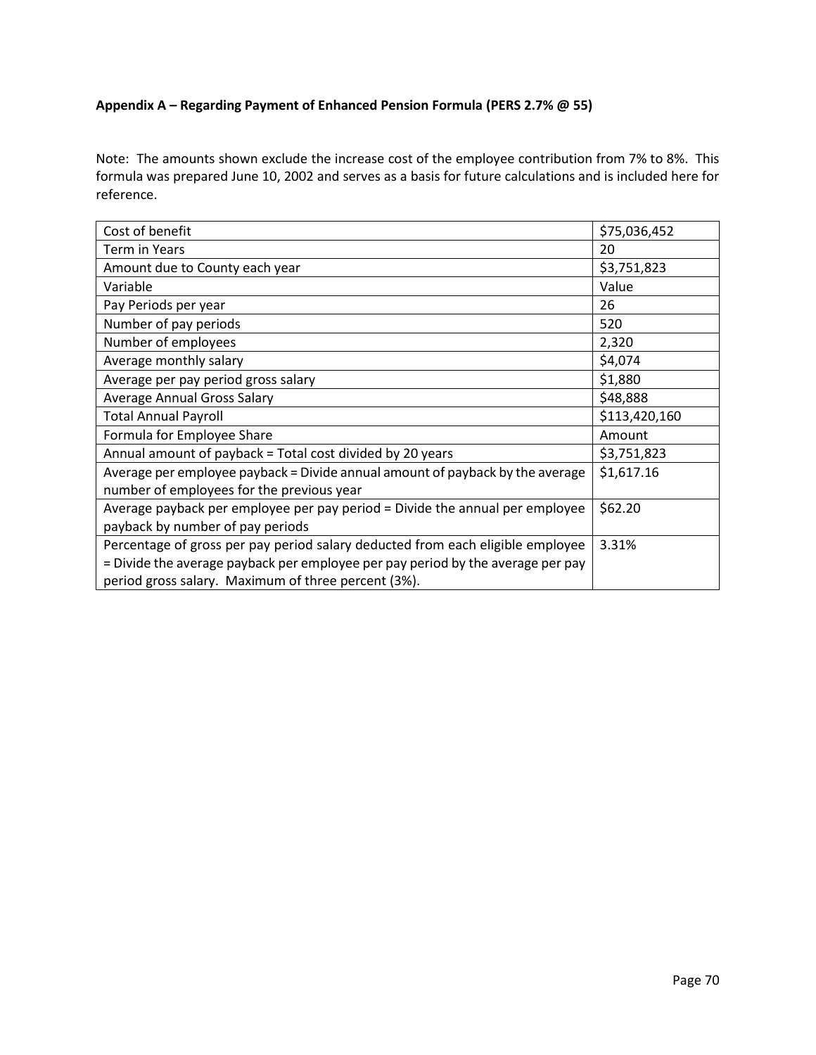**Appendix A – Regarding Payment of Enhanced Pension Formula (PERS 2.7% @ 55)**

Note: The amounts shown exclude the increase cost of the employee contribution from 7% to 8%. This formula was prepared June 10, 2002 and serves as a basis for future calculations and is included here for reference.

| Cost of benefit | $75,036,452 |
|---|---|
| Term in Years | 20 |
| Amount due to County each year | $3,751,823 |
| Variable | Value |
| Pay Periods per year | 26 |
| Number of pay periods | 520 |
| Number of employees | 2,320 |
| Average monthly salary | $4,074 |
| Average per pay period gross salary | $1,880 |
| Average Annual Gross Salary | $48,888 |
| Total Annual Payroll | $113,420,160 |
| Formula for Employee Share | Amount |
| Annual amount of payback = Total cost divided by 20 years | $3,751,823 |
| Average per employee payback = Divide annual amount of payback by the average number of employees for the previous year | $1,617.16 |
| Average payback per employee per pay period = Divide the annual per employee payback by number of pay periods | $62.20 |
| Percentage of gross per pay period salary deducted from each eligible employee = Divide the average payback per employee per pay period by the average per pay period gross salary. Maximum of three percent (3%). | 3.31% |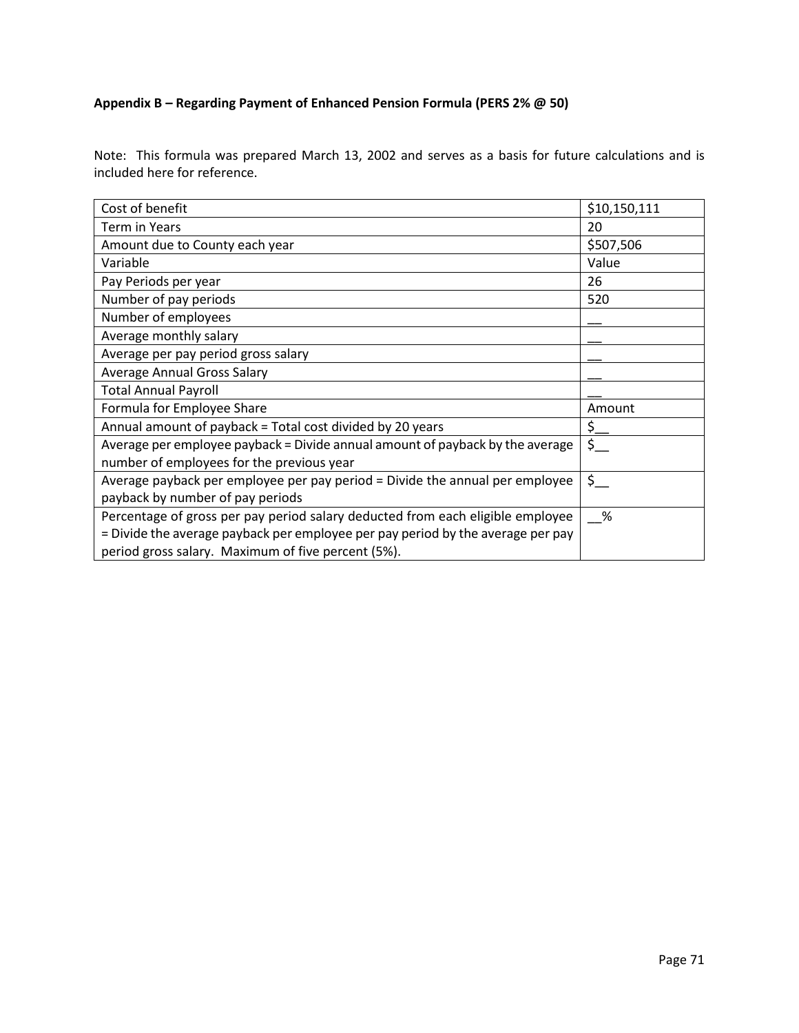**Appendix B – Regarding Payment of Enhanced Pension Formula (PERS 2% @ 50)**

Note: This formula was prepared March 13, 2002 and serves as a basis for future calculations and is included here for reference.

| Cost of benefit | $10,150,111 |
|---|---|
| Term in Years | 20 |
| Amount due to County each year | $507,506 |
| Variable | Value |
| Pay Periods per year | 26 |
| Number of pay periods | 520 |
| Number of employees | __ |
| Average monthly salary | __ |
| Average per pay period gross salary | __ |
| Average Annual Gross Salary | __ |
| Total Annual Payroll | __ |
| Formula for Employee Share | Amount |
| Annual amount of payback = Total cost divided by 20 years | $__ |
| Average per employee payback = Divide annual amount of payback by the average number of employees for the previous year | $__ |
| Average payback per employee per pay period = Divide the annual per employee payback by number of pay periods | $__ |
| Percentage of gross per pay period salary deducted from each eligible employee = Divide the average payback per employee per pay period by the average per pay period gross salary. Maximum of five percent (5%). | __% |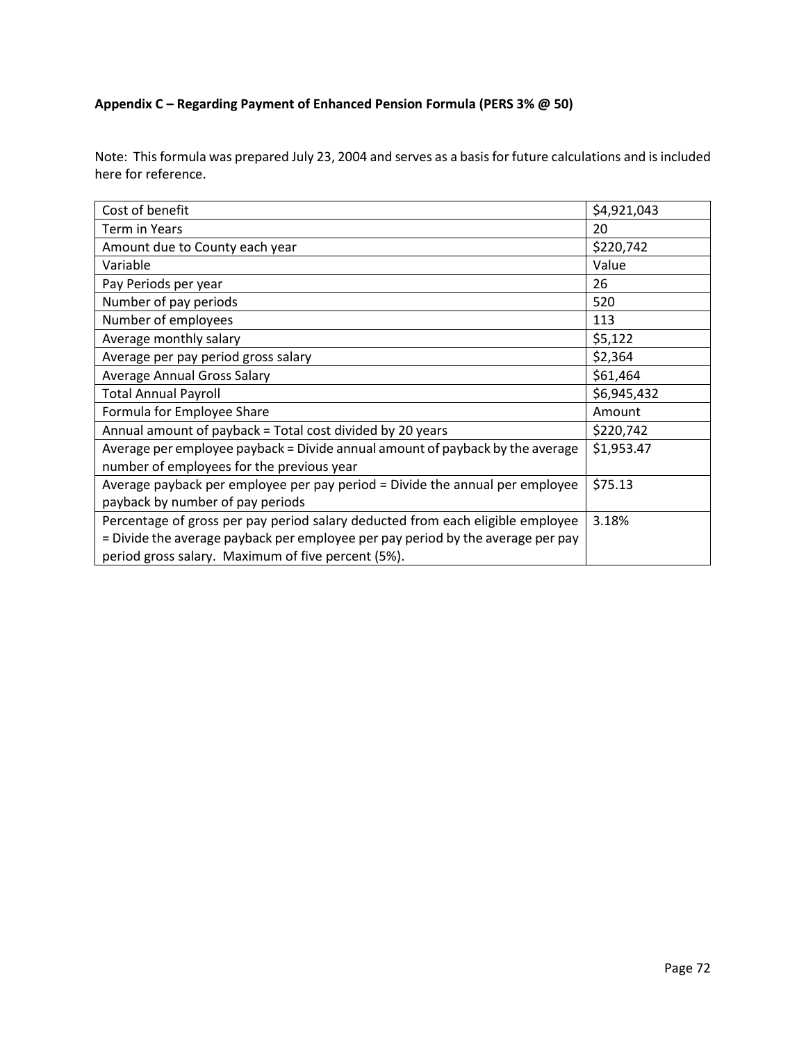**Appendix C – Regarding Payment of Enhanced Pension Formula (PERS 3% @ 50)**

Note: This formula was prepared July 23, 2004 and serves as a basis for future calculations and is included here for reference.

| Cost of benefit | $4,921,043 |
|---|---|
| Term in Years | 20 |
| Amount due to County each year | $220,742 |
| Variable | Value |
| Pay Periods per year | 26 |
| Number of pay periods | 520 |
| Number of employees | 113 |
| Average monthly salary | $5,122 |
| Average per pay period gross salary | $2,364 |
| Average Annual Gross Salary | $61,464 |
| Total Annual Payroll | $6,945,432 |
| Formula for Employee Share | Amount |
| Annual amount of payback = Total cost divided by 20 years | $220,742 |
| Average per employee payback = Divide annual amount of payback by the average number of employees for the previous year | $1,953.47 |
| Average payback per employee per pay period = Divide the annual per employee payback by number of pay periods | $75.13 |
| Percentage of gross per pay period salary deducted from each eligible employee = Divide the average payback per employee per pay period by the average per pay period gross salary. Maximum of five percent (5%). | 3.18% |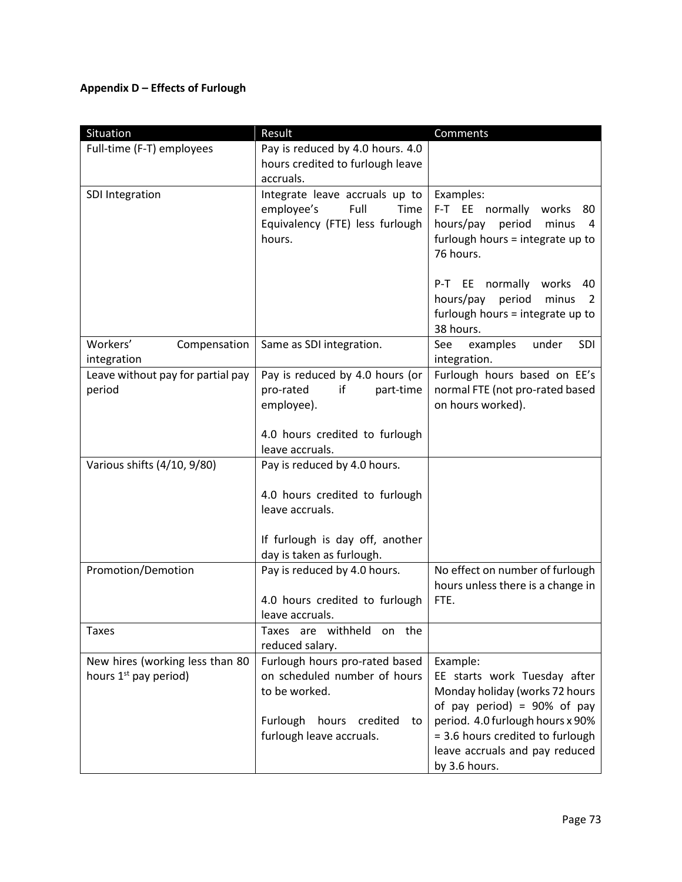**Appendix D – Effects of Furlough**

| Situation | Result | Comments |
|---|---|---|
| Full-time (F-T) employees | Pay is reduced by 4.0 hours. 4.0 hours credited to furlough leave accruals. | |
| SDI Integration | Integrate leave accruals up to employee's Full Time Equivalency (FTE) less furlough hours. | Examples:<br>F-T EE normally works 80 hours/pay period minus 4 furlough hours = integrate up to 76 hours.<br><br>P-T EE normally works 40 hours/pay period minus 2 furlough hours = integrate up to 38 hours. |
| Workers' Compensation integration | Same as SDI integration. | See examples under SDI integration. |
| Leave without pay for partial pay period | Pay is reduced by 4.0 hours (or pro-rated if part-time employee).<br><br>4.0 hours credited to furlough leave accruals. | Furlough hours based on EE's normal FTE (not pro-rated based on hours worked). |
| Various shifts (4/10, 9/80) | Pay is reduced by 4.0 hours.<br><br>4.0 hours credited to furlough leave accruals.<br><br>If furlough is day off, another day is taken as furlough. | |
| Promotion/Demotion | Pay is reduced by 4.0 hours.<br><br>4.0 hours credited to furlough leave accruals. | No effect on number of furlough hours unless there is a change in FTE. |
| Taxes | Taxes are withheld on the reduced salary. | |
| New hires (working less than 80 hours 1st pay period) | Furlough hours pro-rated based on scheduled number of hours to be worked.<br><br>Furlough hours credited to furlough leave accruals. | Example:<br>EE starts work Tuesday after Monday holiday (works 72 hours of pay period) = 90% of pay period. 4.0 furlough hours x 90% = 3.6 hours credited to furlough leave accruals and pay reduced by 3.6 hours. |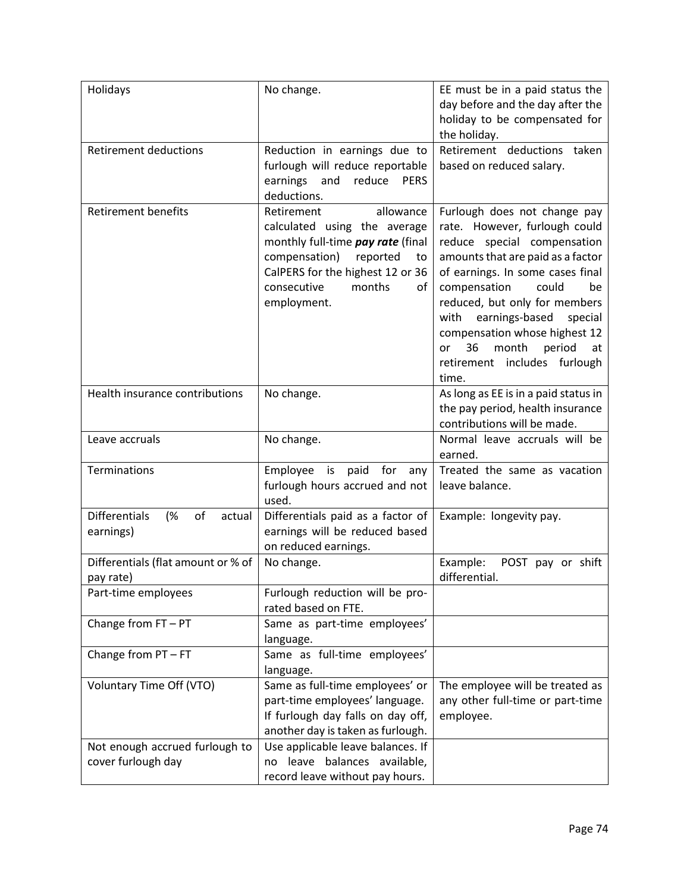| | | |
|---|---|---|
| Holidays | No change. | EE must be in a paid status the day before and the day after the holiday to be compensated for the holiday. |
| Retirement deductions | Reduction in earnings due to furlough will reduce reportable earnings and reduce PERS deductions. | Retirement deductions taken based on reduced salary. |
| Retirement benefits | Retirement allowance calculated using the average monthly full-time ***pay rate*** (final compensation) reported to CalPERS for the highest 12 or 36 consecutive months of employment. | Furlough does not change pay rate. However, furlough could reduce special compensation amounts that are paid as a factor of earnings. In some cases final compensation could be reduced, but only for members with earnings-based special compensation whose highest 12 or 36 month period at retirement includes furlough time. |
| Health insurance contributions | No change. | As long as EE is in a paid status in the pay period, health insurance contributions will be made. |
| Leave accruals | No change. | Normal leave accruals will be earned. |
| Terminations | Employee is paid for any furlough hours accrued and not used. | Treated the same as vacation leave balance. |
| Differentials (% of actual earnings) | Differentials paid as a factor of earnings will be reduced based on reduced earnings. | Example: longevity pay. |
| Differentials (flat amount or % of pay rate) | No change. | Example: POST pay or shift differential. |
| Part-time employees | Furlough reduction will be pro-rated based on FTE. | |
| Change from FT – PT | Same as part-time employees' language. | |
| Change from PT – FT | Same as full-time employees' language. | |
| Voluntary Time Off (VTO) | Same as full-time employees' or part-time employees' language. If furlough day falls on day off, another day is taken as furlough. | The employee will be treated as any other full-time or part-time employee. |
| Not enough accrued furlough to cover furlough day | Use applicable leave balances. If no leave balances available, record leave without pay hours. | |